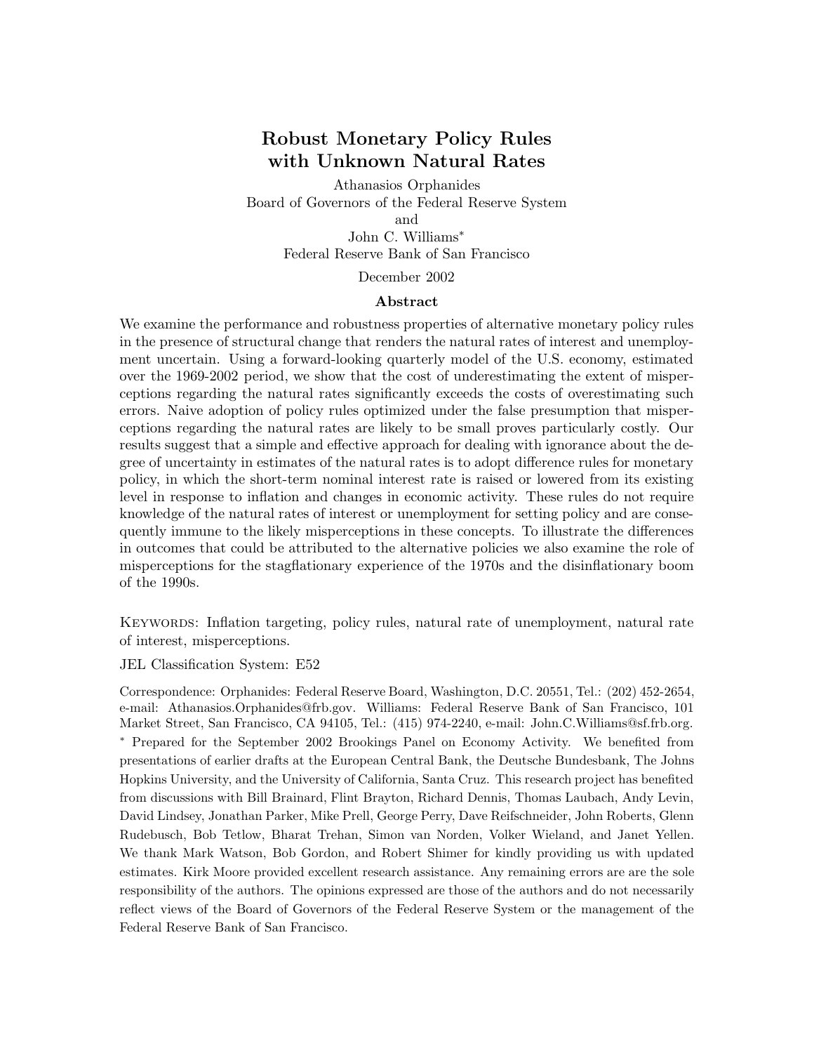# Robust Monetary Policy Rules with Unknown Natural Rates

Athanasios Orphanides
Board of Governors of the Federal Reserve System
and
John C. Williams*
Federal Reserve Bank of San Francisco

December 2002

## Abstract

We examine the performance and robustness properties of alternative monetary policy rules in the presence of structural change that renders the natural rates of interest and unemployment uncertain. Using a forward-looking quarterly model of the U.S. economy, estimated over the 1969-2002 period, we show that the cost of underestimating the extent of misperceptions regarding the natural rates significantly exceeds the costs of overestimating such errors. Naive adoption of policy rules optimized under the false presumption that misperceptions regarding the natural rates are likely to be small proves particularly costly. Our results suggest that a simple and effective approach for dealing with ignorance about the degree of uncertainty in estimates of the natural rates is to adopt difference rules for monetary policy, in which the short-term nominal interest rate is raised or lowered from its existing level in response to inflation and changes in economic activity. These rules do not require knowledge of the natural rates of interest or unemployment for setting policy and are consequently immune to the likely misperceptions in these concepts. To illustrate the differences in outcomes that could be attributed to the alternative policies we also examine the role of misperceptions for the stagflationary experience of the 1970s and the disinflationary boom of the 1990s.

KEYWORDS: Inflation targeting, policy rules, natural rate of unemployment, natural rate of interest, misperceptions.

JEL Classification System: E52

Correspondence: Orphanides: Federal Reserve Board, Washington, D.C. 20551, Tel.: (202) 452-2654, e-mail: Athanasios.Orphanides@frb.gov. Williams: Federal Reserve Bank of San Francisco, 101 Market Street, San Francisco, CA 94105, Tel.: (415) 974-2240, e-mail: John.C.Williams@sf.frb.org.

* Prepared for the September 2002 Brookings Panel on Economy Activity. We benefited from presentations of earlier drafts at the European Central Bank, the Deutsche Bundesbank, The Johns Hopkins University, and the University of California, Santa Cruz. This research project has benefited from discussions with Bill Brainard, Flint Brayton, Richard Dennis, Thomas Laubach, Andy Levin, David Lindsey, Jonathan Parker, Mike Prell, George Perry, Dave Reifschneider, John Roberts, Glenn Rudebusch, Bob Tetlow, Bharat Trehan, Simon van Norden, Volker Wieland, and Janet Yellen. We thank Mark Watson, Bob Gordon, and Robert Shimer for kindly providing us with updated estimates. Kirk Moore provided excellent research assistance. Any remaining errors are are the sole responsibility of the authors. The opinions expressed are those of the authors and do not necessarily reflect views of the Board of Governors of the Federal Reserve System or the management of the Federal Reserve Bank of San Francisco.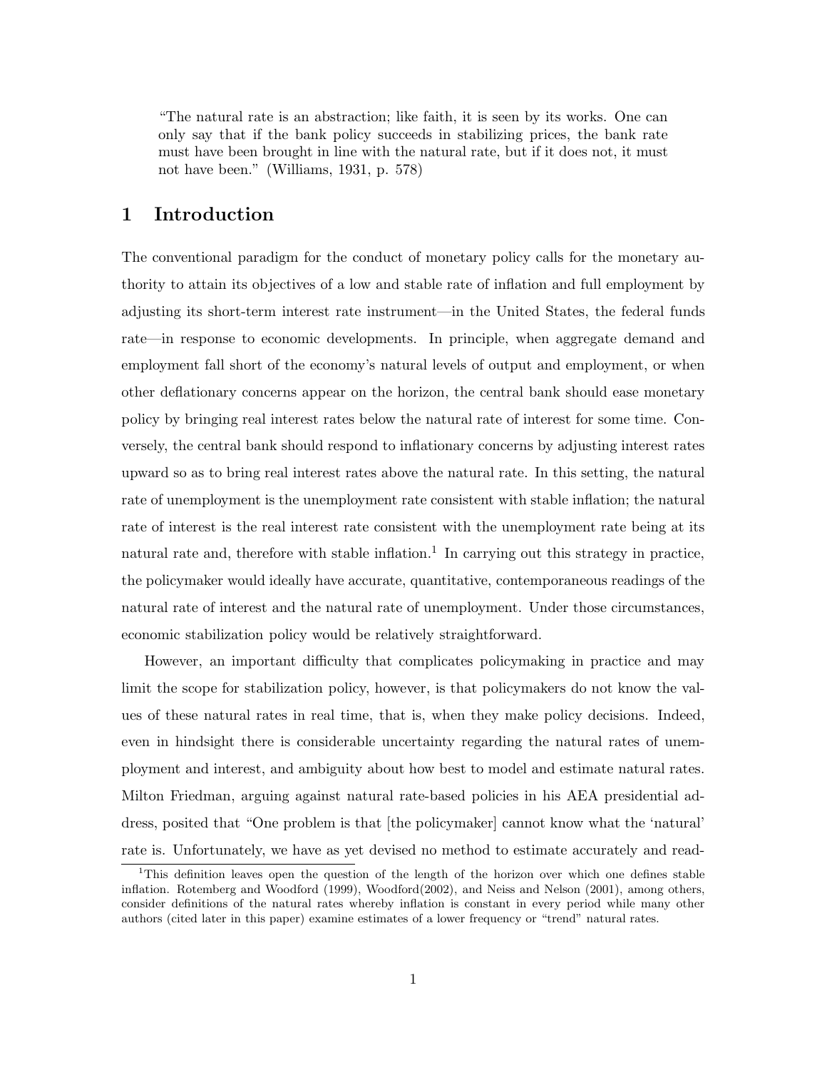> "The natural rate is an abstraction; like faith, it is seen by its works. One can only say that if the bank policy succeeds in stabilizing prices, the bank rate must have been brought in line with the natural rate, but if it does not, it must not have been." (Williams, 1931, p. 578)

# 1 Introduction

The conventional paradigm for the conduct of monetary policy calls for the monetary authority to attain its objectives of a low and stable rate of inflation and full employment by adjusting its short-term interest rate instrument—in the United States, the federal funds rate—in response to economic developments. In principle, when aggregate demand and employment fall short of the economy's natural levels of output and employment, or when other deflationary concerns appear on the horizon, the central bank should ease monetary policy by bringing real interest rates below the natural rate of interest for some time. Conversely, the central bank should respond to inflationary concerns by adjusting interest rates upward so as to bring real interest rates above the natural rate. In this setting, the natural rate of unemployment is the unemployment rate consistent with stable inflation; the natural rate of interest is the real interest rate consistent with the unemployment rate being at its natural rate and, therefore with stable inflation.[1] In carrying out this strategy in practice, the policymaker would ideally have accurate, quantitative, contemporaneous readings of the natural rate of interest and the natural rate of unemployment. Under those circumstances, economic stabilization policy would be relatively straightforward.

However, an important difficulty that complicates policymaking in practice and may limit the scope for stabilization policy, however, is that policymakers do not know the values of these natural rates in real time, that is, when they make policy decisions. Indeed, even in hindsight there is considerable uncertainty regarding the natural rates of unemployment and interest, and ambiguity about how best to model and estimate natural rates. Milton Friedman, arguing against natural rate-based policies in his AEA presidential address, posited that "One problem is that [the policymaker] cannot know what the 'natural' rate is. Unfortunately, we have as yet devised no method to estimate accurately and read-

[1] This definition leaves open the question of the length of the horizon over which one defines stable inflation. Rotemberg and Woodford (1999), Woodford(2002), and Neiss and Nelson (2001), among others, consider definitions of the natural rates whereby inflation is constant in every period while many other authors (cited later in this paper) examine estimates of a lower frequency or "trend" natural rates.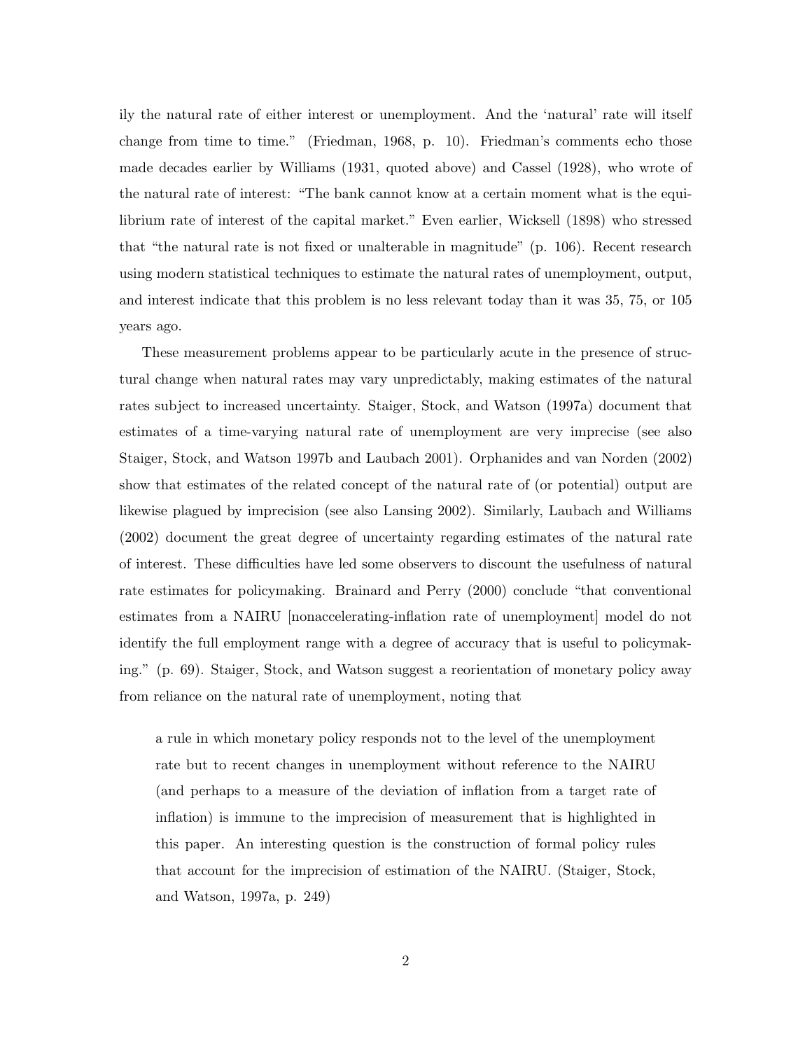ily the natural rate of either interest or unemployment. And the 'natural' rate will itself change from time to time." (Friedman, 1968, p. 10). Friedman's comments echo those made decades earlier by Williams (1931, quoted above) and Cassel (1928), who wrote of the natural rate of interest: "The bank cannot know at a certain moment what is the equilibrium rate of interest of the capital market." Even earlier, Wicksell (1898) who stressed that "the natural rate is not fixed or unalterable in magnitude" (p. 106). Recent research using modern statistical techniques to estimate the natural rates of unemployment, output, and interest indicate that this problem is no less relevant today than it was 35, 75, or 105 years ago.

These measurement problems appear to be particularly acute in the presence of structural change when natural rates may vary unpredictably, making estimates of the natural rates subject to increased uncertainty. Staiger, Stock, and Watson (1997a) document that estimates of a time-varying natural rate of unemployment are very imprecise (see also Staiger, Stock, and Watson 1997b and Laubach 2001). Orphanides and van Norden (2002) show that estimates of the related concept of the natural rate of (or potential) output are likewise plagued by imprecision (see also Lansing 2002). Similarly, Laubach and Williams (2002) document the great degree of uncertainty regarding estimates of the natural rate of interest. These difficulties have led some observers to discount the usefulness of natural rate estimates for policymaking. Brainard and Perry (2000) conclude "that conventional estimates from a NAIRU [nonaccelerating-inflation rate of unemployment] model do not identify the full employment range with a degree of accuracy that is useful to policymaking." (p. 69). Staiger, Stock, and Watson suggest a reorientation of monetary policy away from reliance on the natural rate of unemployment, noting that

> a rule in which monetary policy responds not to the level of the unemployment rate but to recent changes in unemployment without reference to the NAIRU (and perhaps to a measure of the deviation of inflation from a target rate of inflation) is immune to the imprecision of measurement that is highlighted in this paper. An interesting question is the construction of formal policy rules that account for the imprecision of estimation of the NAIRU. (Staiger, Stock, and Watson, 1997a, p. 249)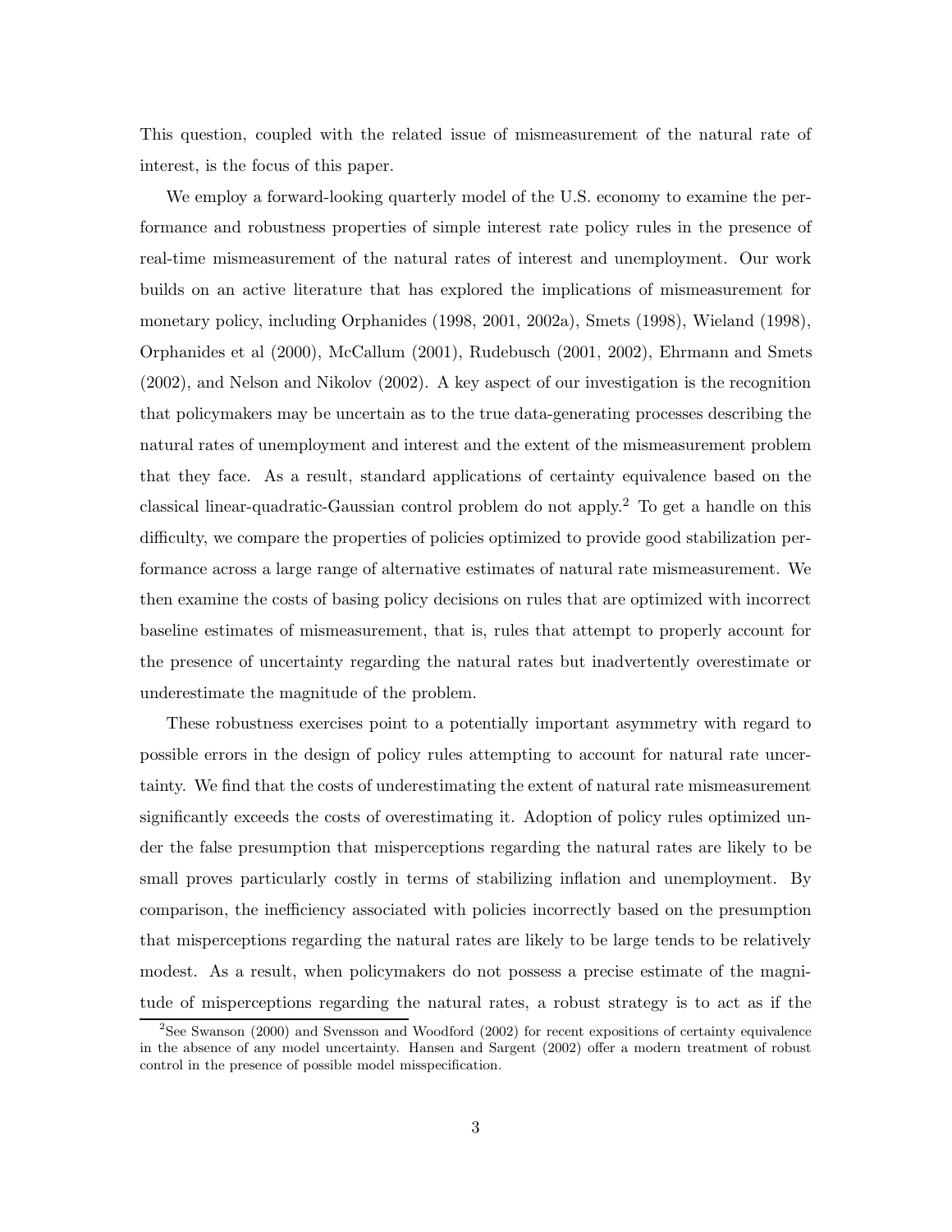This question, coupled with the related issue of mismeasurement of the natural rate of interest, is the focus of this paper.

We employ a forward-looking quarterly model of the U.S. economy to examine the performance and robustness properties of simple interest rate policy rules in the presence of real-time mismeasurement of the natural rates of interest and unemployment. Our work builds on an active literature that has explored the implications of mismeasurement for monetary policy, including Orphanides (1998, 2001, 2002a), Smets (1998), Wieland (1998), Orphanides et al (2000), McCallum (2001), Rudebusch (2001, 2002), Ehrmann and Smets (2002), and Nelson and Nikolov (2002). A key aspect of our investigation is the recognition that policymakers may be uncertain as to the true data-generating processes describing the natural rates of unemployment and interest and the extent of the mismeasurement problem that they face. As a result, standard applications of certainty equivalence based on the classical linear-quadratic-Gaussian control problem do not apply.[2] To get a handle on this difficulty, we compare the properties of policies optimized to provide good stabilization performance across a large range of alternative estimates of natural rate mismeasurement. We then examine the costs of basing policy decisions on rules that are optimized with incorrect baseline estimates of mismeasurement, that is, rules that attempt to properly account for the presence of uncertainty regarding the natural rates but inadvertently overestimate or underestimate the magnitude of the problem.

These robustness exercises point to a potentially important asymmetry with regard to possible errors in the design of policy rules attempting to account for natural rate uncertainty. We find that the costs of underestimating the extent of natural rate mismeasurement significantly exceeds the costs of overestimating it. Adoption of policy rules optimized under the false presumption that misperceptions regarding the natural rates are likely to be small proves particularly costly in terms of stabilizing inflation and unemployment. By comparison, the inefficiency associated with policies incorrectly based on the presumption that misperceptions regarding the natural rates are likely to be large tends to be relatively modest. As a result, when policymakers do not possess a precise estimate of the magnitude of misperceptions regarding the natural rates, a robust strategy is to act as if the

[2] See Swanson (2000) and Svensson and Woodford (2002) for recent expositions of certainty equivalence in the absence of any model uncertainty. Hansen and Sargent (2002) offer a modern treatment of robust control in the presence of possible model misspecification.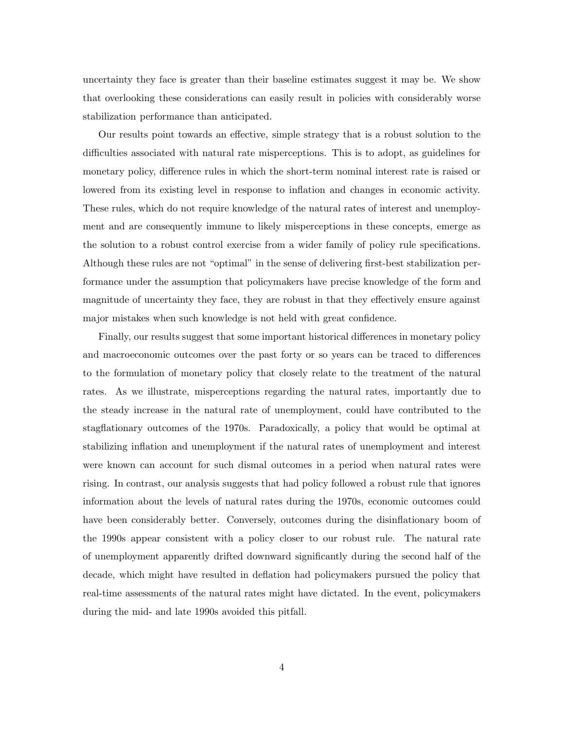uncertainty they face is greater than their baseline estimates suggest it may be. We show that overlooking these considerations can easily result in policies with considerably worse stabilization performance than anticipated.

Our results point towards an effective, simple strategy that is a robust solution to the difficulties associated with natural rate misperceptions. This is to adopt, as guidelines for monetary policy, difference rules in which the short-term nominal interest rate is raised or lowered from its existing level in response to inflation and changes in economic activity. These rules, which do not require knowledge of the natural rates of interest and unemployment and are consequently immune to likely misperceptions in these concepts, emerge as the solution to a robust control exercise from a wider family of policy rule specifications. Although these rules are not "optimal" in the sense of delivering first-best stabilization performance under the assumption that policymakers have precise knowledge of the form and magnitude of uncertainty they face, they are robust in that they effectively ensure against major mistakes when such knowledge is not held with great confidence.

Finally, our results suggest that some important historical differences in monetary policy and macroeconomic outcomes over the past forty or so years can be traced to differences to the formulation of monetary policy that closely relate to the treatment of the natural rates. As we illustrate, misperceptions regarding the natural rates, importantly due to the steady increase in the natural rate of unemployment, could have contributed to the stagflationary outcomes of the 1970s. Paradoxically, a policy that would be optimal at stabilizing inflation and unemployment if the natural rates of unemployment and interest were known can account for such dismal outcomes in a period when natural rates were rising. In contrast, our analysis suggests that had policy followed a robust rule that ignores information about the levels of natural rates during the 1970s, economic outcomes could have been considerably better. Conversely, outcomes during the disinflationary boom of the 1990s appear consistent with a policy closer to our robust rule. The natural rate of unemployment apparently drifted downward significantly during the second half of the decade, which might have resulted in deflation had policymakers pursued the policy that real-time assessments of the natural rates might have dictated. In the event, policymakers during the mid- and late 1990s avoided this pitfall.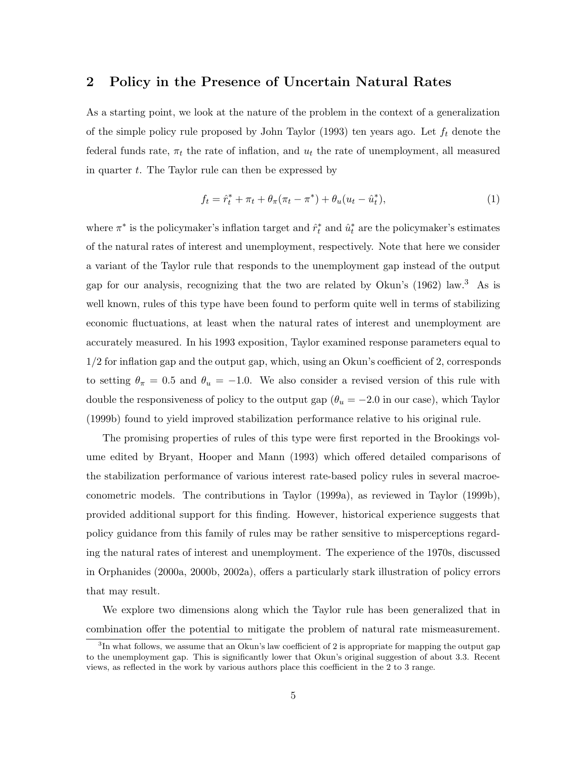## 2 Policy in the Presence of Uncertain Natural Rates

As a starting point, we look at the nature of the problem in the context of a generalization of the simple policy rule proposed by John Taylor (1993) ten years ago. Let $f_t$ denote the federal funds rate, $\pi_t$ the rate of inflation, and $u_t$ the rate of unemployment, all measured in quarter $t$. The Taylor rule can then be expressed by

$$f_t = \hat{r}_t^* + \pi_t + \theta_\pi(\pi_t - \pi^*) + \theta_u(u_t - \hat{u}_t^*), \tag{1}$$

where $\pi^*$ is the policymaker's inflation target and $\hat{r}_t^*$ and $\hat{u}_t^*$ are the policymaker's estimates of the natural rates of interest and unemployment, respectively. Note that here we consider a variant of the Taylor rule that responds to the unemployment gap instead of the output gap for our analysis, recognizing that the two are related by Okun's (1962) law.[3] As is well known, rules of this type have been found to perform quite well in terms of stabilizing economic fluctuations, at least when the natural rates of interest and unemployment are accurately measured. In his 1993 exposition, Taylor examined response parameters equal to 1/2 for inflation gap and the output gap, which, using an Okun's coefficient of 2, corresponds to setting $\theta_\pi = 0.5$ and $\theta_u = -1.0$. We also consider a revised version of this rule with double the responsiveness of policy to the output gap ($\theta_u = -2.0$ in our case), which Taylor (1999b) found to yield improved stabilization performance relative to his original rule.

The promising properties of rules of this type were first reported in the Brookings volume edited by Bryant, Hooper and Mann (1993) which offered detailed comparisons of the stabilization performance of various interest rate-based policy rules in several macroeconometric models. The contributions in Taylor (1999a), as reviewed in Taylor (1999b), provided additional support for this finding. However, historical experience suggests that policy guidance from this family of rules may be rather sensitive to misperceptions regarding the natural rates of interest and unemployment. The experience of the 1970s, discussed in Orphanides (2000a, 2000b, 2002a), offers a particularly stark illustration of policy errors that may result.

We explore two dimensions along which the Taylor rule has been generalized that in combination offer the potential to mitigate the problem of natural rate mismeasurement.

[3] In what follows, we assume that an Okun's law coefficient of 2 is appropriate for mapping the output gap to the unemployment gap. This is significantly lower that Okun's original suggestion of about 3.3. Recent views, as reflected in the work by various authors place this coefficient in the 2 to 3 range.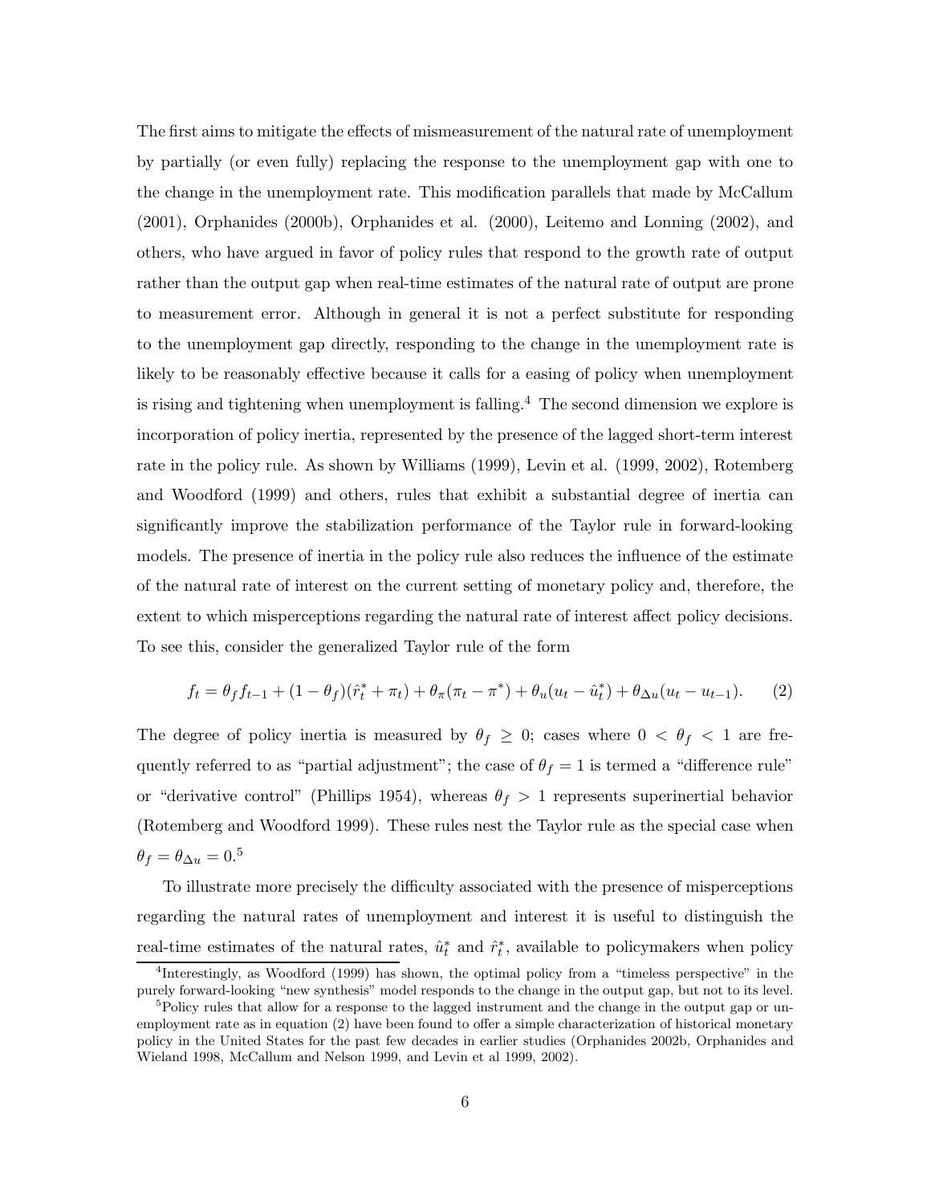The first aims to mitigate the effects of mismeasurement of the natural rate of unemployment by partially (or even fully) replacing the response to the unemployment gap with one to the change in the unemployment rate. This modification parallels that made by McCallum (2001), Orphanides (2000b), Orphanides et al. (2000), Leitemo and Lonning (2002), and others, who have argued in favor of policy rules that respond to the growth rate of output rather than the output gap when real-time estimates of the natural rate of output are prone to measurement error. Although in general it is not a perfect substitute for responding to the unemployment gap directly, responding to the change in the unemployment rate is likely to be reasonably effective because it calls for a easing of policy when unemployment is rising and tightening when unemployment is falling.[4] The second dimension we explore is incorporation of policy inertia, represented by the presence of the lagged short-term interest rate in the policy rule. As shown by Williams (1999), Levin et al. (1999, 2002), Rotemberg and Woodford (1999) and others, rules that exhibit a substantial degree of inertia can significantly improve the stabilization performance of the Taylor rule in forward-looking models. The presence of inertia in the policy rule also reduces the influence of the estimate of the natural rate of interest on the current setting of monetary policy and, therefore, the extent to which misperceptions regarding the natural rate of interest affect policy decisions. To see this, consider the generalized Taylor rule of the form

$$f_t = \theta_f f_{t-1} + (1 - \theta_f)(\hat{r}_t^* + \pi_t) + \theta_\pi(\pi_t - \pi^*) + \theta_u(u_t - \hat{u}_t^*) + \theta_{\Delta u}(u_t - u_{t-1}). \qquad (2)$$

The degree of policy inertia is measured by $\theta_f \geq 0$; cases where $0 < \theta_f < 1$ are frequently referred to as "partial adjustment"; the case of $\theta_f = 1$ is termed a "difference rule" or "derivative control" (Phillips 1954), whereas $\theta_f > 1$ represents superinertial behavior (Rotemberg and Woodford 1999). These rules nest the Taylor rule as the special case when $\theta_f = \theta_{\Delta u} = 0$.[5]

To illustrate more precisely the difficulty associated with the presence of misperceptions regarding the natural rates of unemployment and interest it is useful to distinguish the real-time estimates of the natural rates, $\hat{u}_t^*$ and $\hat{r}_t^*$, available to policymakers when policy

[4] Interestingly, as Woodford (1999) has shown, the optimal policy from a "timeless perspective" in the purely forward-looking "new synthesis" model responds to the change in the output gap, but not to its level.

[5] Policy rules that allow for a response to the lagged instrument and the change in the output gap or unemployment rate as in equation (2) have been found to offer a simple characterization of historical monetary policy in the United States for the past few decades in earlier studies (Orphanides 2002b, Orphanides and Wieland 1998, McCallum and Nelson 1999, and Levin et al 1999, 2002).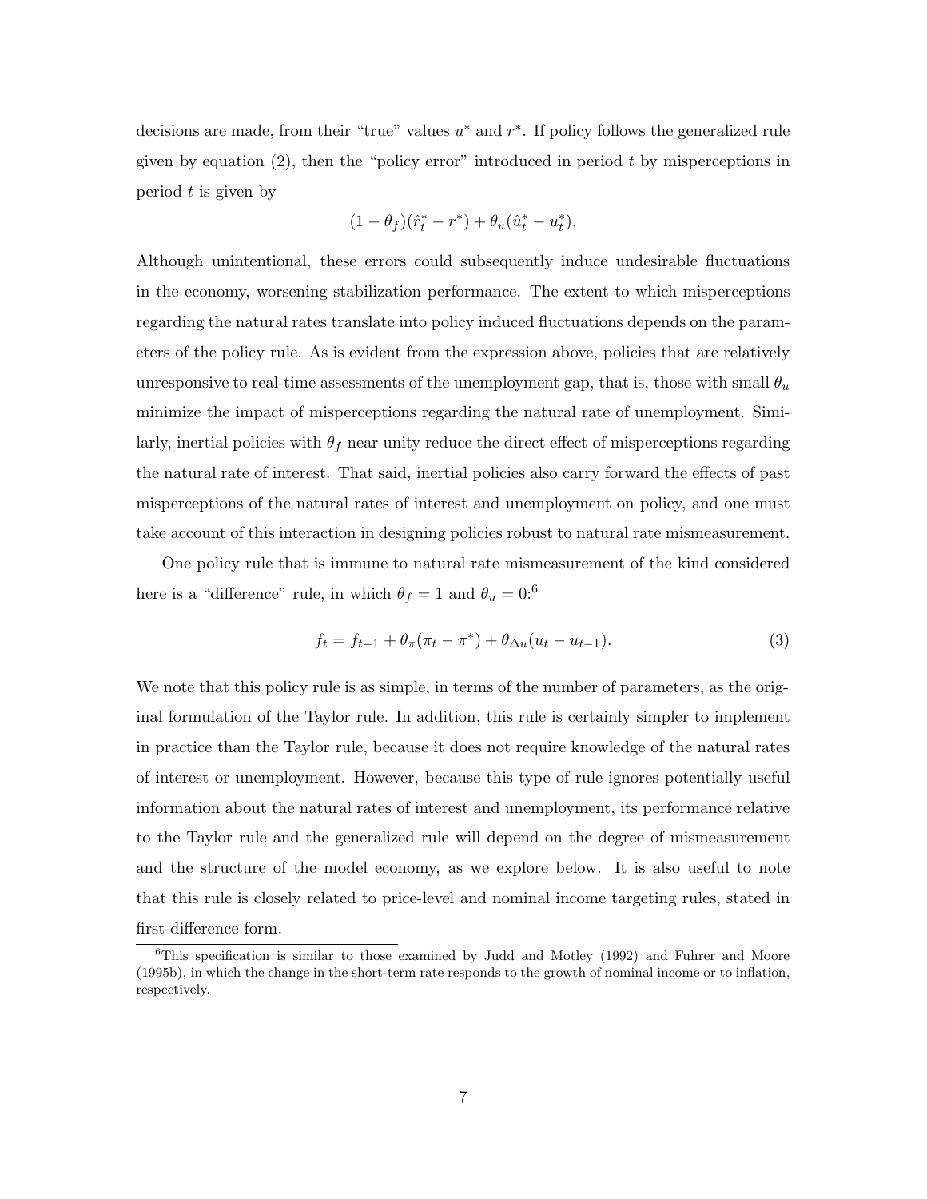decisions are made, from their "true" values $u^*$ and $r^*$. If policy follows the generalized rule given by equation (2), then the "policy error" introduced in period $t$ by misperceptions in period $t$ is given by

$$(1-\theta_f)(\hat{r}^*_t - r^*) + \theta_u(\hat{u}^*_t - u^*_t).$$

Although unintentional, these errors could subsequently induce undesirable fluctuations in the economy, worsening stabilization performance. The extent to which misperceptions regarding the natural rates translate into policy induced fluctuations depends on the parameters of the policy rule. As is evident from the expression above, policies that are relatively unresponsive to real-time assessments of the unemployment gap, that is, those with small $\theta_u$ minimize the impact of misperceptions regarding the natural rate of unemployment. Similarly, inertial policies with $\theta_f$ near unity reduce the direct effect of misperceptions regarding the natural rate of interest. That said, inertial policies also carry forward the effects of past misperceptions of the natural rates of interest and unemployment on policy, and one must take account of this interaction in designing policies robust to natural rate mismeasurement.

One policy rule that is immune to natural rate mismeasurement of the kind considered here is a "difference" rule, in which $\theta_f = 1$ and $\theta_u = 0$:[6]

$$f_t = f_{t-1} + \theta_\pi(\pi_t - \pi^*) + \theta_{\Delta u}(u_t - u_{t-1}). \tag{3}$$

We note that this policy rule is as simple, in terms of the number of parameters, as the original formulation of the Taylor rule. In addition, this rule is certainly simpler to implement in practice than the Taylor rule, because it does not require knowledge of the natural rates of interest or unemployment. However, because this type of rule ignores potentially useful information about the natural rates of interest and unemployment, its performance relative to the Taylor rule and the generalized rule will depend on the degree of mismeasurement and the structure of the model economy, as we explore below. It is also useful to note that this rule is closely related to price-level and nominal income targeting rules, stated in first-difference form.

[6] This specification is similar to those examined by Judd and Motley (1992) and Fuhrer and Moore (1995b), in which the change in the short-term rate responds to the growth of nominal income or to inflation, respectively.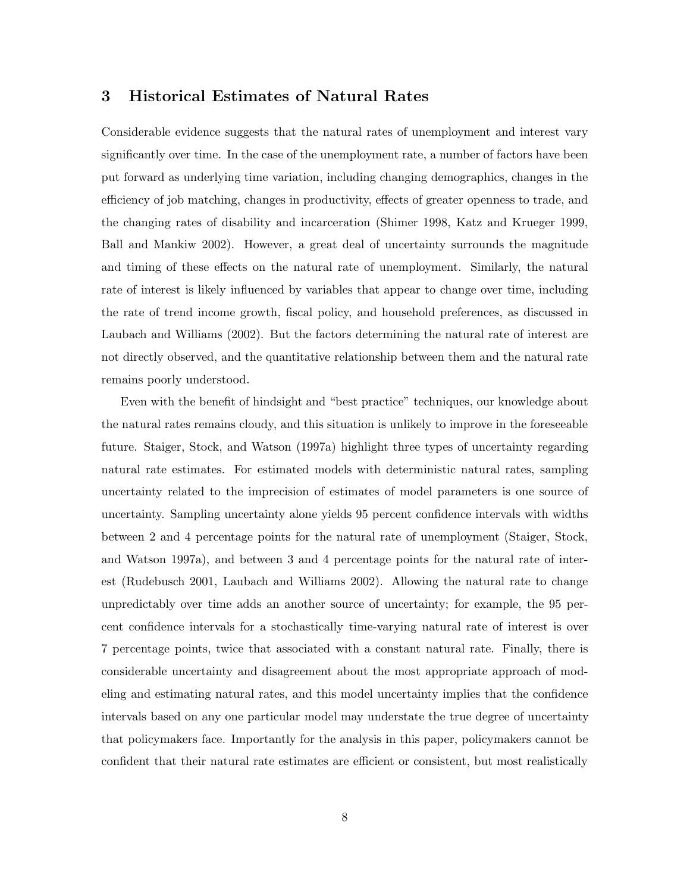## 3 Historical Estimates of Natural Rates

Considerable evidence suggests that the natural rates of unemployment and interest vary significantly over time. In the case of the unemployment rate, a number of factors have been put forward as underlying time variation, including changing demographics, changes in the efficiency of job matching, changes in productivity, effects of greater openness to trade, and the changing rates of disability and incarceration (Shimer 1998, Katz and Krueger 1999, Ball and Mankiw 2002). However, a great deal of uncertainty surrounds the magnitude and timing of these effects on the natural rate of unemployment. Similarly, the natural rate of interest is likely influenced by variables that appear to change over time, including the rate of trend income growth, fiscal policy, and household preferences, as discussed in Laubach and Williams (2002). But the factors determining the natural rate of interest are not directly observed, and the quantitative relationship between them and the natural rate remains poorly understood.

Even with the benefit of hindsight and "best practice" techniques, our knowledge about the natural rates remains cloudy, and this situation is unlikely to improve in the foreseeable future. Staiger, Stock, and Watson (1997a) highlight three types of uncertainty regarding natural rate estimates. For estimated models with deterministic natural rates, sampling uncertainty related to the imprecision of estimates of model parameters is one source of uncertainty. Sampling uncertainty alone yields 95 percent confidence intervals with widths between 2 and 4 percentage points for the natural rate of unemployment (Staiger, Stock, and Watson 1997a), and between 3 and 4 percentage points for the natural rate of interest (Rudebusch 2001, Laubach and Williams 2002). Allowing the natural rate to change unpredictably over time adds an another source of uncertainty; for example, the 95 percent confidence intervals for a stochastically time-varying natural rate of interest is over 7 percentage points, twice that associated with a constant natural rate. Finally, there is considerable uncertainty and disagreement about the most appropriate approach of modeling and estimating natural rates, and this model uncertainty implies that the confidence intervals based on any one particular model may understate the true degree of uncertainty that policymakers face. Importantly for the analysis in this paper, policymakers cannot be confident that their natural rate estimates are efficient or consistent, but most realistically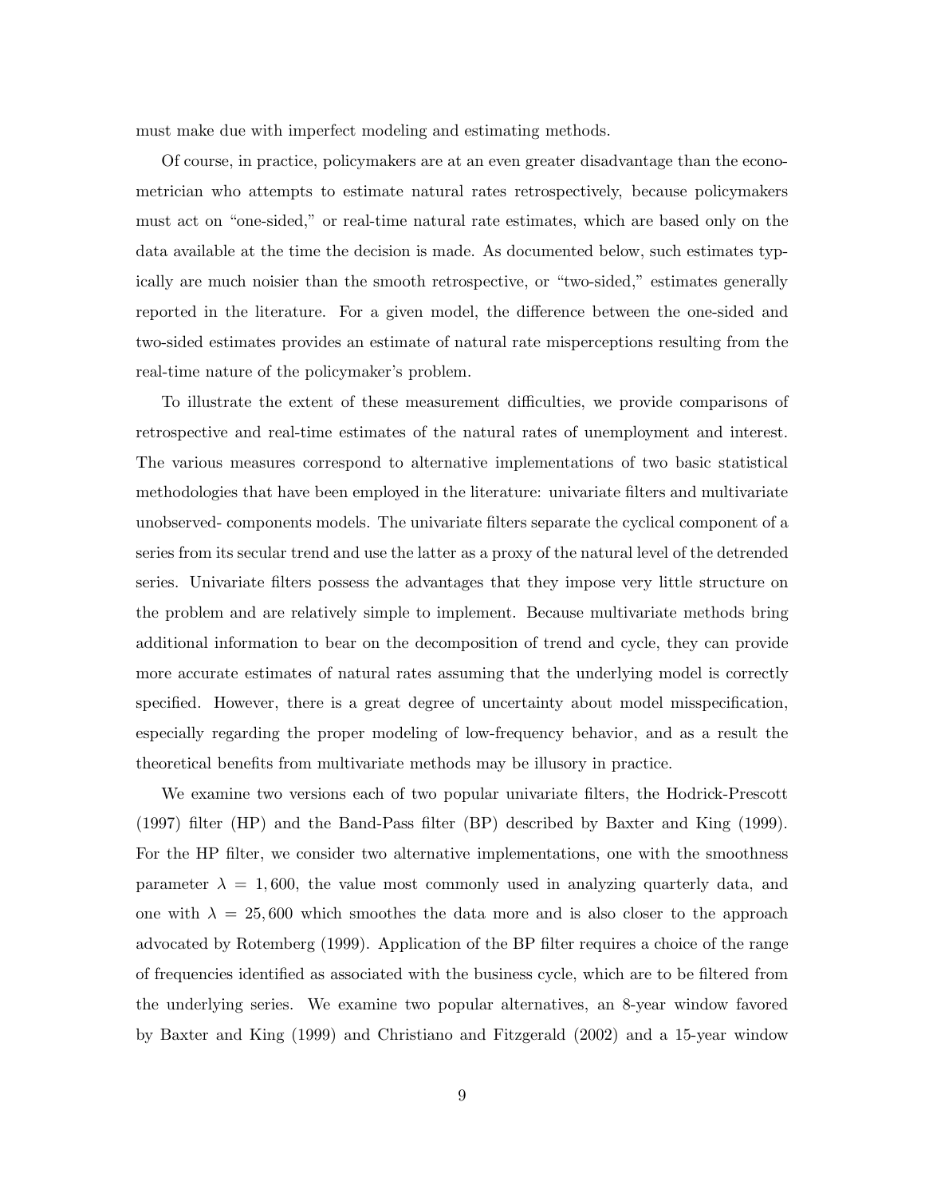must make due with imperfect modeling and estimating methods.

Of course, in practice, policymakers are at an even greater disadvantage than the econometrician who attempts to estimate natural rates retrospectively, because policymakers must act on "one-sided," or real-time natural rate estimates, which are based only on the data available at the time the decision is made. As documented below, such estimates typically are much noisier than the smooth retrospective, or "two-sided," estimates generally reported in the literature. For a given model, the difference between the one-sided and two-sided estimates provides an estimate of natural rate misperceptions resulting from the real-time nature of the policymaker's problem.

To illustrate the extent of these measurement difficulties, we provide comparisons of retrospective and real-time estimates of the natural rates of unemployment and interest. The various measures correspond to alternative implementations of two basic statistical methodologies that have been employed in the literature: univariate filters and multivariate unobserved- components models. The univariate filters separate the cyclical component of a series from its secular trend and use the latter as a proxy of the natural level of the detrended series. Univariate filters possess the advantages that they impose very little structure on the problem and are relatively simple to implement. Because multivariate methods bring additional information to bear on the decomposition of trend and cycle, they can provide more accurate estimates of natural rates assuming that the underlying model is correctly specified. However, there is a great degree of uncertainty about model misspecification, especially regarding the proper modeling of low-frequency behavior, and as a result the theoretical benefits from multivariate methods may be illusory in practice.

We examine two versions each of two popular univariate filters, the Hodrick-Prescott (1997) filter (HP) and the Band-Pass filter (BP) described by Baxter and King (1999). For the HP filter, we consider two alternative implementations, one with the smoothness parameter $\lambda = 1,600$, the value most commonly used in analyzing quarterly data, and one with $\lambda = 25,600$ which smoothes the data more and is also closer to the approach advocated by Rotemberg (1999). Application of the BP filter requires a choice of the range of frequencies identified as associated with the business cycle, which are to be filtered from the underlying series. We examine two popular alternatives, an 8-year window favored by Baxter and King (1999) and Christiano and Fitzgerald (2002) and a 15-year window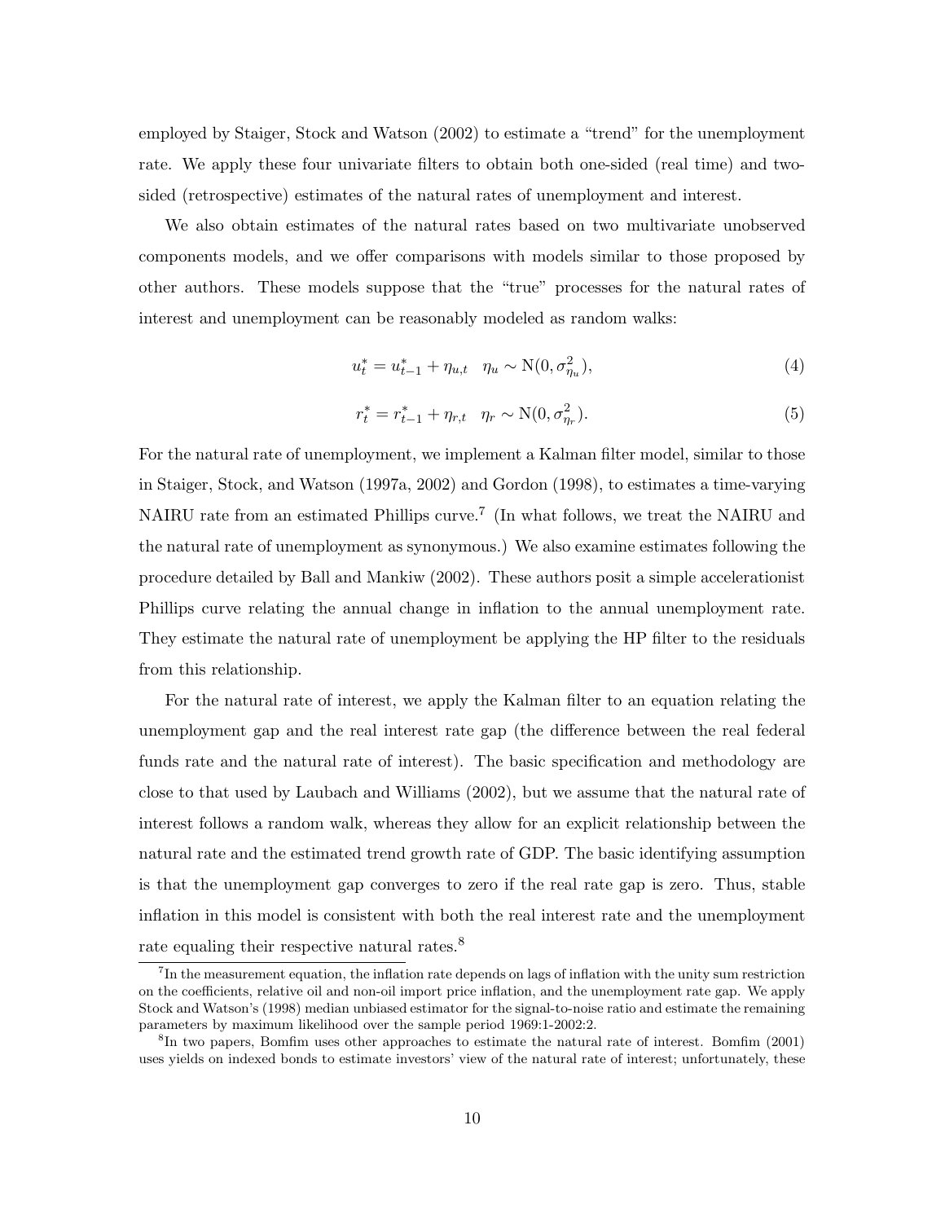employed by Staiger, Stock and Watson (2002) to estimate a "trend" for the unemployment rate. We apply these four univariate filters to obtain both one-sided (real time) and two-sided (retrospective) estimates of the natural rates of unemployment and interest.

We also obtain estimates of the natural rates based on two multivariate unobserved components models, and we offer comparisons with models similar to those proposed by other authors. These models suppose that the "true" processes for the natural rates of interest and unemployment can be reasonably modeled as random walks:

$$u_t^* = u_{t-1}^* + \eta_{u,t} \quad \eta_u \sim \mathrm{N}(0, \sigma_{\eta_u}^2), \tag{4}$$

$$r_t^* = r_{t-1}^* + \eta_{r,t} \quad \eta_r \sim \mathrm{N}(0, \sigma_{\eta_r}^2). \tag{5}$$

For the natural rate of unemployment, we implement a Kalman filter model, similar to those in Staiger, Stock, and Watson (1997a, 2002) and Gordon (1998), to estimates a time-varying NAIRU rate from an estimated Phillips curve.[7] (In what follows, we treat the NAIRU and the natural rate of unemployment as synonymous.) We also examine estimates following the procedure detailed by Ball and Mankiw (2002). These authors posit a simple accelerationist Phillips curve relating the annual change in inflation to the annual unemployment rate. They estimate the natural rate of unemployment be applying the HP filter to the residuals from this relationship.

For the natural rate of interest, we apply the Kalman filter to an equation relating the unemployment gap and the real interest rate gap (the difference between the real federal funds rate and the natural rate of interest). The basic specification and methodology are close to that used by Laubach and Williams (2002), but we assume that the natural rate of interest follows a random walk, whereas they allow for an explicit relationship between the natural rate and the estimated trend growth rate of GDP. The basic identifying assumption is that the unemployment gap converges to zero if the real rate gap is zero. Thus, stable inflation in this model is consistent with both the real interest rate and the unemployment rate equaling their respective natural rates.[8]

[7] In the measurement equation, the inflation rate depends on lags of inflation with the unity sum restriction on the coefficients, relative oil and non-oil import price inflation, and the unemployment rate gap. We apply Stock and Watson's (1998) median unbiased estimator for the signal-to-noise ratio and estimate the remaining parameters by maximum likelihood over the sample period 1969:1-2002:2.

[8] In two papers, Bomfim uses other approaches to estimate the natural rate of interest. Bomfim (2001) uses yields on indexed bonds to estimate investors' view of the natural rate of interest; unfortunately, these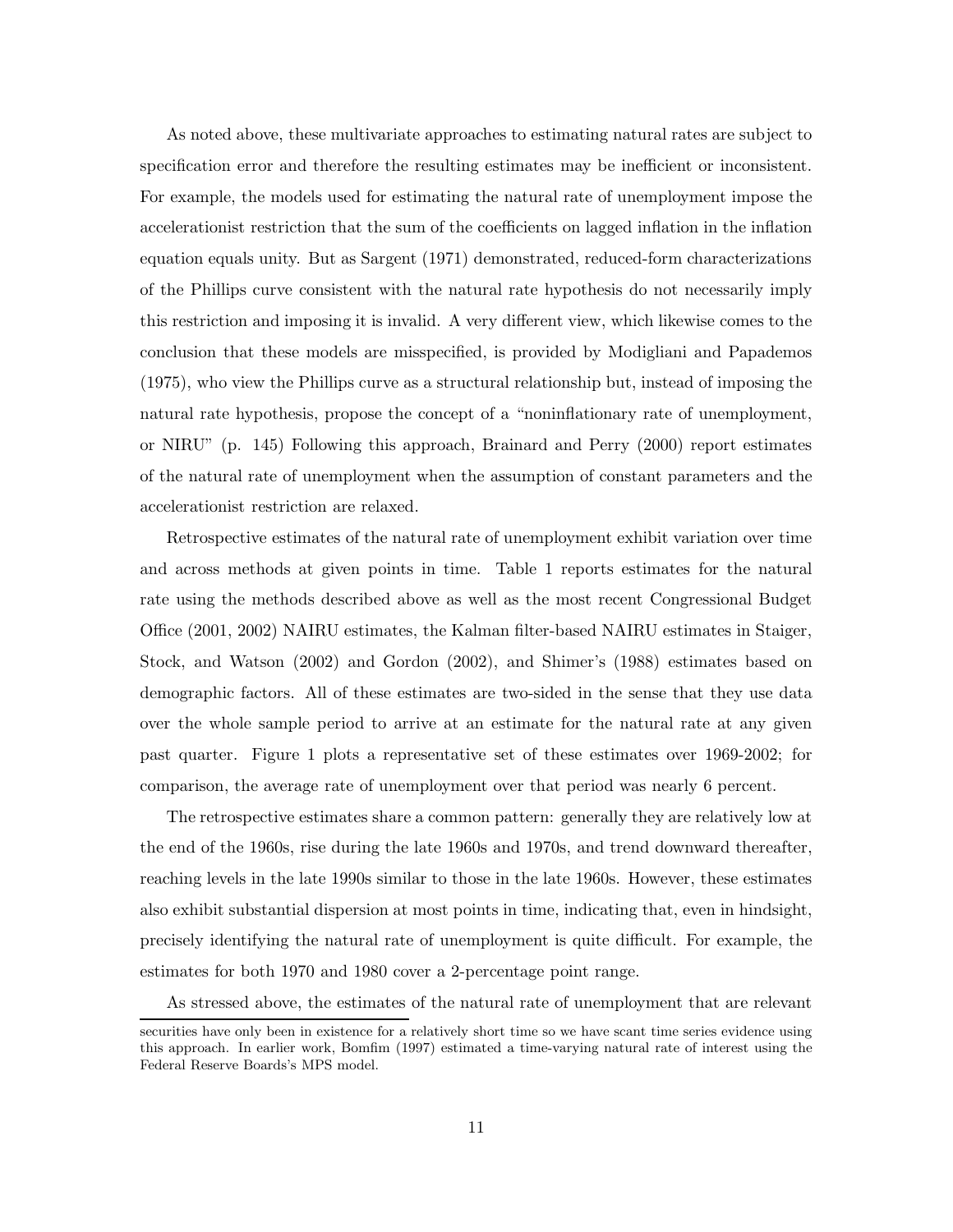As noted above, these multivariate approaches to estimating natural rates are subject to specification error and therefore the resulting estimates may be inefficient or inconsistent. For example, the models used for estimating the natural rate of unemployment impose the accelerationist restriction that the sum of the coefficients on lagged inflation in the inflation equation equals unity. But as Sargent (1971) demonstrated, reduced-form characterizations of the Phillips curve consistent with the natural rate hypothesis do not necessarily imply this restriction and imposing it is invalid. A very different view, which likewise comes to the conclusion that these models are misspecified, is provided by Modigliani and Papademos (1975), who view the Phillips curve as a structural relationship but, instead of imposing the natural rate hypothesis, propose the concept of a "noninflationary rate of unemployment, or NIRU" (p. 145) Following this approach, Brainard and Perry (2000) report estimates of the natural rate of unemployment when the assumption of constant parameters and the accelerationist restriction are relaxed.

Retrospective estimates of the natural rate of unemployment exhibit variation over time and across methods at given points in time. Table 1 reports estimates for the natural rate using the methods described above as well as the most recent Congressional Budget Office (2001, 2002) NAIRU estimates, the Kalman filter-based NAIRU estimates in Staiger, Stock, and Watson (2002) and Gordon (2002), and Shimer's (1988) estimates based on demographic factors. All of these estimates are two-sided in the sense that they use data over the whole sample period to arrive at an estimate for the natural rate at any given past quarter. Figure 1 plots a representative set of these estimates over 1969-2002; for comparison, the average rate of unemployment over that period was nearly 6 percent.

The retrospective estimates share a common pattern: generally they are relatively low at the end of the 1960s, rise during the late 1960s and 1970s, and trend downward thereafter, reaching levels in the late 1990s similar to those in the late 1960s. However, these estimates also exhibit substantial dispersion at most points in time, indicating that, even in hindsight, precisely identifying the natural rate of unemployment is quite difficult. For example, the estimates for both 1970 and 1980 cover a 2-percentage point range.

As stressed above, the estimates of the natural rate of unemployment that are relevant

securities have only been in existence for a relatively short time so we have scant time series evidence using this approach. In earlier work, Bomfim (1997) estimated a time-varying natural rate of interest using the Federal Reserve Boards's MPS model.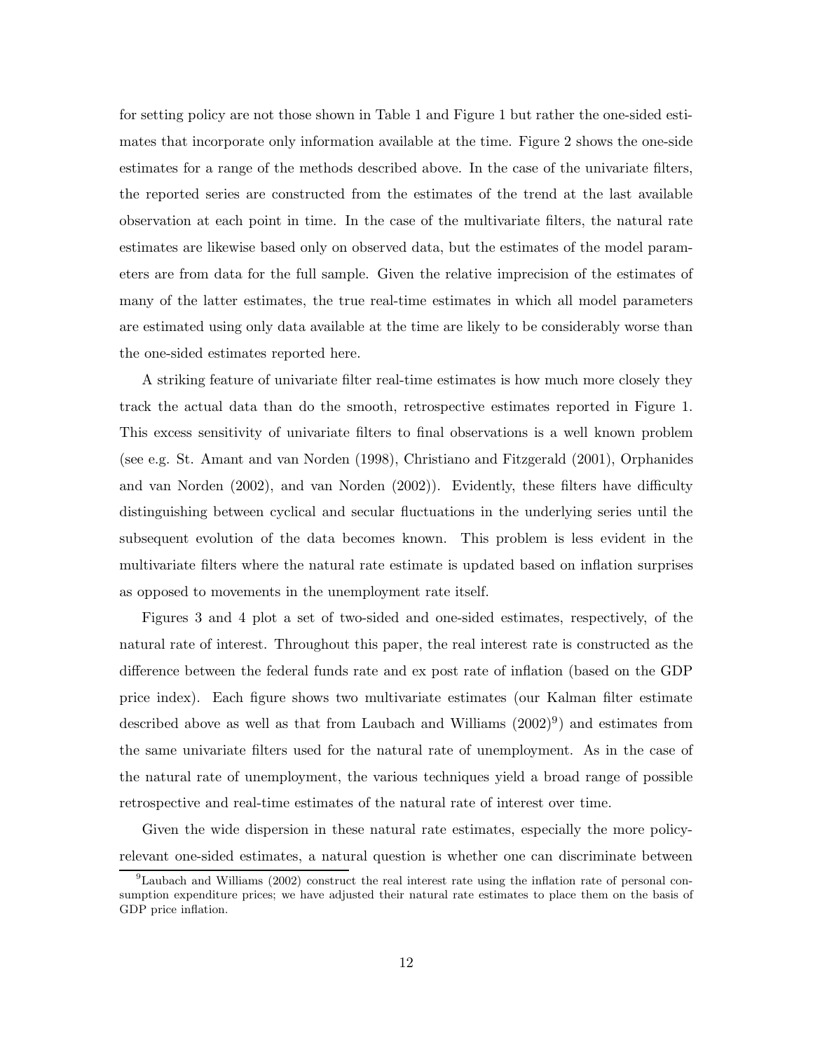for setting policy are not those shown in Table 1 and Figure 1 but rather the one-sided estimates that incorporate only information available at the time. Figure 2 shows the one-side estimates for a range of the methods described above. In the case of the univariate filters, the reported series are constructed from the estimates of the trend at the last available observation at each point in time. In the case of the multivariate filters, the natural rate estimates are likewise based only on observed data, but the estimates of the model parameters are from data for the full sample. Given the relative imprecision of the estimates of many of the latter estimates, the true real-time estimates in which all model parameters are estimated using only data available at the time are likely to be considerably worse than the one-sided estimates reported here.

A striking feature of univariate filter real-time estimates is how much more closely they track the actual data than do the smooth, retrospective estimates reported in Figure 1. This excess sensitivity of univariate filters to final observations is a well known problem (see e.g. St. Amant and van Norden (1998), Christiano and Fitzgerald (2001), Orphanides and van Norden (2002), and van Norden (2002)). Evidently, these filters have difficulty distinguishing between cyclical and secular fluctuations in the underlying series until the subsequent evolution of the data becomes known. This problem is less evident in the multivariate filters where the natural rate estimate is updated based on inflation surprises as opposed to movements in the unemployment rate itself.

Figures 3 and 4 plot a set of two-sided and one-sided estimates, respectively, of the natural rate of interest. Throughout this paper, the real interest rate is constructed as the difference between the federal funds rate and ex post rate of inflation (based on the GDP price index). Each figure shows two multivariate estimates (our Kalman filter estimate described above as well as that from Laubach and Williams (2002)[9]) and estimates from the same univariate filters used for the natural rate of unemployment. As in the case of the natural rate of unemployment, the various techniques yield a broad range of possible retrospective and real-time estimates of the natural rate of interest over time.

Given the wide dispersion in these natural rate estimates, especially the more policy-relevant one-sided estimates, a natural question is whether one can discriminate between

[9] Laubach and Williams (2002) construct the real interest rate using the inflation rate of personal consumption expenditure prices; we have adjusted their natural rate estimates to place them on the basis of GDP price inflation.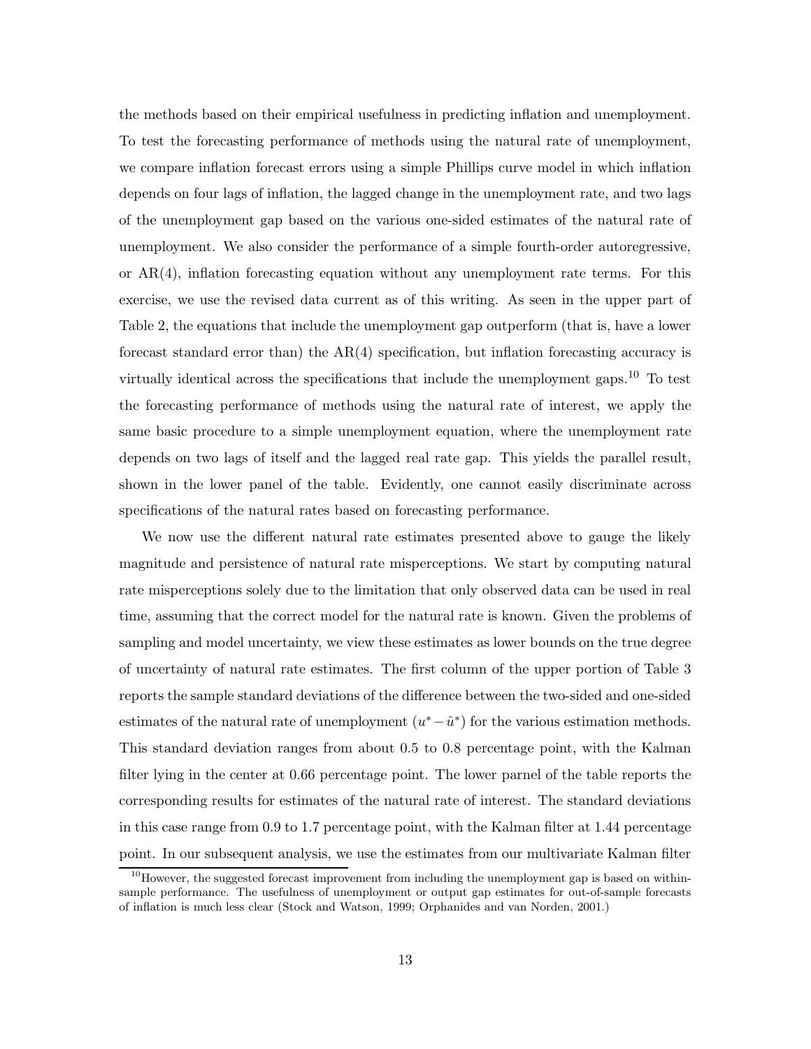the methods based on their empirical usefulness in predicting inflation and unemployment. To test the forecasting performance of methods using the natural rate of unemployment, we compare inflation forecast errors using a simple Phillips curve model in which inflation depends on four lags of inflation, the lagged change in the unemployment rate, and two lags of the unemployment gap based on the various one-sided estimates of the natural rate of unemployment. We also consider the performance of a simple fourth-order autoregressive, or AR(4), inflation forecasting equation without any unemployment rate terms. For this exercise, we use the revised data current as of this writing. As seen in the upper part of Table 2, the equations that include the unemployment gap outperform (that is, have a lower forecast standard error than) the AR(4) specification, but inflation forecasting accuracy is virtually identical across the specifications that include the unemployment gaps.[10] To test the forecasting performance of methods using the natural rate of interest, we apply the same basic procedure to a simple unemployment equation, where the unemployment rate depends on two lags of itself and the lagged real rate gap. This yields the parallel result, shown in the lower panel of the table. Evidently, one cannot easily discriminate across specifications of the natural rates based on forecasting performance.

We now use the different natural rate estimates presented above to gauge the likely magnitude and persistence of natural rate misperceptions. We start by computing natural rate misperceptions solely due to the limitation that only observed data can be used in real time, assuming that the correct model for the natural rate is known. Given the problems of sampling and model uncertainty, we view these estimates as lower bounds on the true degree of uncertainty of natural rate estimates. The first column of the upper portion of Table 3 reports the sample standard deviations of the difference between the two-sided and one-sided estimates of the natural rate of unemployment ($u^* - \hat{u}^*$) for the various estimation methods. This standard deviation ranges from about 0.5 to 0.8 percentage point, with the Kalman filter lying in the center at 0.66 percentage point. The lower parnel of the table reports the corresponding results for estimates of the natural rate of interest. The standard deviations in this case range from 0.9 to 1.7 percentage point, with the Kalman filter at 1.44 percentage point. In our subsequent analysis, we use the estimates from our multivariate Kalman filter

[10] However, the suggested forecast improvement from including the unemployment gap is based on within-sample performance. The usefulness of unemployment or output gap estimates for out-of-sample forecasts of inflation is much less clear (Stock and Watson, 1999; Orphanides and van Norden, 2001.)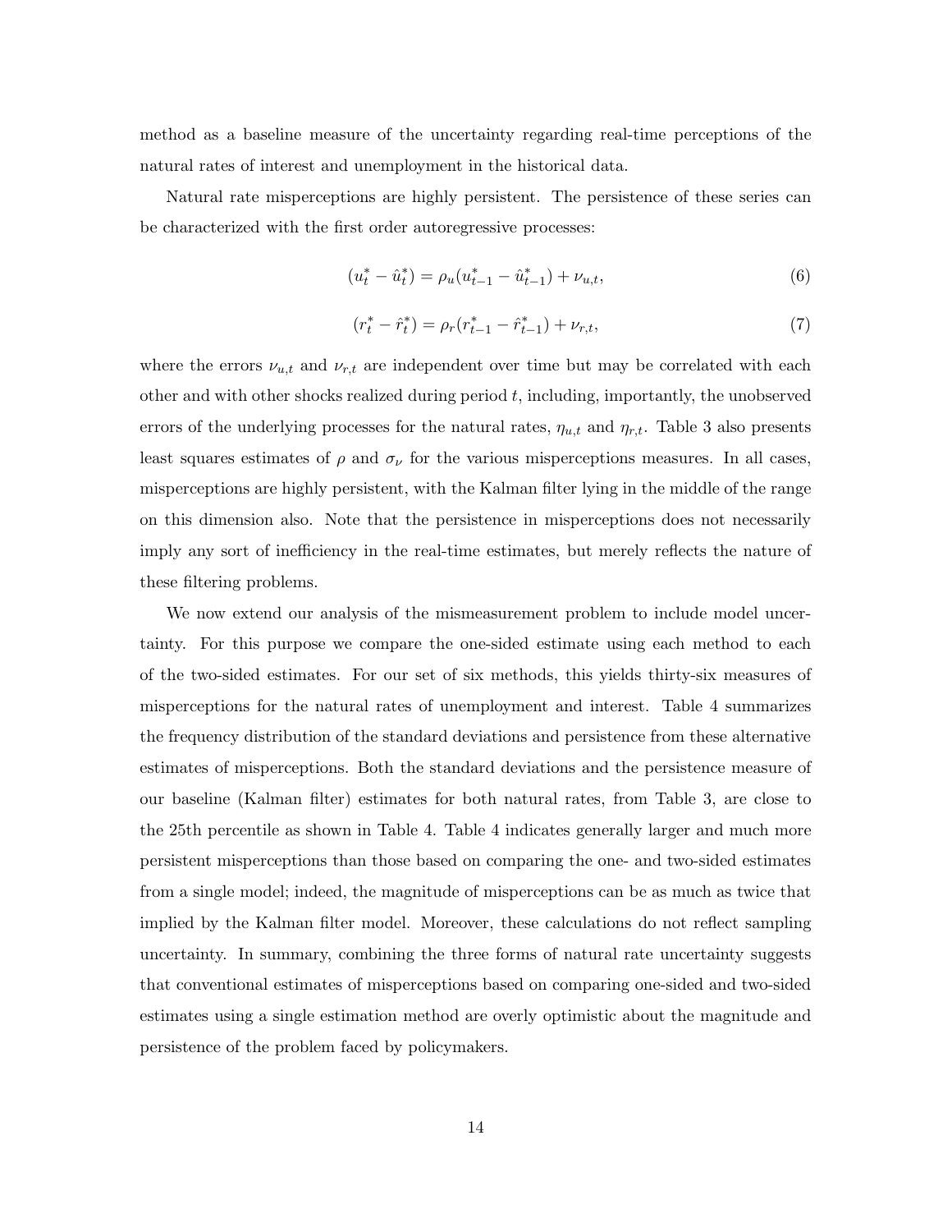method as a baseline measure of the uncertainty regarding real-time perceptions of the natural rates of interest and unemployment in the historical data.

Natural rate misperceptions are highly persistent. The persistence of these series can be characterized with the first order autoregressive processes:

$$(u_t^* - \hat{u}_t^*) = \rho_u(u_{t-1}^* - \hat{u}_{t-1}^*) + \nu_{u,t}, \tag{6}$$

$$(r_t^* - \hat{r}_t^*) = \rho_r(r_{t-1}^* - \hat{r}_{t-1}^*) + \nu_{r,t}, \tag{7}$$

where the errors $\nu_{u,t}$ and $\nu_{r,t}$ are independent over time but may be correlated with each other and with other shocks realized during period $t$, including, importantly, the unobserved errors of the underlying processes for the natural rates, $\eta_{u,t}$ and $\eta_{r,t}$. Table 3 also presents least squares estimates of $\rho$ and $\sigma_\nu$ for the various misperceptions measures. In all cases, misperceptions are highly persistent, with the Kalman filter lying in the middle of the range on this dimension also. Note that the persistence in misperceptions does not necessarily imply any sort of inefficiency in the real-time estimates, but merely reflects the nature of these filtering problems.

We now extend our analysis of the mismeasurement problem to include model uncertainty. For this purpose we compare the one-sided estimate using each method to each of the two-sided estimates. For our set of six methods, this yields thirty-six measures of misperceptions for the natural rates of unemployment and interest. Table 4 summarizes the frequency distribution of the standard deviations and persistence from these alternative estimates of misperceptions. Both the standard deviations and the persistence measure of our baseline (Kalman filter) estimates for both natural rates, from Table 3, are close to the 25th percentile as shown in Table 4. Table 4 indicates generally larger and much more persistent misperceptions than those based on comparing the one- and two-sided estimates from a single model; indeed, the magnitude of misperceptions can be as much as twice that implied by the Kalman filter model. Moreover, these calculations do not reflect sampling uncertainty. In summary, combining the three forms of natural rate uncertainty suggests that conventional estimates of misperceptions based on comparing one-sided and two-sided estimates using a single estimation method are overly optimistic about the magnitude and persistence of the problem faced by policymakers.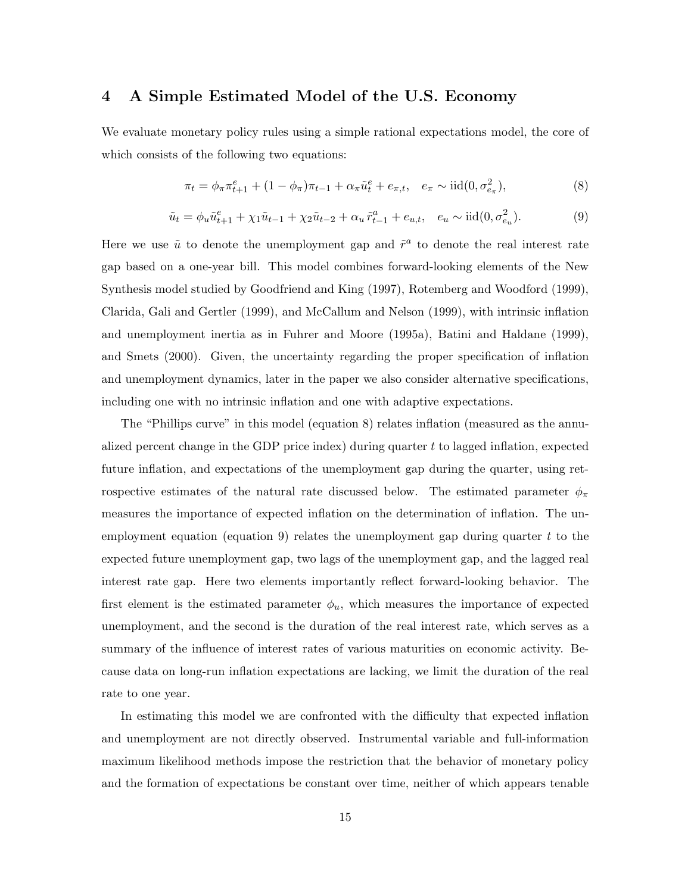## 4 A Simple Estimated Model of the U.S. Economy

We evaluate monetary policy rules using a simple rational expectations model, the core of which consists of the following two equations:

$$\pi_t = \phi_\pi \pi^e_{t+1} + (1 - \phi_\pi)\pi_{t-1} + \alpha_\pi \tilde{u}^e_t + e_{\pi,t}, \quad e_\pi \sim \text{iid}(0, \sigma^2_{e_\pi}), \tag{8}$$

$$\tilde{u}_t = \phi_u \tilde{u}^e_{t+1} + \chi_1 \tilde{u}_{t-1} + \chi_2 \tilde{u}_{t-2} + \alpha_u \tilde{r}^a_{t-1} + e_{u,t}, \quad e_u \sim \text{iid}(0, \sigma^2_{e_u}). \tag{9}$$

Here we use $\tilde{u}$ to denote the unemployment gap and $\tilde{r}^a$ to denote the real interest rate gap based on a one-year bill. This model combines forward-looking elements of the New Synthesis model studied by Goodfriend and King (1997), Rotemberg and Woodford (1999), Clarida, Gali and Gertler (1999), and McCallum and Nelson (1999), with intrinsic inflation and unemployment inertia as in Fuhrer and Moore (1995a), Batini and Haldane (1999), and Smets (2000). Given, the uncertainty regarding the proper specification of inflation and unemployment dynamics, later in the paper we also consider alternative specifications, including one with no intrinsic inflation and one with adaptive expectations.

The "Phillips curve" in this model (equation 8) relates inflation (measured as the annualized percent change in the GDP price index) during quarter $t$ to lagged inflation, expected future inflation, and expectations of the unemployment gap during the quarter, using retrospective estimates of the natural rate discussed below. The estimated parameter $\phi_\pi$ measures the importance of expected inflation on the determination of inflation. The unemployment equation (equation 9) relates the unemployment gap during quarter $t$ to the expected future unemployment gap, two lags of the unemployment gap, and the lagged real interest rate gap. Here two elements importantly reflect forward-looking behavior. The first element is the estimated parameter $\phi_u$, which measures the importance of expected unemployment, and the second is the duration of the real interest rate, which serves as a summary of the influence of interest rates of various maturities on economic activity. Because data on long-run inflation expectations are lacking, we limit the duration of the real rate to one year.

In estimating this model we are confronted with the difficulty that expected inflation and unemployment are not directly observed. Instrumental variable and full-information maximum likelihood methods impose the restriction that the behavior of monetary policy and the formation of expectations be constant over time, neither of which appears tenable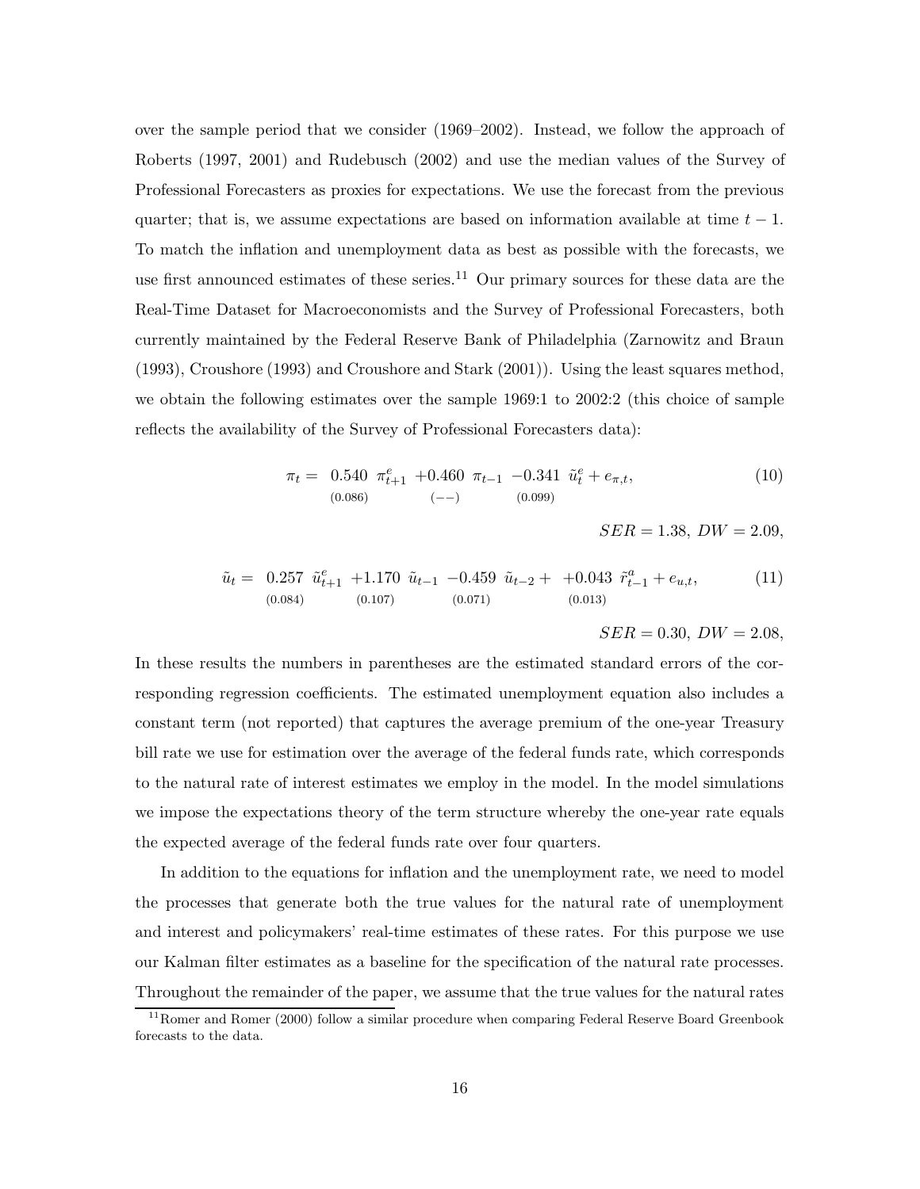over the sample period that we consider (1969–2002). Instead, we follow the approach of Roberts (1997, 2001) and Rudebusch (2002) and use the median values of the Survey of Professional Forecasters as proxies for expectations. We use the forecast from the previous quarter; that is, we assume expectations are based on information available at time $t-1$. To match the inflation and unemployment data as best as possible with the forecasts, we use first announced estimates of these series.[11] Our primary sources for these data are the Real-Time Dataset for Macroeconomists and the Survey of Professional Forecasters, both currently maintained by the Federal Reserve Bank of Philadelphia (Zarnowitz and Braun (1993), Croushore (1993) and Croushore and Stark (2001)). Using the least squares method, we obtain the following estimates over the sample 1969:1 to 2002:2 (this choice of sample reflects the availability of the Survey of Professional Forecasters data):

$$\pi_t = \underset{(0.086)}{0.540}\ \pi^e_{t+1} + \underset{(--)}{0.460}\ \pi_{t-1} \underset{(0.099)}{-0.341}\ \tilde{u}^e_t + e_{\pi,t}, \tag{10}$$

$$SER = 1.38,\ DW = 2.09,$$

$$\tilde{u}_t = \underset{(0.084)}{0.257}\ \tilde{u}^e_{t+1} + \underset{(0.107)}{1.170}\ \tilde{u}_{t-1} \underset{(0.071)}{-0.459}\ \tilde{u}_{t-2} + \underset{(0.013)}{+0.043}\ \tilde{r}^a_{t-1} + e_{u,t}, \tag{11}$$

$$SER = 0.30,\ DW = 2.08,$$

In these results the numbers in parentheses are the estimated standard errors of the corresponding regression coefficients. The estimated unemployment equation also includes a constant term (not reported) that captures the average premium of the one-year Treasury bill rate we use for estimation over the average of the federal funds rate, which corresponds to the natural rate of interest estimates we employ in the model. In the model simulations we impose the expectations theory of the term structure whereby the one-year rate equals the expected average of the federal funds rate over four quarters.

In addition to the equations for inflation and the unemployment rate, we need to model the processes that generate both the true values for the natural rate of unemployment and interest and policymakers' real-time estimates of these rates. For this purpose we use our Kalman filter estimates as a baseline for the specification of the natural rate processes. Throughout the remainder of the paper, we assume that the true values for the natural rates

[11] Romer and Romer (2000) follow a similar procedure when comparing Federal Reserve Board Greenbook forecasts to the data.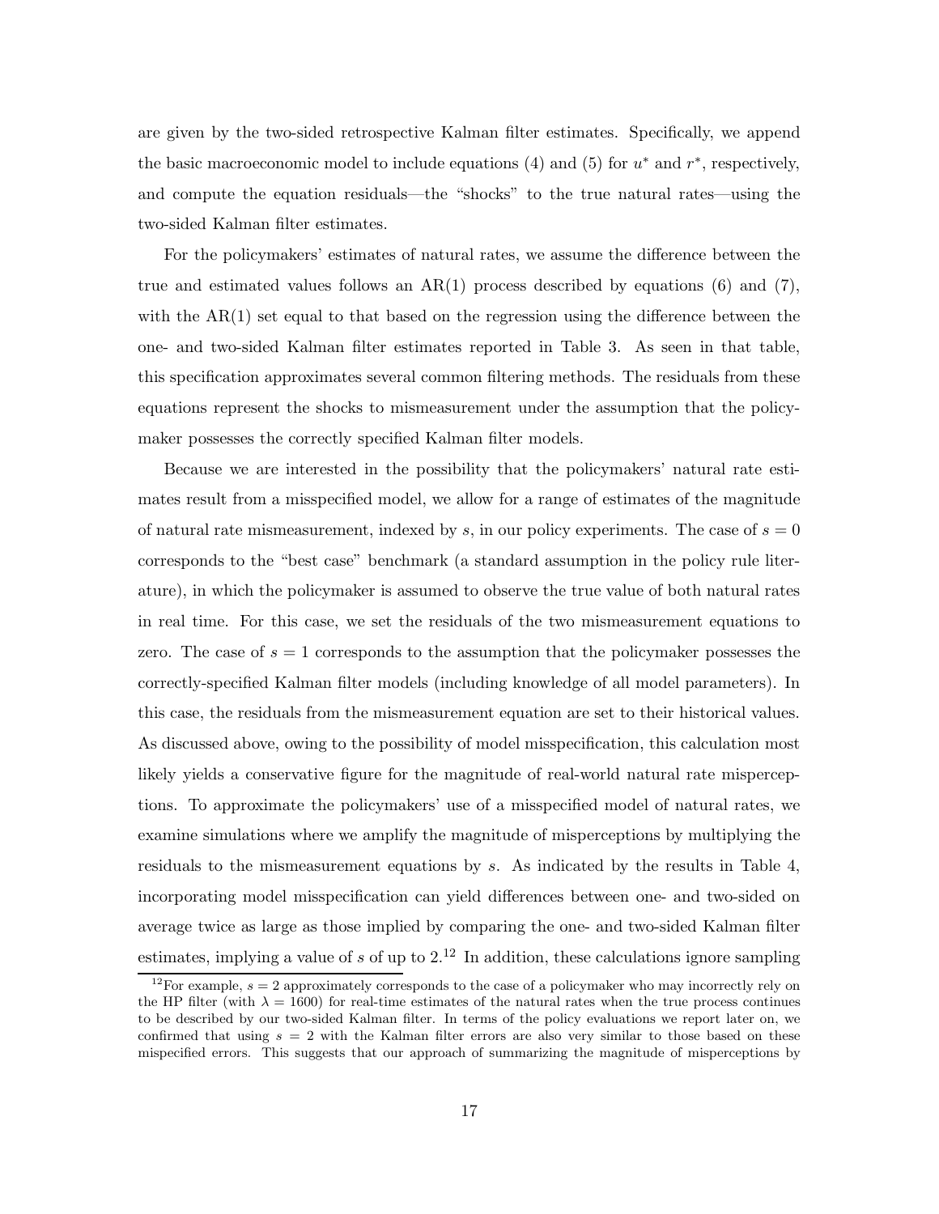are given by the two-sided retrospective Kalman filter estimates. Specifically, we append the basic macroeconomic model to include equations (4) and (5) for $u^*$ and $r^*$, respectively, and compute the equation residuals—the "shocks" to the true natural rates—using the two-sided Kalman filter estimates.

For the policymakers' estimates of natural rates, we assume the difference between the true and estimated values follows an AR(1) process described by equations (6) and (7), with the AR(1) set equal to that based on the regression using the difference between the one- and two-sided Kalman filter estimates reported in Table 3. As seen in that table, this specification approximates several common filtering methods. The residuals from these equations represent the shocks to mismeasurement under the assumption that the policymaker possesses the correctly specified Kalman filter models.

Because we are interested in the possibility that the policymakers' natural rate estimates result from a misspecified model, we allow for a range of estimates of the magnitude of natural rate mismeasurement, indexed by $s$, in our policy experiments. The case of $s = 0$ corresponds to the "best case" benchmark (a standard assumption in the policy rule literature), in which the policymaker is assumed to observe the true value of both natural rates in real time. For this case, we set the residuals of the two mismeasurement equations to zero. The case of $s = 1$ corresponds to the assumption that the policymaker possesses the correctly-specified Kalman filter models (including knowledge of all model parameters). In this case, the residuals from the mismeasurement equation are set to their historical values. As discussed above, owing to the possibility of model misspecification, this calculation most likely yields a conservative figure for the magnitude of real-world natural rate misperceptions. To approximate the policymakers' use of a misspecified model of natural rates, we examine simulations where we amplify the magnitude of misperceptions by multiplying the residuals to the mismeasurement equations by $s$. As indicated by the results in Table 4, incorporating model misspecification can yield differences between one- and two-sided on average twice as large as those implied by comparing the one- and two-sided Kalman filter estimates, implying a value of $s$ of up to 2.[12] In addition, these calculations ignore sampling

[12] For example, $s = 2$ approximately corresponds to the case of a policymaker who may incorrectly rely on the HP filter (with $\lambda = 1600$) for real-time estimates of the natural rates when the true process continues to be described by our two-sided Kalman filter. In terms of the policy evaluations we report later on, we confirmed that using $s = 2$ with the Kalman filter errors are also very similar to those based on these mispecified errors. This suggests that our approach of summarizing the magnitude of misperceptions by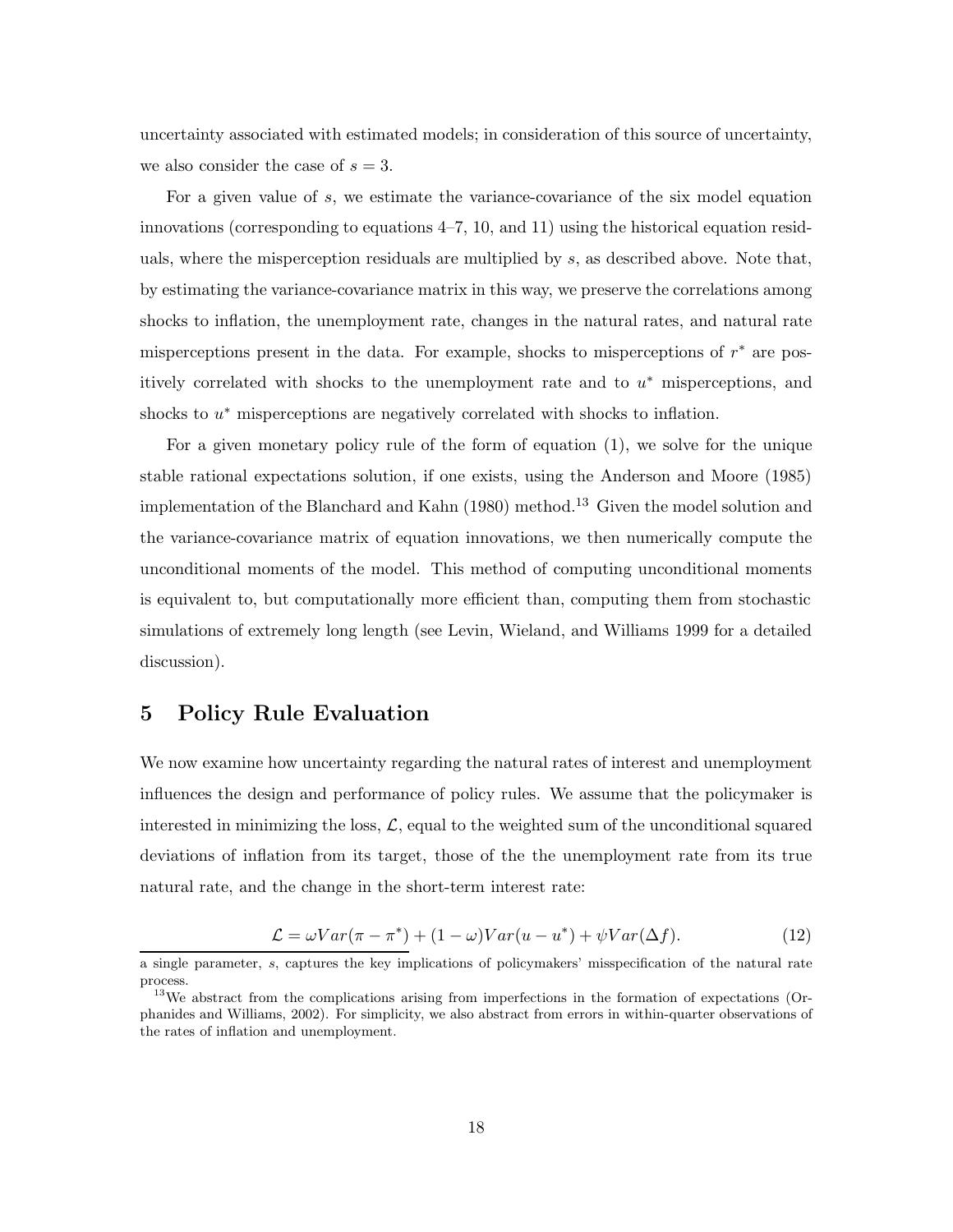uncertainty associated with estimated models; in consideration of this source of uncertainty, we also consider the case of $s = 3$.

For a given value of $s$, we estimate the variance-covariance of the six model equation innovations (corresponding to equations 4–7, 10, and 11) using the historical equation residuals, where the misperception residuals are multiplied by $s$, as described above. Note that, by estimating the variance-covariance matrix in this way, we preserve the correlations among shocks to inflation, the unemployment rate, changes in the natural rates, and natural rate misperceptions present in the data. For example, shocks to misperceptions of $r^*$ are positively correlated with shocks to the unemployment rate and to $u^*$ misperceptions, and shocks to $u^*$ misperceptions are negatively correlated with shocks to inflation.

For a given monetary policy rule of the form of equation (1), we solve for the unique stable rational expectations solution, if one exists, using the Anderson and Moore (1985) implementation of the Blanchard and Kahn (1980) method.[13] Given the model solution and the variance-covariance matrix of equation innovations, we then numerically compute the unconditional moments of the model. This method of computing unconditional moments is equivalent to, but computationally more efficient than, computing them from stochastic simulations of extremely long length (see Levin, Wieland, and Williams 1999 for a detailed discussion).

## 5 Policy Rule Evaluation

We now examine how uncertainty regarding the natural rates of interest and unemployment influences the design and performance of policy rules. We assume that the policymaker is interested in minimizing the loss, $\mathcal{L}$, equal to the weighted sum of the unconditional squared deviations of inflation from its target, those of the the unemployment rate from its true natural rate, and the change in the short-term interest rate:

$$\mathcal{L} = \omega Var(\pi - \pi^*) + (1 - \omega)Var(u - u^*) + \psi Var(\Delta f). \tag{12}$$

a single parameter, $s$, captures the key implications of policymakers' misspecification of the natural rate process.

[13] We abstract from the complications arising from imperfections in the formation of expectations (Orphanides and Williams, 2002). For simplicity, we also abstract from errors in within-quarter observations of the rates of inflation and unemployment.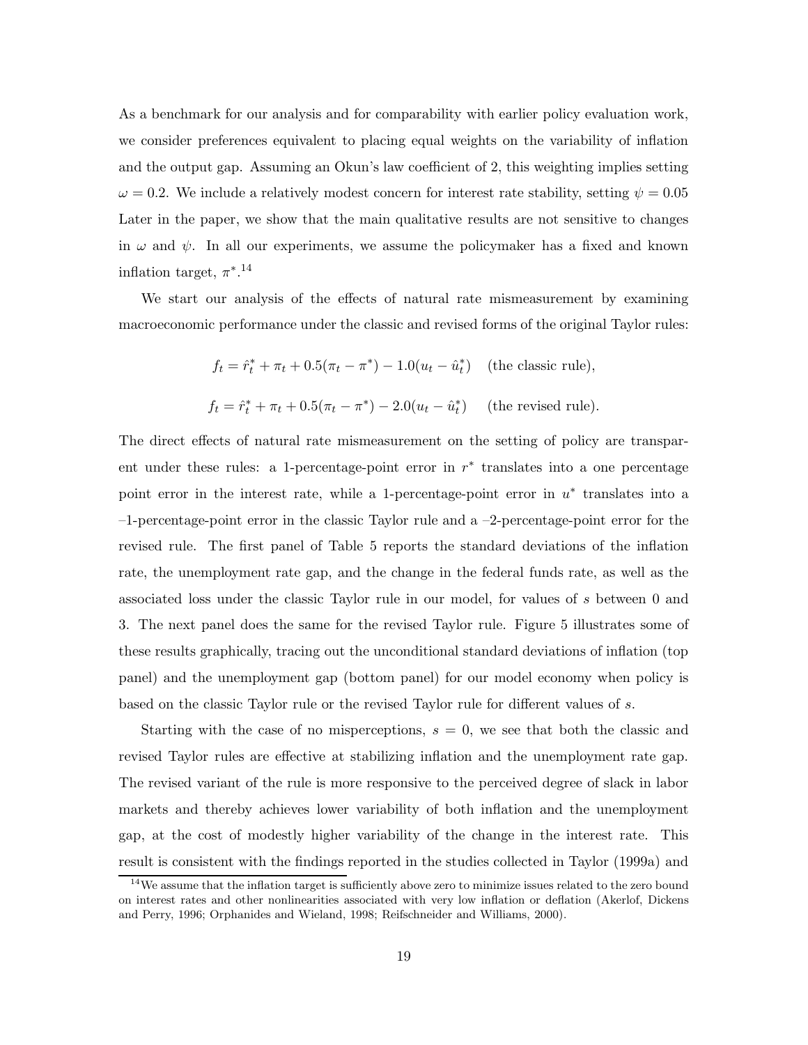As a benchmark for our analysis and for comparability with earlier policy evaluation work, we consider preferences equivalent to placing equal weights on the variability of inflation and the output gap. Assuming an Okun's law coefficient of 2, this weighting implies setting $\omega = 0.2$. We include a relatively modest concern for interest rate stability, setting $\psi = 0.05$ Later in the paper, we show that the main qualitative results are not sensitive to changes in $\omega$ and $\psi$. In all our experiments, we assume the policymaker has a fixed and known inflation target, $\pi^*$.[14]

We start our analysis of the effects of natural rate mismeasurement by examining macroeconomic performance under the classic and revised forms of the original Taylor rules:

$$f_t = \hat{r}_t^* + \pi_t + 0.5(\pi_t - \pi^*) - 1.0(u_t - \hat{u}_t^*) \quad \text{(the classic rule)},$$

$$f_t = \hat{r}_t^* + \pi_t + 0.5(\pi_t - \pi^*) - 2.0(u_t - \hat{u}_t^*) \quad \text{(the revised rule)}.$$

The direct effects of natural rate mismeasurement on the setting of policy are transparent under these rules: a 1-percentage-point error in $r^*$ translates into a one percentage point error in the interest rate, while a 1-percentage-point error in $u^*$ translates into a –1-percentage-point error in the classic Taylor rule and a –2-percentage-point error for the revised rule. The first panel of Table 5 reports the standard deviations of the inflation rate, the unemployment rate gap, and the change in the federal funds rate, as well as the associated loss under the classic Taylor rule in our model, for values of $s$ between 0 and 3. The next panel does the same for the revised Taylor rule. Figure 5 illustrates some of these results graphically, tracing out the unconditional standard deviations of inflation (top panel) and the unemployment gap (bottom panel) for our model economy when policy is based on the classic Taylor rule or the revised Taylor rule for different values of $s$.

Starting with the case of no misperceptions, $s = 0$, we see that both the classic and revised Taylor rules are effective at stabilizing inflation and the unemployment rate gap. The revised variant of the rule is more responsive to the perceived degree of slack in labor markets and thereby achieves lower variability of both inflation and the unemployment gap, at the cost of modestly higher variability of the change in the interest rate. This result is consistent with the findings reported in the studies collected in Taylor (1999a) and

[14] We assume that the inflation target is sufficiently above zero to minimize issues related to the zero bound on interest rates and other nonlinearities associated with very low inflation or deflation (Akerlof, Dickens and Perry, 1996; Orphanides and Wieland, 1998; Reifschneider and Williams, 2000).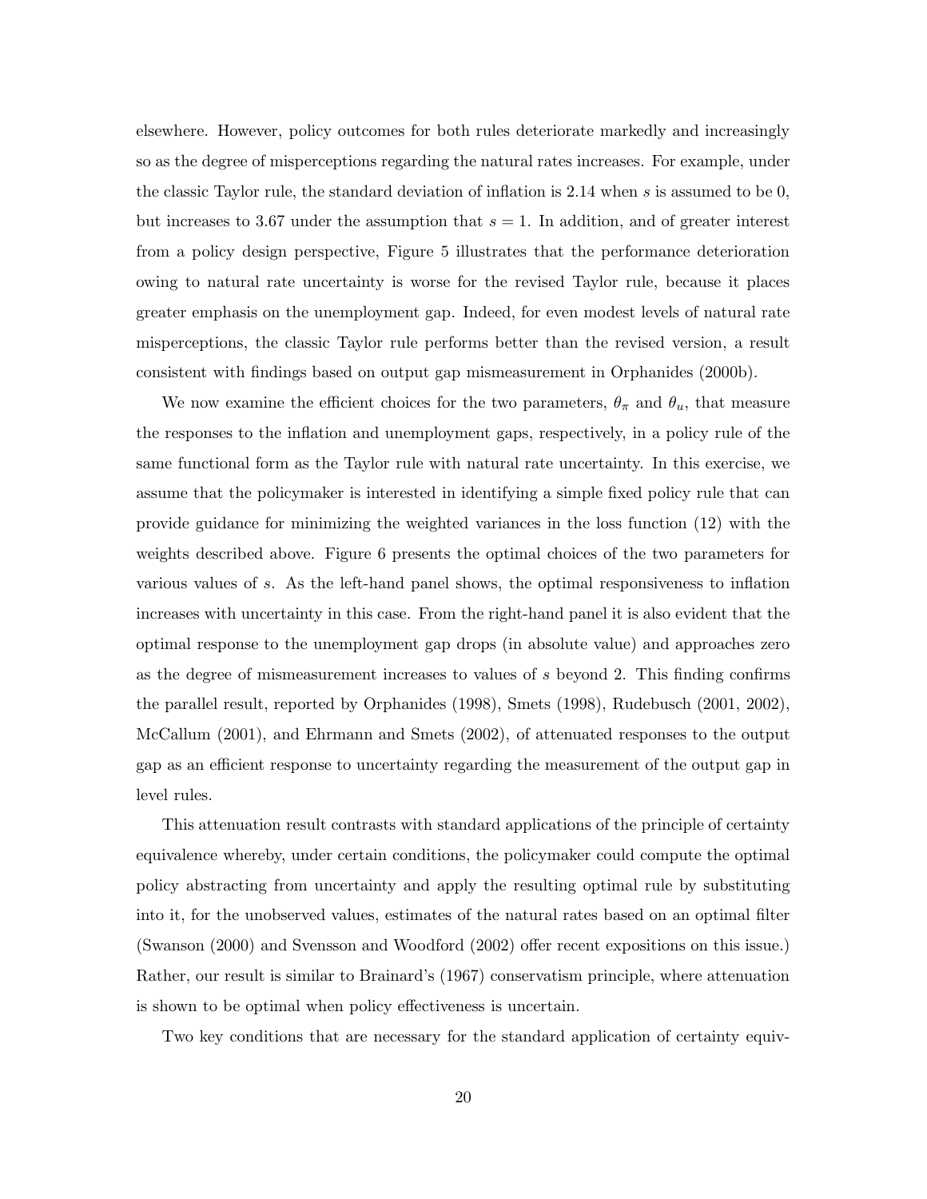elsewhere. However, policy outcomes for both rules deteriorate markedly and increasingly so as the degree of misperceptions regarding the natural rates increases. For example, under the classic Taylor rule, the standard deviation of inflation is 2.14 when $s$ is assumed to be 0, but increases to 3.67 under the assumption that $s = 1$. In addition, and of greater interest from a policy design perspective, Figure 5 illustrates that the performance deterioration owing to natural rate uncertainty is worse for the revised Taylor rule, because it places greater emphasis on the unemployment gap. Indeed, for even modest levels of natural rate misperceptions, the classic Taylor rule performs better than the revised version, a result consistent with findings based on output gap mismeasurement in Orphanides (2000b).

We now examine the efficient choices for the two parameters, $\theta_\pi$ and $\theta_u$, that measure the responses to the inflation and unemployment gaps, respectively, in a policy rule of the same functional form as the Taylor rule with natural rate uncertainty. In this exercise, we assume that the policymaker is interested in identifying a simple fixed policy rule that can provide guidance for minimizing the weighted variances in the loss function (12) with the weights described above. Figure 6 presents the optimal choices of the two parameters for various values of $s$. As the left-hand panel shows, the optimal responsiveness to inflation increases with uncertainty in this case. From the right-hand panel it is also evident that the optimal response to the unemployment gap drops (in absolute value) and approaches zero as the degree of mismeasurement increases to values of $s$ beyond 2. This finding confirms the parallel result, reported by Orphanides (1998), Smets (1998), Rudebusch (2001, 2002), McCallum (2001), and Ehrmann and Smets (2002), of attenuated responses to the output gap as an efficient response to uncertainty regarding the measurement of the output gap in level rules.

This attenuation result contrasts with standard applications of the principle of certainty equivalence whereby, under certain conditions, the policymaker could compute the optimal policy abstracting from uncertainty and apply the resulting optimal rule by substituting into it, for the unobserved values, estimates of the natural rates based on an optimal filter (Swanson (2000) and Svensson and Woodford (2002) offer recent expositions on this issue.) Rather, our result is similar to Brainard's (1967) conservatism principle, where attenuation is shown to be optimal when policy effectiveness is uncertain.

Two key conditions that are necessary for the standard application of certainty equiv-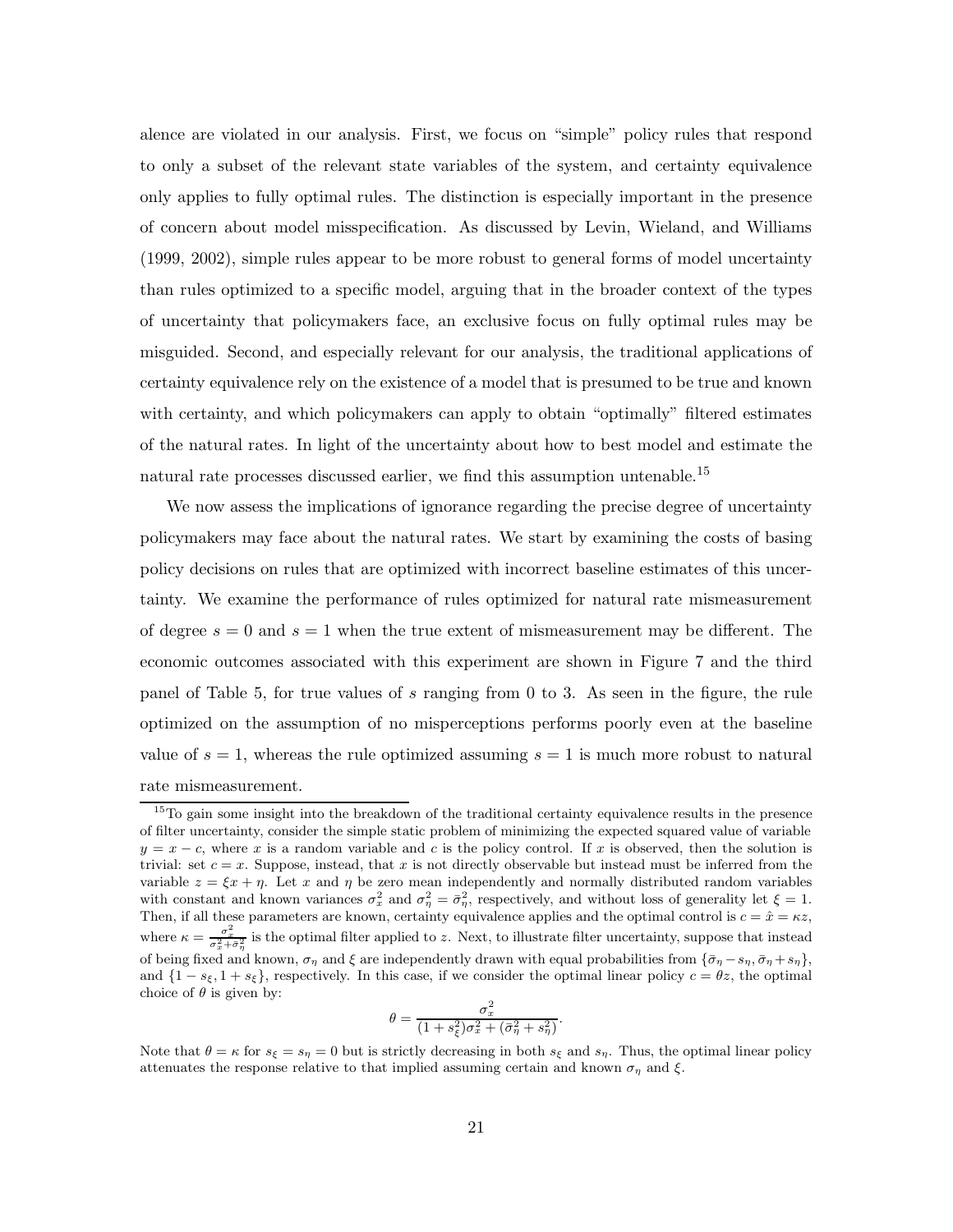alence are violated in our analysis. First, we focus on "simple" policy rules that respond to only a subset of the relevant state variables of the system, and certainty equivalence only applies to fully optimal rules. The distinction is especially important in the presence of concern about model misspecification. As discussed by Levin, Wieland, and Williams (1999, 2002), simple rules appear to be more robust to general forms of model uncertainty than rules optimized to a specific model, arguing that in the broader context of the types of uncertainty that policymakers face, an exclusive focus on fully optimal rules may be misguided. Second, and especially relevant for our analysis, the traditional applications of certainty equivalence rely on the existence of a model that is presumed to be true and known with certainty, and which policymakers can apply to obtain "optimally" filtered estimates of the natural rates. In light of the uncertainty about how to best model and estimate the natural rate processes discussed earlier, we find this assumption untenable.[15]

We now assess the implications of ignorance regarding the precise degree of uncertainty policymakers may face about the natural rates. We start by examining the costs of basing policy decisions on rules that are optimized with incorrect baseline estimates of this uncertainty. We examine the performance of rules optimized for natural rate mismeasurement of degree $s = 0$ and $s = 1$ when the true extent of mismeasurement may be different. The economic outcomes associated with this experiment are shown in Figure 7 and the third panel of Table 5, for true values of $s$ ranging from 0 to 3. As seen in the figure, the rule optimized on the assumption of no misperceptions performs poorly even at the baseline value of $s = 1$, whereas the rule optimized assuming $s = 1$ is much more robust to natural rate mismeasurement.

---

[15] To gain some insight into the breakdown of the traditional certainty equivalence results in the presence of filter uncertainty, consider the simple static problem of minimizing the expected squared value of variable $y = x - c$, where $x$ is a random variable and $c$ is the policy control. If $x$ is observed, then the solution is trivial: set $c = x$. Suppose, instead, that $x$ is not directly observable but instead must be inferred from the variable $z = \xi x + \eta$. Let $x$ and $\eta$ be zero mean independently and normally distributed random variables with constant and known variances $\sigma_x^2$ and $\sigma_\eta^2 = \bar{\sigma}_\eta^2$, respectively, and without loss of generality let $\xi = 1$. Then, if all these parameters are known, certainty equivalence applies and the optimal control is $c = \hat{x} = \kappa z$, where $\kappa = \frac{\sigma_x^2}{\sigma_x^2 + \bar{\sigma}_\eta^2}$ is the optimal filter applied to $z$. Next, to illustrate filter uncertainty, suppose that instead of being fixed and known, $\sigma_\eta$ and $\xi$ are independently drawn with equal probabilities from $\{\bar{\sigma}_\eta - s_\eta, \bar{\sigma}_\eta + s_\eta\}$, and $\{1 - s_\xi, 1 + s_\xi\}$, respectively. In this case, if we consider the optimal linear policy $c = \theta z$, the optimal choice of $\theta$ is given by:

$$\theta = \frac{\sigma_x^2}{(1 + s_\xi^2)\sigma_x^2 + (\bar{\sigma}_\eta^2 + s_\eta^2)}.$$

Note that $\theta = \kappa$ for $s_\xi = s_\eta = 0$ but is strictly decreasing in both $s_\xi$ and $s_\eta$. Thus, the optimal linear policy attenuates the response relative to that implied assuming certain and known $\sigma_\eta$ and $\xi$.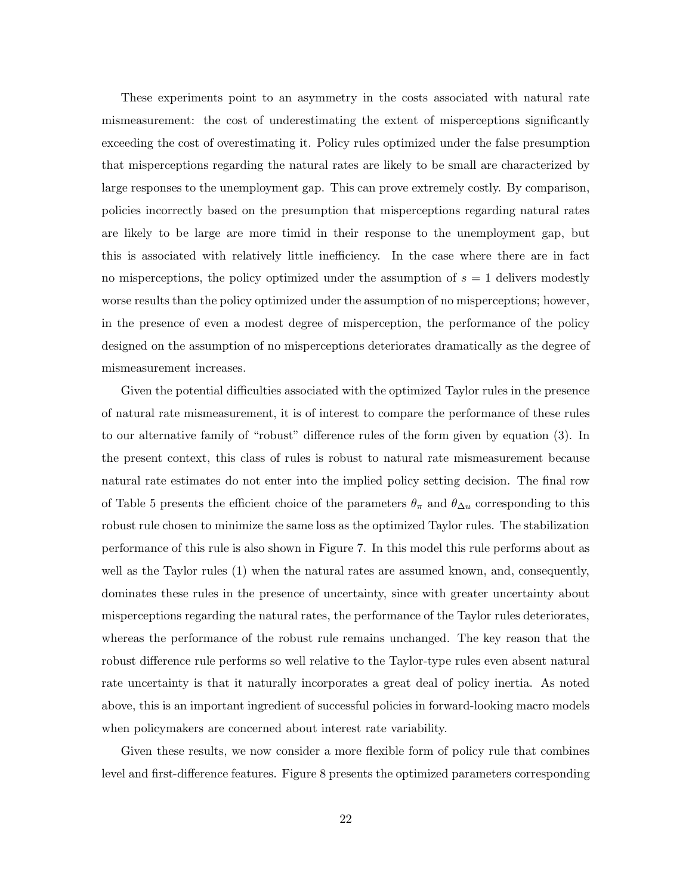These experiments point to an asymmetry in the costs associated with natural rate mismeasurement: the cost of underestimating the extent of misperceptions significantly exceeding the cost of overestimating it. Policy rules optimized under the false presumption that misperceptions regarding the natural rates are likely to be small are characterized by large responses to the unemployment gap. This can prove extremely costly. By comparison, policies incorrectly based on the presumption that misperceptions regarding natural rates are likely to be large are more timid in their response to the unemployment gap, but this is associated with relatively little inefficiency. In the case where there are in fact no misperceptions, the policy optimized under the assumption of $s = 1$ delivers modestly worse results than the policy optimized under the assumption of no misperceptions; however, in the presence of even a modest degree of misperception, the performance of the policy designed on the assumption of no misperceptions deteriorates dramatically as the degree of mismeasurement increases.

Given the potential difficulties associated with the optimized Taylor rules in the presence of natural rate mismeasurement, it is of interest to compare the performance of these rules to our alternative family of "robust" difference rules of the form given by equation (3). In the present context, this class of rules is robust to natural rate mismeasurement because natural rate estimates do not enter into the implied policy setting decision. The final row of Table 5 presents the efficient choice of the parameters $\theta_\pi$ and $\theta_{\Delta u}$ corresponding to this robust rule chosen to minimize the same loss as the optimized Taylor rules. The stabilization performance of this rule is also shown in Figure 7. In this model this rule performs about as well as the Taylor rules (1) when the natural rates are assumed known, and, consequently, dominates these rules in the presence of uncertainty, since with greater uncertainty about misperceptions regarding the natural rates, the performance of the Taylor rules deteriorates, whereas the performance of the robust rule remains unchanged. The key reason that the robust difference rule performs so well relative to the Taylor-type rules even absent natural rate uncertainty is that it naturally incorporates a great deal of policy inertia. As noted above, this is an important ingredient of successful policies in forward-looking macro models when policymakers are concerned about interest rate variability.

Given these results, we now consider a more flexible form of policy rule that combines level and first-difference features. Figure 8 presents the optimized parameters corresponding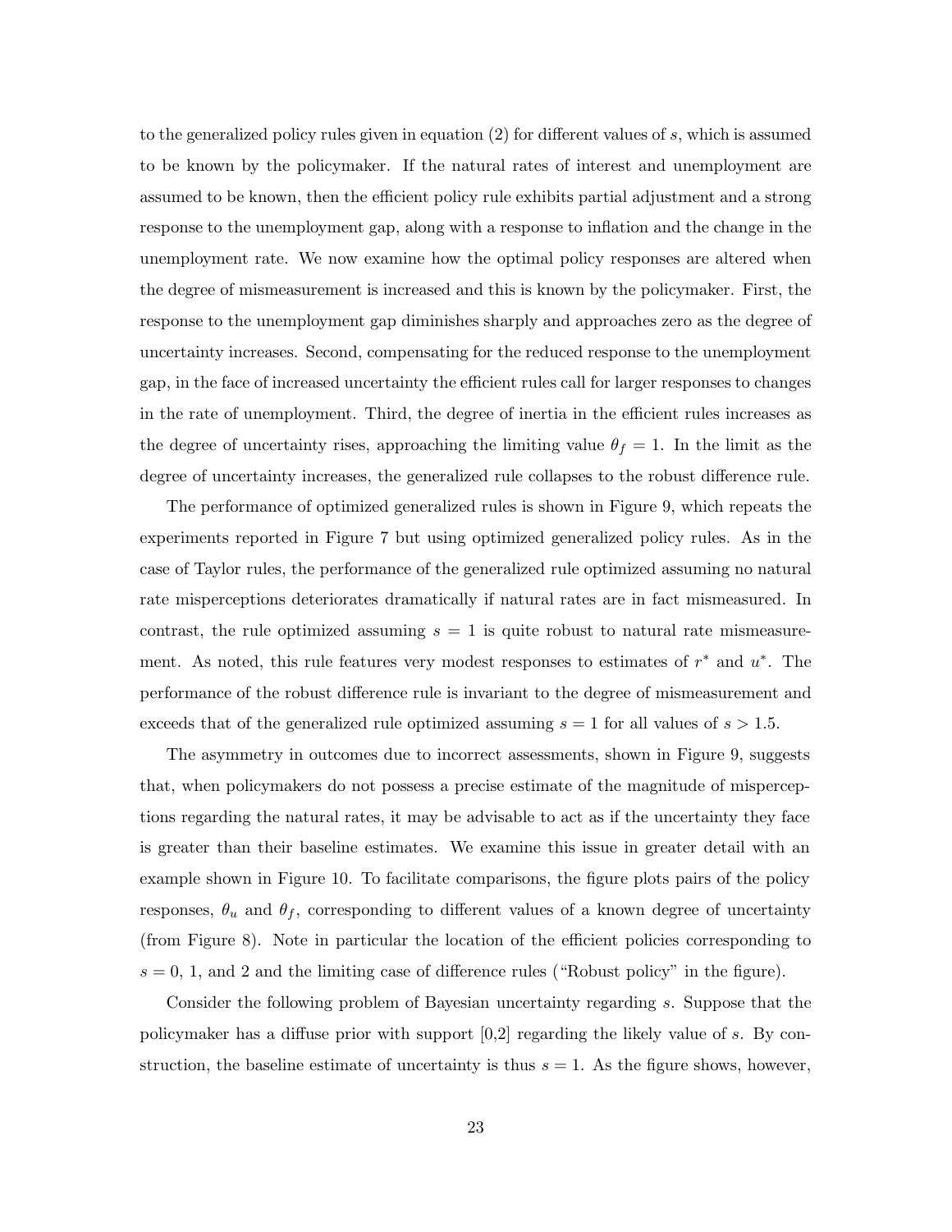to the generalized policy rules given in equation (2) for different values of $s$, which is assumed to be known by the policymaker. If the natural rates of interest and unemployment are assumed to be known, then the efficient policy rule exhibits partial adjustment and a strong response to the unemployment gap, along with a response to inflation and the change in the unemployment rate. We now examine how the optimal policy responses are altered when the degree of mismeasurement is increased and this is known by the policymaker. First, the response to the unemployment gap diminishes sharply and approaches zero as the degree of uncertainty increases. Second, compensating for the reduced response to the unemployment gap, in the face of increased uncertainty the efficient rules call for larger responses to changes in the rate of unemployment. Third, the degree of inertia in the efficient rules increases as the degree of uncertainty rises, approaching the limiting value $\theta_f = 1$. In the limit as the degree of uncertainty increases, the generalized rule collapses to the robust difference rule.

The performance of optimized generalized rules is shown in Figure 9, which repeats the experiments reported in Figure 7 but using optimized generalized policy rules. As in the case of Taylor rules, the performance of the generalized rule optimized assuming no natural rate misperceptions deteriorates dramatically if natural rates are in fact mismeasured. In contrast, the rule optimized assuming $s = 1$ is quite robust to natural rate mismeasurement. As noted, this rule features very modest responses to estimates of $r^*$ and $u^*$. The performance of the robust difference rule is invariant to the degree of mismeasurement and exceeds that of the generalized rule optimized assuming $s = 1$ for all values of $s > 1.5$.

The asymmetry in outcomes due to incorrect assessments, shown in Figure 9, suggests that, when policymakers do not possess a precise estimate of the magnitude of misperceptions regarding the natural rates, it may be advisable to act as if the uncertainty they face is greater than their baseline estimates. We examine this issue in greater detail with an example shown in Figure 10. To facilitate comparisons, the figure plots pairs of the policy responses, $\theta_u$ and $\theta_f$, corresponding to different values of a known degree of uncertainty (from Figure 8). Note in particular the location of the efficient policies corresponding to $s = 0$, 1, and 2 and the limiting case of difference rules ("Robust policy" in the figure).

Consider the following problem of Bayesian uncertainty regarding $s$. Suppose that the policymaker has a diffuse prior with support [0,2] regarding the likely value of $s$. By construction, the baseline estimate of uncertainty is thus $s = 1$. As the figure shows, however,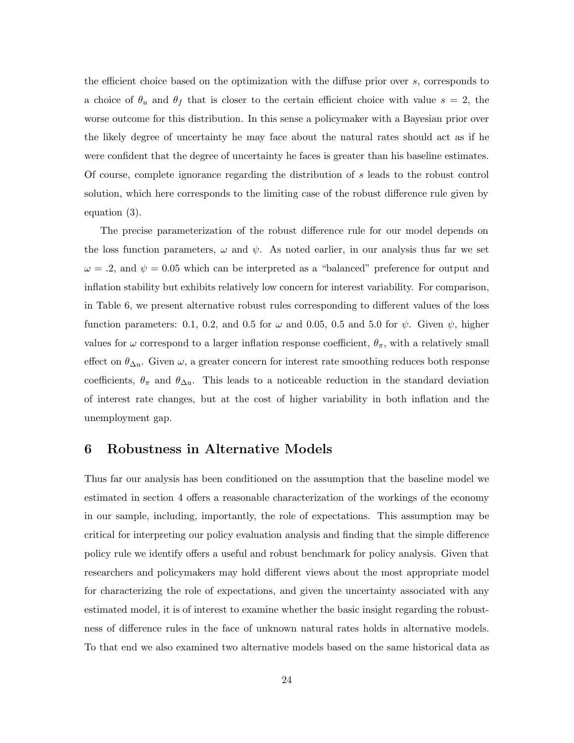the efficient choice based on the optimization with the diffuse prior over $s$, corresponds to a choice of $\theta_u$ and $\theta_f$ that is closer to the certain efficient choice with value $s = 2$, the worse outcome for this distribution. In this sense a policymaker with a Bayesian prior over the likely degree of uncertainty he may face about the natural rates should act as if he were confident that the degree of uncertainty he faces is greater than his baseline estimates. Of course, complete ignorance regarding the distribution of $s$ leads to the robust control solution, which here corresponds to the limiting case of the robust difference rule given by equation (3).

The precise parameterization of the robust difference rule for our model depends on the loss function parameters, $\omega$ and $\psi$. As noted earlier, in our analysis thus far we set $\omega = .2$, and $\psi = 0.05$ which can be interpreted as a "balanced" preference for output and inflation stability but exhibits relatively low concern for interest variability. For comparison, in Table 6, we present alternative robust rules corresponding to different values of the loss function parameters: 0.1, 0.2, and 0.5 for $\omega$ and 0.05, 0.5 and 5.0 for $\psi$. Given $\psi$, higher values for $\omega$ correspond to a larger inflation response coefficient, $\theta_\pi$, with a relatively small effect on $\theta_{\Delta u}$. Given $\omega$, a greater concern for interest rate smoothing reduces both response coefficients, $\theta_\pi$ and $\theta_{\Delta u}$. This leads to a noticeable reduction in the standard deviation of interest rate changes, but at the cost of higher variability in both inflation and the unemployment gap.

## 6 Robustness in Alternative Models

Thus far our analysis has been conditioned on the assumption that the baseline model we estimated in section 4 offers a reasonable characterization of the workings of the economy in our sample, including, importantly, the role of expectations. This assumption may be critical for interpreting our policy evaluation analysis and finding that the simple difference policy rule we identify offers a useful and robust benchmark for policy analysis. Given that researchers and policymakers may hold different views about the most appropriate model for characterizing the role of expectations, and given the uncertainty associated with any estimated model, it is of interest to examine whether the basic insight regarding the robustness of difference rules in the face of unknown natural rates holds in alternative models. To that end we also examined two alternative models based on the same historical data as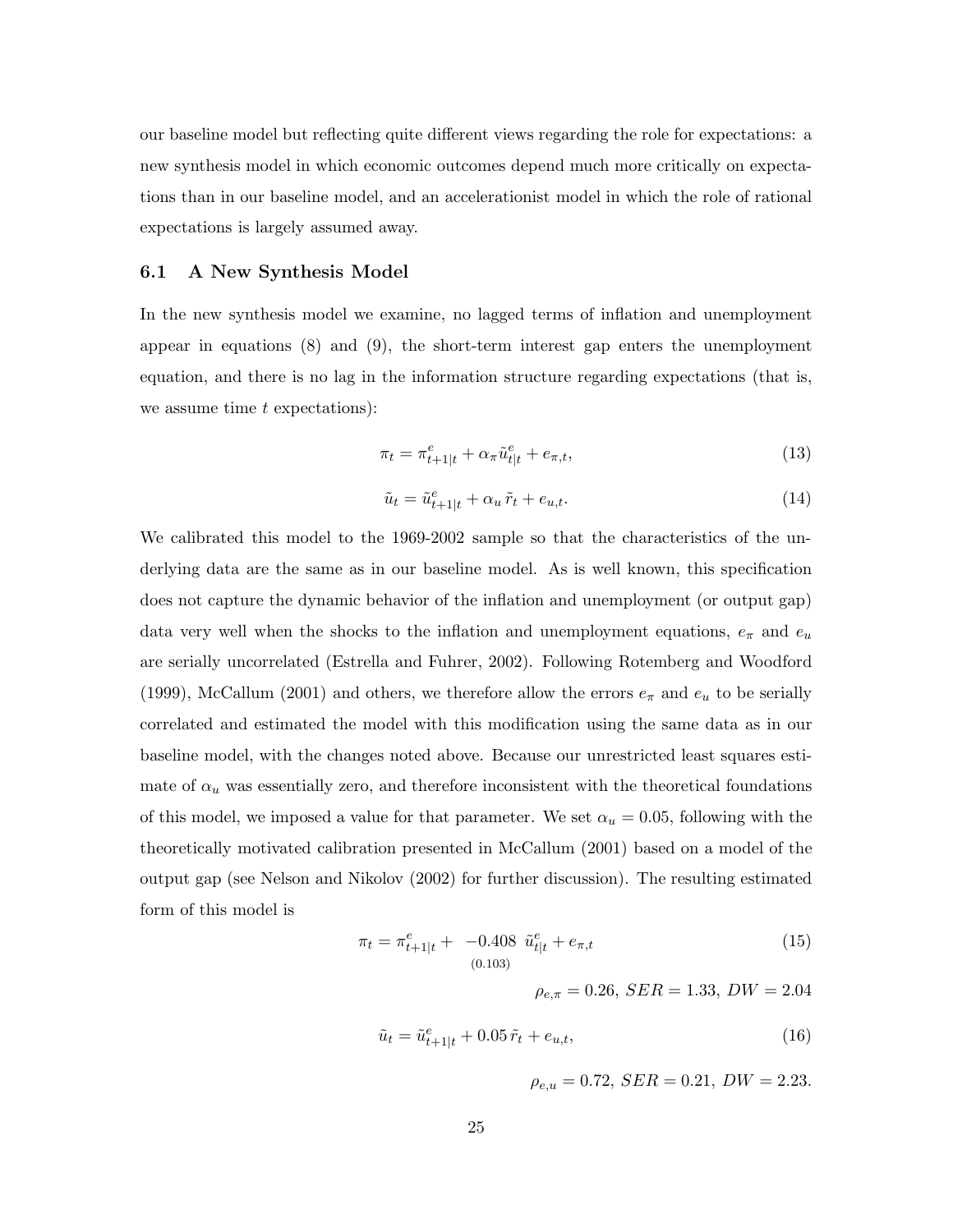our baseline model but reflecting quite different views regarding the role for expectations: a new synthesis model in which economic outcomes depend much more critically on expectations than in our baseline model, and an accelerationist model in which the role of rational expectations is largely assumed away.

### 6.1 A New Synthesis Model

In the new synthesis model we examine, no lagged terms of inflation and unemployment appear in equations (8) and (9), the short-term interest gap enters the unemployment equation, and there is no lag in the information structure regarding expectations (that is, we assume time $t$ expectations):

$$\pi_t = \pi^e_{t+1|t} + \alpha_\pi \tilde{u}^e_{t|t} + e_{\pi,t}, \tag{13}$$

$$\tilde{u}_t = \tilde{u}^e_{t+1|t} + \alpha_u \, \tilde{r}_t + e_{u,t}. \tag{14}$$

We calibrated this model to the 1969-2002 sample so that the characteristics of the underlying data are the same as in our baseline model. As is well known, this specification does not capture the dynamic behavior of the inflation and unemployment (or output gap) data very well when the shocks to the inflation and unemployment equations, $e_\pi$ and $e_u$ are serially uncorrelated (Estrella and Fuhrer, 2002). Following Rotemberg and Woodford (1999), McCallum (2001) and others, we therefore allow the errors $e_\pi$ and $e_u$ to be serially correlated and estimated the model with this modification using the same data as in our baseline model, with the changes noted above. Because our unrestricted least squares estimate of $\alpha_u$ was essentially zero, and therefore inconsistent with the theoretical foundations of this model, we imposed a value for that parameter. We set $\alpha_u = 0.05$, following with the theoretically motivated calibration presented in McCallum (2001) based on a model of the output gap (see Nelson and Nikolov (2002) for further discussion). The resulting estimated form of this model is

$$\pi_t = \pi^e_{t+1|t} + \underset{(0.103)}{-0.408} \; \tilde{u}^e_{t|t} + e_{\pi,t} \tag{15}$$

$$\rho_{e,\pi} = 0.26, \; SER = 1.33, \; DW = 2.04$$

$$\tilde{u}_t = \tilde{u}^e_{t+1|t} + 0.05 \, \tilde{r}_t + e_{u,t}, \tag{16}$$

$$\rho_{e,u} = 0.72, \; SER = 0.21, \; DW = 2.23.$$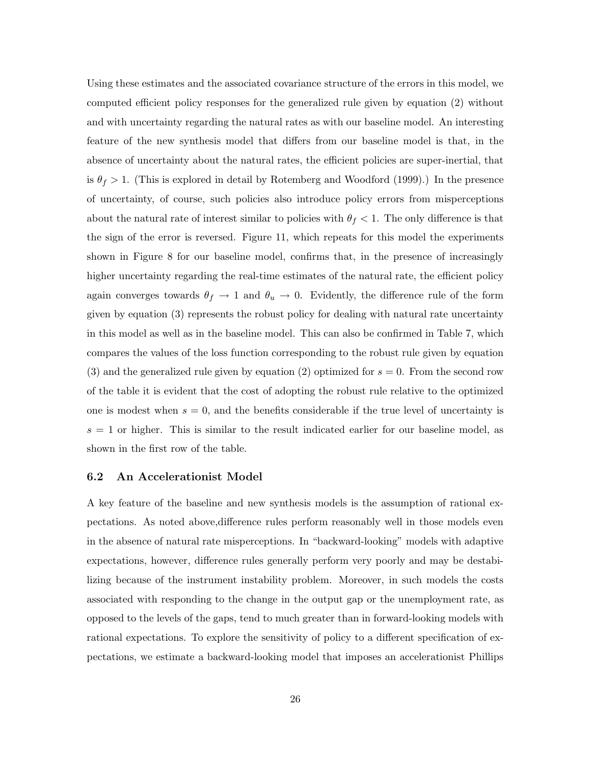Using these estimates and the associated covariance structure of the errors in this model, we computed efficient policy responses for the generalized rule given by equation (2) without and with uncertainty regarding the natural rates as with our baseline model. An interesting feature of the new synthesis model that differs from our baseline model is that, in the absence of uncertainty about the natural rates, the efficient policies are super-inertial, that is $\theta_f > 1$. (This is explored in detail by Rotemberg and Woodford (1999).) In the presence of uncertainty, of course, such policies also introduce policy errors from misperceptions about the natural rate of interest similar to policies with $\theta_f < 1$. The only difference is that the sign of the error is reversed. Figure 11, which repeats for this model the experiments shown in Figure 8 for our baseline model, confirms that, in the presence of increasingly higher uncertainty regarding the real-time estimates of the natural rate, the efficient policy again converges towards $\theta_f \to 1$ and $\theta_u \to 0$. Evidently, the difference rule of the form given by equation (3) represents the robust policy for dealing with natural rate uncertainty in this model as well as in the baseline model. This can also be confirmed in Table 7, which compares the values of the loss function corresponding to the robust rule given by equation (3) and the generalized rule given by equation (2) optimized for $s = 0$. From the second row of the table it is evident that the cost of adopting the robust rule relative to the optimized one is modest when $s = 0$, and the benefits considerable if the true level of uncertainty is $s = 1$ or higher. This is similar to the result indicated earlier for our baseline model, as shown in the first row of the table.

### 6.2 An Accelerationist Model

A key feature of the baseline and new synthesis models is the assumption of rational expectations. As noted above,difference rules perform reasonably well in those models even in the absence of natural rate misperceptions. In "backward-looking" models with adaptive expectations, however, difference rules generally perform very poorly and may be destabilizing because of the instrument instability problem. Moreover, in such models the costs associated with responding to the change in the output gap or the unemployment rate, as opposed to the levels of the gaps, tend to much greater than in forward-looking models with rational expectations. To explore the sensitivity of policy to a different specification of expectations, we estimate a backward-looking model that imposes an accelerationist Phillips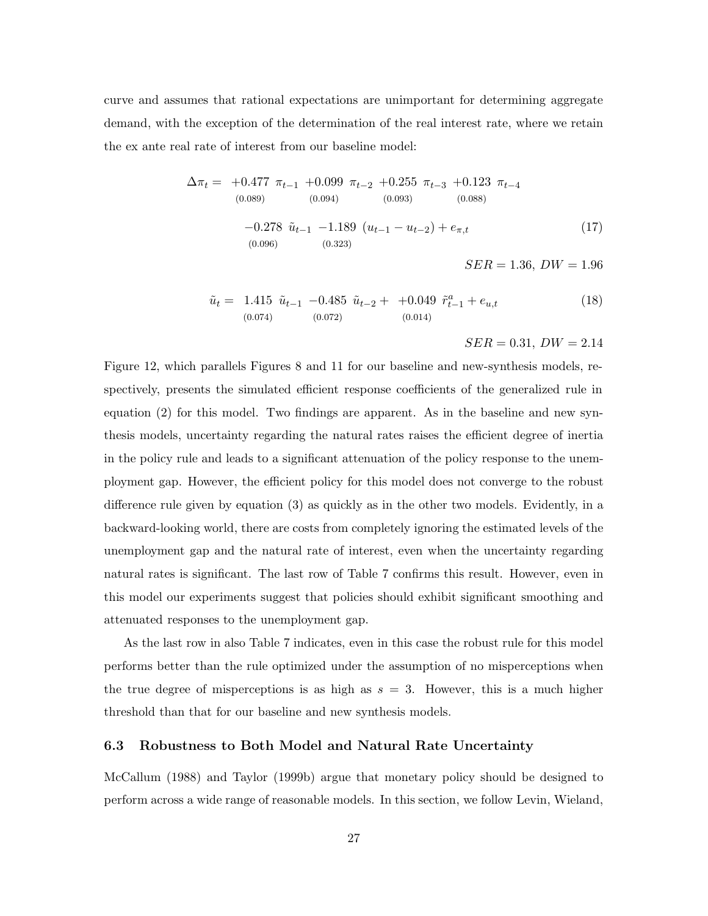curve and assumes that rational expectations are unimportant for determining aggregate demand, with the exception of the determination of the real interest rate, where we retain the ex ante real rate of interest from our baseline model:

$$\Delta\pi_t = \underset{(0.089)}{+0.477}\ \pi_{t-1} \underset{(0.094)}{+0.099}\ \pi_{t-2} \underset{(0.093)}{+0.255}\ \pi_{t-3} \underset{(0.088)}{+0.123}\ \pi_{t-4}$$

$$\underset{(0.096)}{-0.278}\ \tilde{u}_{t-1} \underset{(0.323)}{-1.189}\ (u_{t-1} - u_{t-2}) + e_{\pi,t} \tag{17}$$

$$SER = 1.36,\ DW = 1.96$$

$$\tilde{u}_t = \underset{(0.074)}{1.415}\ \tilde{u}_{t-1} \underset{(0.072)}{-0.485}\ \tilde{u}_{t-2} + \underset{(0.014)}{+0.049}\ \tilde{r}^a_{t-1} + e_{u,t} \tag{18}$$

$$SER = 0.31,\ DW = 2.14$$

Figure 12, which parallels Figures 8 and 11 for our baseline and new-synthesis models, respectively, presents the simulated efficient response coefficients of the generalized rule in equation (2) for this model. Two findings are apparent. As in the baseline and new synthesis models, uncertainty regarding the natural rates raises the efficient degree of inertia in the policy rule and leads to a significant attenuation of the policy response to the unemployment gap. However, the efficient policy for this model does not converge to the robust difference rule given by equation (3) as quickly as in the other two models. Evidently, in a backward-looking world, there are costs from completely ignoring the estimated levels of the unemployment gap and the natural rate of interest, even when the uncertainty regarding natural rates is significant. The last row of Table 7 confirms this result. However, even in this model our experiments suggest that policies should exhibit significant smoothing and attenuated responses to the unemployment gap.

As the last row in also Table 7 indicates, even in this case the robust rule for this model performs better than the rule optimized under the assumption of no misperceptions when the true degree of misperceptions is as high as $s = 3$. However, this is a much higher threshold than that for our baseline and new synthesis models.

### 6.3 Robustness to Both Model and Natural Rate Uncertainty

McCallum (1988) and Taylor (1999b) argue that monetary policy should be designed to perform across a wide range of reasonable models. In this section, we follow Levin, Wieland,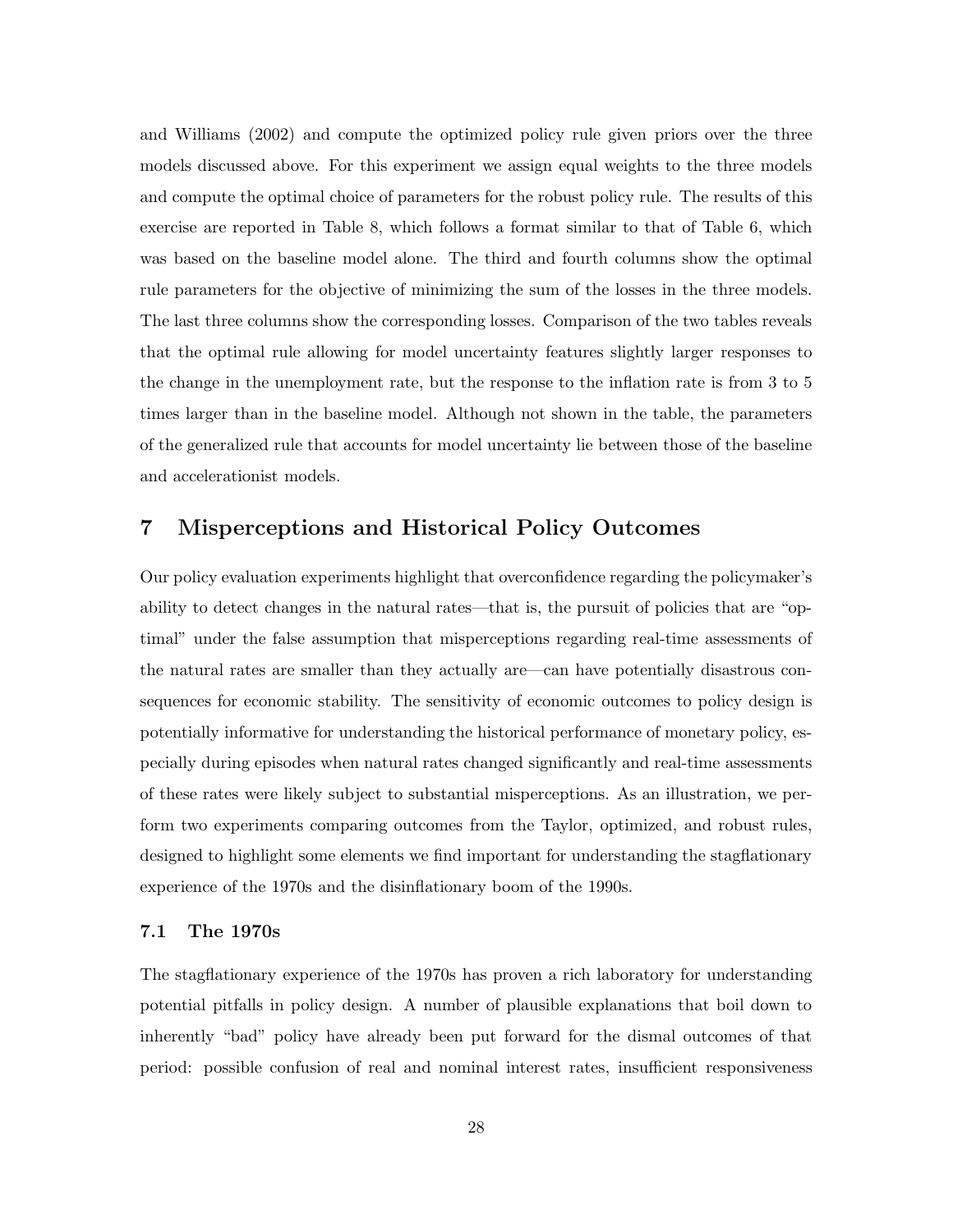and Williams (2002) and compute the optimized policy rule given priors over the three models discussed above. For this experiment we assign equal weights to the three models and compute the optimal choice of parameters for the robust policy rule. The results of this exercise are reported in Table 8, which follows a format similar to that of Table 6, which was based on the baseline model alone. The third and fourth columns show the optimal rule parameters for the objective of minimizing the sum of the losses in the three models. The last three columns show the corresponding losses. Comparison of the two tables reveals that the optimal rule allowing for model uncertainty features slightly larger responses to the change in the unemployment rate, but the response to the inflation rate is from 3 to 5 times larger than in the baseline model. Although not shown in the table, the parameters of the generalized rule that accounts for model uncertainty lie between those of the baseline and accelerationist models.

## 7 Misperceptions and Historical Policy Outcomes

Our policy evaluation experiments highlight that overconfidence regarding the policymaker's ability to detect changes in the natural rates—that is, the pursuit of policies that are "optimal" under the false assumption that misperceptions regarding real-time assessments of the natural rates are smaller than they actually are—can have potentially disastrous consequences for economic stability. The sensitivity of economic outcomes to policy design is potentially informative for understanding the historical performance of monetary policy, especially during episodes when natural rates changed significantly and real-time assessments of these rates were likely subject to substantial misperceptions. As an illustration, we perform two experiments comparing outcomes from the Taylor, optimized, and robust rules, designed to highlight some elements we find important for understanding the stagflationary experience of the 1970s and the disinflationary boom of the 1990s.

### 7.1 The 1970s

The stagflationary experience of the 1970s has proven a rich laboratory for understanding potential pitfalls in policy design. A number of plausible explanations that boil down to inherently "bad" policy have already been put forward for the dismal outcomes of that period: possible confusion of real and nominal interest rates, insufficient responsiveness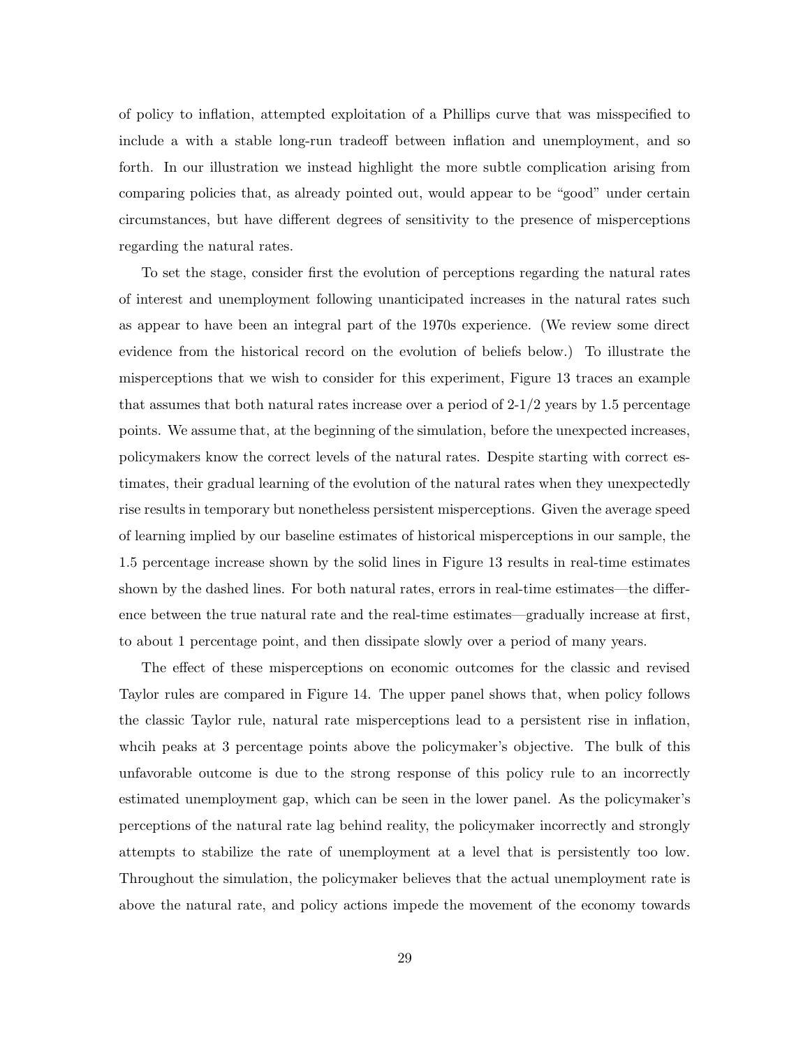of policy to inflation, attempted exploitation of a Phillips curve that was misspecified to include a with a stable long-run tradeoff between inflation and unemployment, and so forth. In our illustration we instead highlight the more subtle complication arising from comparing policies that, as already pointed out, would appear to be "good" under certain circumstances, but have different degrees of sensitivity to the presence of misperceptions regarding the natural rates.

To set the stage, consider first the evolution of perceptions regarding the natural rates of interest and unemployment following unanticipated increases in the natural rates such as appear to have been an integral part of the 1970s experience. (We review some direct evidence from the historical record on the evolution of beliefs below.) To illustrate the misperceptions that we wish to consider for this experiment, Figure 13 traces an example that assumes that both natural rates increase over a period of 2-1/2 years by 1.5 percentage points. We assume that, at the beginning of the simulation, before the unexpected increases, policymakers know the correct levels of the natural rates. Despite starting with correct estimates, their gradual learning of the evolution of the natural rates when they unexpectedly rise results in temporary but nonetheless persistent misperceptions. Given the average speed of learning implied by our baseline estimates of historical misperceptions in our sample, the 1.5 percentage increase shown by the solid lines in Figure 13 results in real-time estimates shown by the dashed lines. For both natural rates, errors in real-time estimates—the difference between the true natural rate and the real-time estimates—gradually increase at first, to about 1 percentage point, and then dissipate slowly over a period of many years.

The effect of these misperceptions on economic outcomes for the classic and revised Taylor rules are compared in Figure 14. The upper panel shows that, when policy follows the classic Taylor rule, natural rate misperceptions lead to a persistent rise in inflation, whcih peaks at 3 percentage points above the policymaker's objective. The bulk of this unfavorable outcome is due to the strong response of this policy rule to an incorrectly estimated unemployment gap, which can be seen in the lower panel. As the policymaker's perceptions of the natural rate lag behind reality, the policymaker incorrectly and strongly attempts to stabilize the rate of unemployment at a level that is persistently too low. Throughout the simulation, the policymaker believes that the actual unemployment rate is above the natural rate, and policy actions impede the movement of the economy towards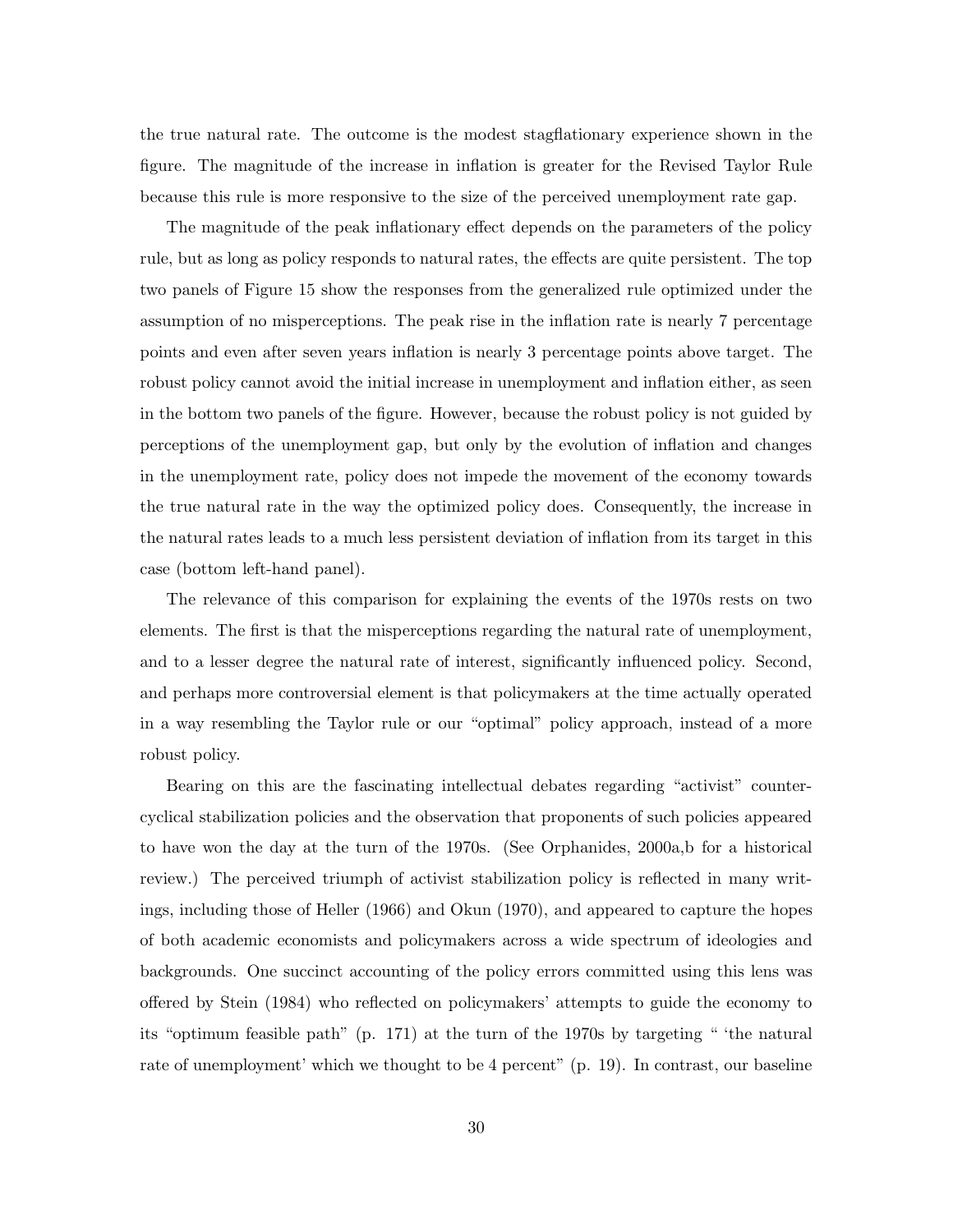the true natural rate. The outcome is the modest stagflationary experience shown in the figure. The magnitude of the increase in inflation is greater for the Revised Taylor Rule because this rule is more responsive to the size of the perceived unemployment rate gap.

The magnitude of the peak inflationary effect depends on the parameters of the policy rule, but as long as policy responds to natural rates, the effects are quite persistent. The top two panels of Figure 15 show the responses from the generalized rule optimized under the assumption of no misperceptions. The peak rise in the inflation rate is nearly 7 percentage points and even after seven years inflation is nearly 3 percentage points above target. The robust policy cannot avoid the initial increase in unemployment and inflation either, as seen in the bottom two panels of the figure. However, because the robust policy is not guided by perceptions of the unemployment gap, but only by the evolution of inflation and changes in the unemployment rate, policy does not impede the movement of the economy towards the true natural rate in the way the optimized policy does. Consequently, the increase in the natural rates leads to a much less persistent deviation of inflation from its target in this case (bottom left-hand panel).

The relevance of this comparison for explaining the events of the 1970s rests on two elements. The first is that the misperceptions regarding the natural rate of unemployment, and to a lesser degree the natural rate of interest, significantly influenced policy. Second, and perhaps more controversial element is that policymakers at the time actually operated in a way resembling the Taylor rule or our "optimal" policy approach, instead of a more robust policy.

Bearing on this are the fascinating intellectual debates regarding "activist" countercyclical stabilization policies and the observation that proponents of such policies appeared to have won the day at the turn of the 1970s. (See Orphanides, 2000a,b for a historical review.) The perceived triumph of activist stabilization policy is reflected in many writings, including those of Heller (1966) and Okun (1970), and appeared to capture the hopes of both academic economists and policymakers across a wide spectrum of ideologies and backgrounds. One succinct accounting of the policy errors committed using this lens was offered by Stein (1984) who reflected on policymakers' attempts to guide the economy to its "optimum feasible path" (p. 171) at the turn of the 1970s by targeting " 'the natural rate of unemployment' which we thought to be 4 percent" (p. 19). In contrast, our baseline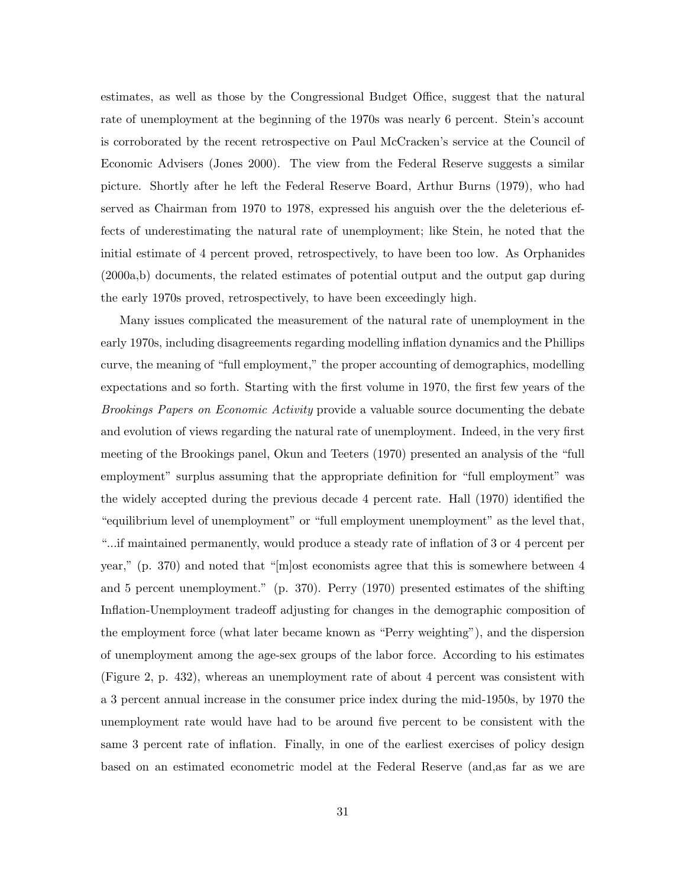estimates, as well as those by the Congressional Budget Office, suggest that the natural rate of unemployment at the beginning of the 1970s was nearly 6 percent. Stein's account is corroborated by the recent retrospective on Paul McCracken's service at the Council of Economic Advisers (Jones 2000). The view from the Federal Reserve suggests a similar picture. Shortly after he left the Federal Reserve Board, Arthur Burns (1979), who had served as Chairman from 1970 to 1978, expressed his anguish over the the deleterious effects of underestimating the natural rate of unemployment; like Stein, he noted that the initial estimate of 4 percent proved, retrospectively, to have been too low. As Orphanides (2000a,b) documents, the related estimates of potential output and the output gap during the early 1970s proved, retrospectively, to have been exceedingly high.

Many issues complicated the measurement of the natural rate of unemployment in the early 1970s, including disagreements regarding modelling inflation dynamics and the Phillips curve, the meaning of "full employment," the proper accounting of demographics, modelling expectations and so forth. Starting with the first volume in 1970, the first few years of the *Brookings Papers on Economic Activity* provide a valuable source documenting the debate and evolution of views regarding the natural rate of unemployment. Indeed, in the very first meeting of the Brookings panel, Okun and Teeters (1970) presented an analysis of the "full employment" surplus assuming that the appropriate definition for "full employment" was the widely accepted during the previous decade 4 percent rate. Hall (1970) identified the "equilibrium level of unemployment" or "full employment unemployment" as the level that, "...if maintained permanently, would produce a steady rate of inflation of 3 or 4 percent per year," (p. 370) and noted that "[m]ost economists agree that this is somewhere between 4 and 5 percent unemployment." (p. 370). Perry (1970) presented estimates of the shifting Inflation-Unemployment tradeoff adjusting for changes in the demographic composition of the employment force (what later became known as "Perry weighting"), and the dispersion of unemployment among the age-sex groups of the labor force. According to his estimates (Figure 2, p. 432), whereas an unemployment rate of about 4 percent was consistent with a 3 percent annual increase in the consumer price index during the mid-1950s, by 1970 the unemployment rate would have had to be around five percent to be consistent with the same 3 percent rate of inflation. Finally, in one of the earliest exercises of policy design based on an estimated econometric model at the Federal Reserve (and,as far as we are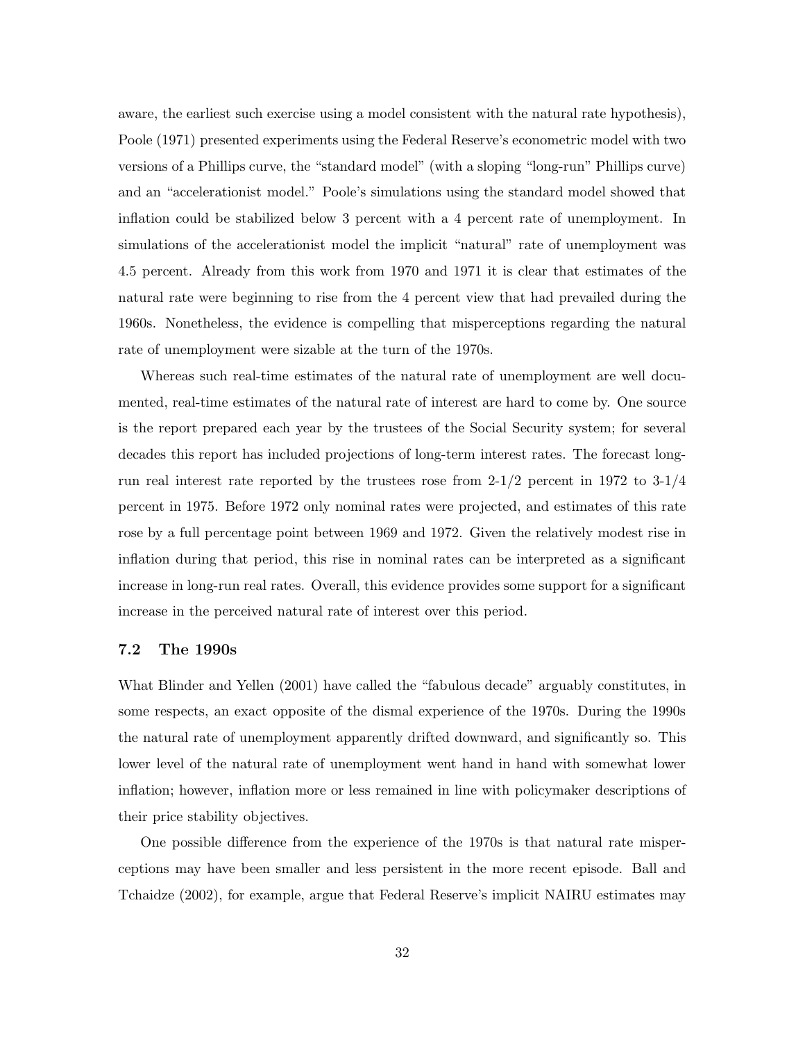aware, the earliest such exercise using a model consistent with the natural rate hypothesis), Poole (1971) presented experiments using the Federal Reserve's econometric model with two versions of a Phillips curve, the "standard model" (with a sloping "long-run" Phillips curve) and an "accelerationist model." Poole's simulations using the standard model showed that inflation could be stabilized below 3 percent with a 4 percent rate of unemployment. In simulations of the accelerationist model the implicit "natural" rate of unemployment was 4.5 percent. Already from this work from 1970 and 1971 it is clear that estimates of the natural rate were beginning to rise from the 4 percent view that had prevailed during the 1960s. Nonetheless, the evidence is compelling that misperceptions regarding the natural rate of unemployment were sizable at the turn of the 1970s.

Whereas such real-time estimates of the natural rate of unemployment are well documented, real-time estimates of the natural rate of interest are hard to come by. One source is the report prepared each year by the trustees of the Social Security system; for several decades this report has included projections of long-term interest rates. The forecast long-run real interest rate reported by the trustees rose from 2-1/2 percent in 1972 to 3-1/4 percent in 1975. Before 1972 only nominal rates were projected, and estimates of this rate rose by a full percentage point between 1969 and 1972. Given the relatively modest rise in inflation during that period, this rise in nominal rates can be interpreted as a significant increase in long-run real rates. Overall, this evidence provides some support for a significant increase in the perceived natural rate of interest over this period.

### 7.2 The 1990s

What Blinder and Yellen (2001) have called the "fabulous decade" arguably constitutes, in some respects, an exact opposite of the dismal experience of the 1970s. During the 1990s the natural rate of unemployment apparently drifted downward, and significantly so. This lower level of the natural rate of unemployment went hand in hand with somewhat lower inflation; however, inflation more or less remained in line with policymaker descriptions of their price stability objectives.

One possible difference from the experience of the 1970s is that natural rate misperceptions may have been smaller and less persistent in the more recent episode. Ball and Tchaidze (2002), for example, argue that Federal Reserve's implicit NAIRU estimates may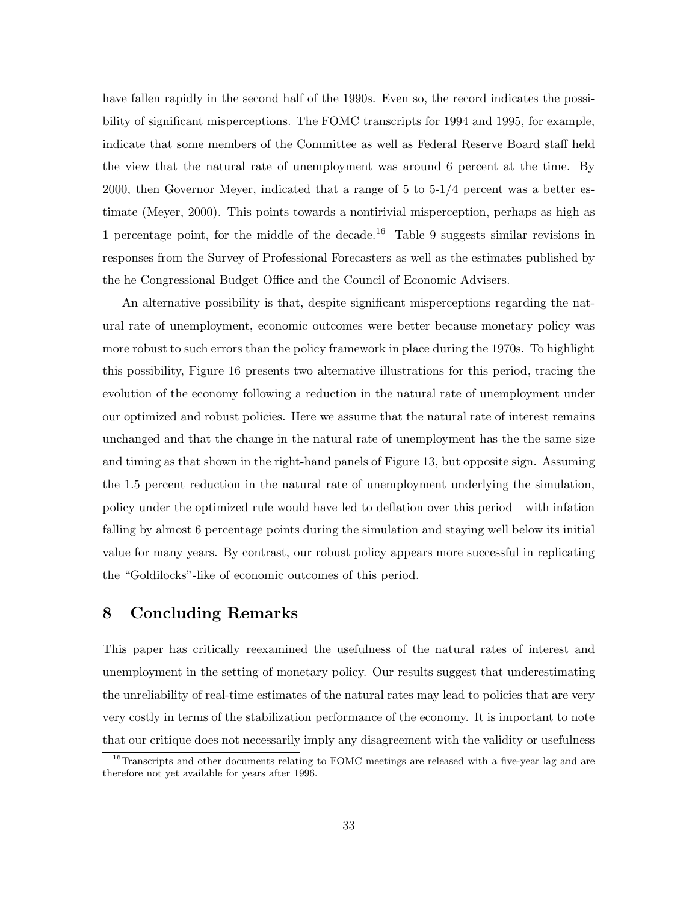have fallen rapidly in the second half of the 1990s. Even so, the record indicates the possibility of significant misperceptions. The FOMC transcripts for 1994 and 1995, for example, indicate that some members of the Committee as well as Federal Reserve Board staff held the view that the natural rate of unemployment was around 6 percent at the time. By 2000, then Governor Meyer, indicated that a range of 5 to 5-1/4 percent was a better estimate (Meyer, 2000). This points towards a nontirivial misperception, perhaps as high as 1 percentage point, for the middle of the decade.[16] Table 9 suggests similar revisions in responses from the Survey of Professional Forecasters as well as the estimates published by the he Congressional Budget Office and the Council of Economic Advisers.

An alternative possibility is that, despite significant misperceptions regarding the natural rate of unemployment, economic outcomes were better because monetary policy was more robust to such errors than the policy framework in place during the 1970s. To highlight this possibility, Figure 16 presents two alternative illustrations for this period, tracing the evolution of the economy following a reduction in the natural rate of unemployment under our optimized and robust policies. Here we assume that the natural rate of interest remains unchanged and that the change in the natural rate of unemployment has the the same size and timing as that shown in the right-hand panels of Figure 13, but opposite sign. Assuming the 1.5 percent reduction in the natural rate of unemployment underlying the simulation, policy under the optimized rule would have led to deflation over this period—with infation falling by almost 6 percentage points during the simulation and staying well below its initial value for many years. By contrast, our robust policy appears more successful in replicating the "Goldilocks"-like of economic outcomes of this period.

## 8 Concluding Remarks

This paper has critically reexamined the usefulness of the natural rates of interest and unemployment in the setting of monetary policy. Our results suggest that underestimating the unreliability of real-time estimates of the natural rates may lead to policies that are very very costly in terms of the stabilization performance of the economy. It is important to note that our critique does not necessarily imply any disagreement with the validity or usefulness

[16] Transcripts and other documents relating to FOMC meetings are released with a five-year lag and are therefore not yet available for years after 1996.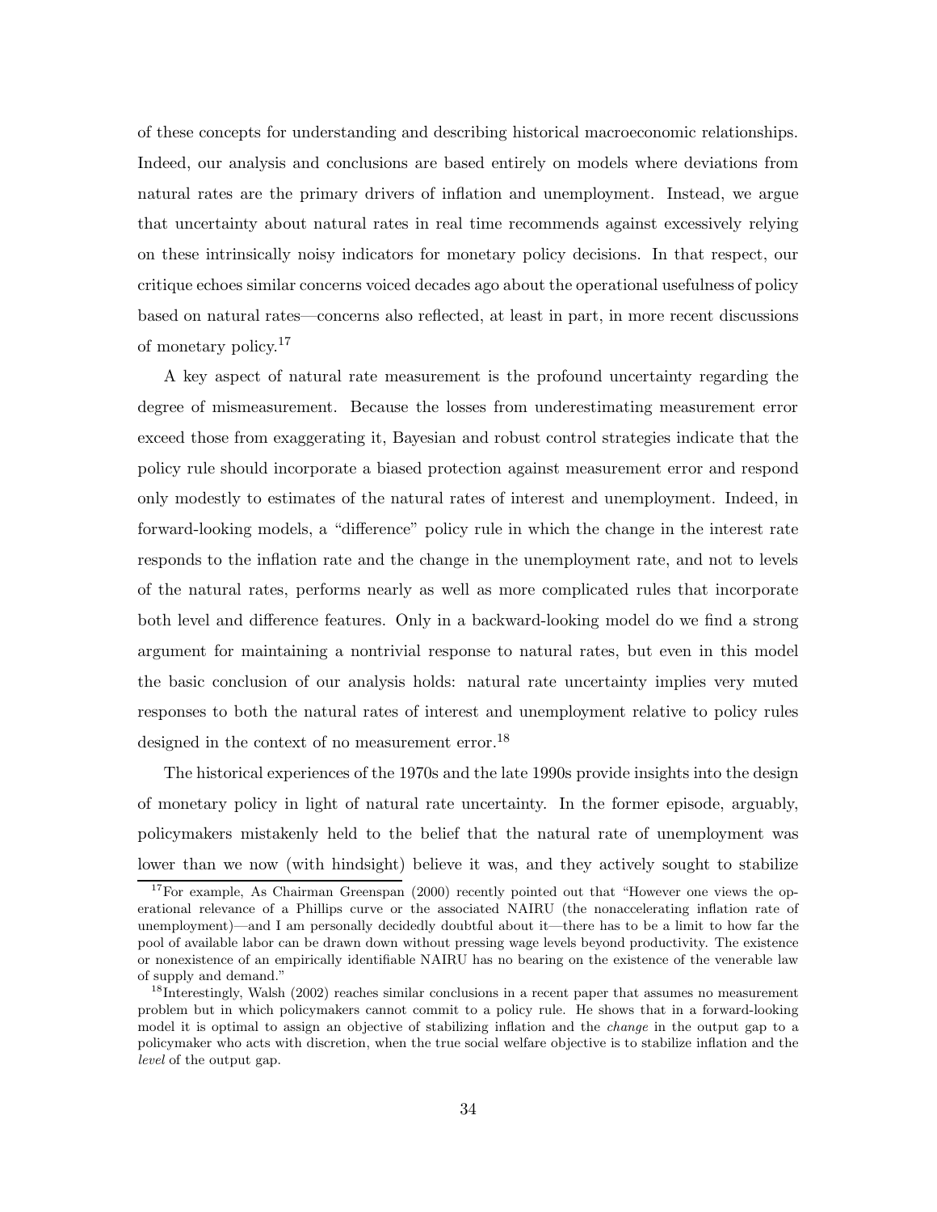of these concepts for understanding and describing historical macroeconomic relationships. Indeed, our analysis and conclusions are based entirely on models where deviations from natural rates are the primary drivers of inflation and unemployment. Instead, we argue that uncertainty about natural rates in real time recommends against excessively relying on these intrinsically noisy indicators for monetary policy decisions. In that respect, our critique echoes similar concerns voiced decades ago about the operational usefulness of policy based on natural rates—concerns also reflected, at least in part, in more recent discussions of monetary policy.[17]

A key aspect of natural rate measurement is the profound uncertainty regarding the degree of mismeasurement. Because the losses from underestimating measurement error exceed those from exaggerating it, Bayesian and robust control strategies indicate that the policy rule should incorporate a biased protection against measurement error and respond only modestly to estimates of the natural rates of interest and unemployment. Indeed, in forward-looking models, a "difference" policy rule in which the change in the interest rate responds to the inflation rate and the change in the unemployment rate, and not to levels of the natural rates, performs nearly as well as more complicated rules that incorporate both level and difference features. Only in a backward-looking model do we find a strong argument for maintaining a nontrivial response to natural rates, but even in this model the basic conclusion of our analysis holds: natural rate uncertainty implies very muted responses to both the natural rates of interest and unemployment relative to policy rules designed in the context of no measurement error.[18]

The historical experiences of the 1970s and the late 1990s provide insights into the design of monetary policy in light of natural rate uncertainty. In the former episode, arguably, policymakers mistakenly held to the belief that the natural rate of unemployment was lower than we now (with hindsight) believe it was, and they actively sought to stabilize

[17] For example, As Chairman Greenspan (2000) recently pointed out that "However one views the operational relevance of a Phillips curve or the associated NAIRU (the nonaccelerating inflation rate of unemployment)—and I am personally decidedly doubtful about it—there has to be a limit to how far the pool of available labor can be drawn down without pressing wage levels beyond productivity. The existence or nonexistence of an empirically identifiable NAIRU has no bearing on the existence of the venerable law of supply and demand."

[18] Interestingly, Walsh (2002) reaches similar conclusions in a recent paper that assumes no measurement problem but in which policymakers cannot commit to a policy rule. He shows that in a forward-looking model it is optimal to assign an objective of stabilizing inflation and the *change* in the output gap to a policymaker who acts with discretion, when the true social welfare objective is to stabilize inflation and the *level* of the output gap.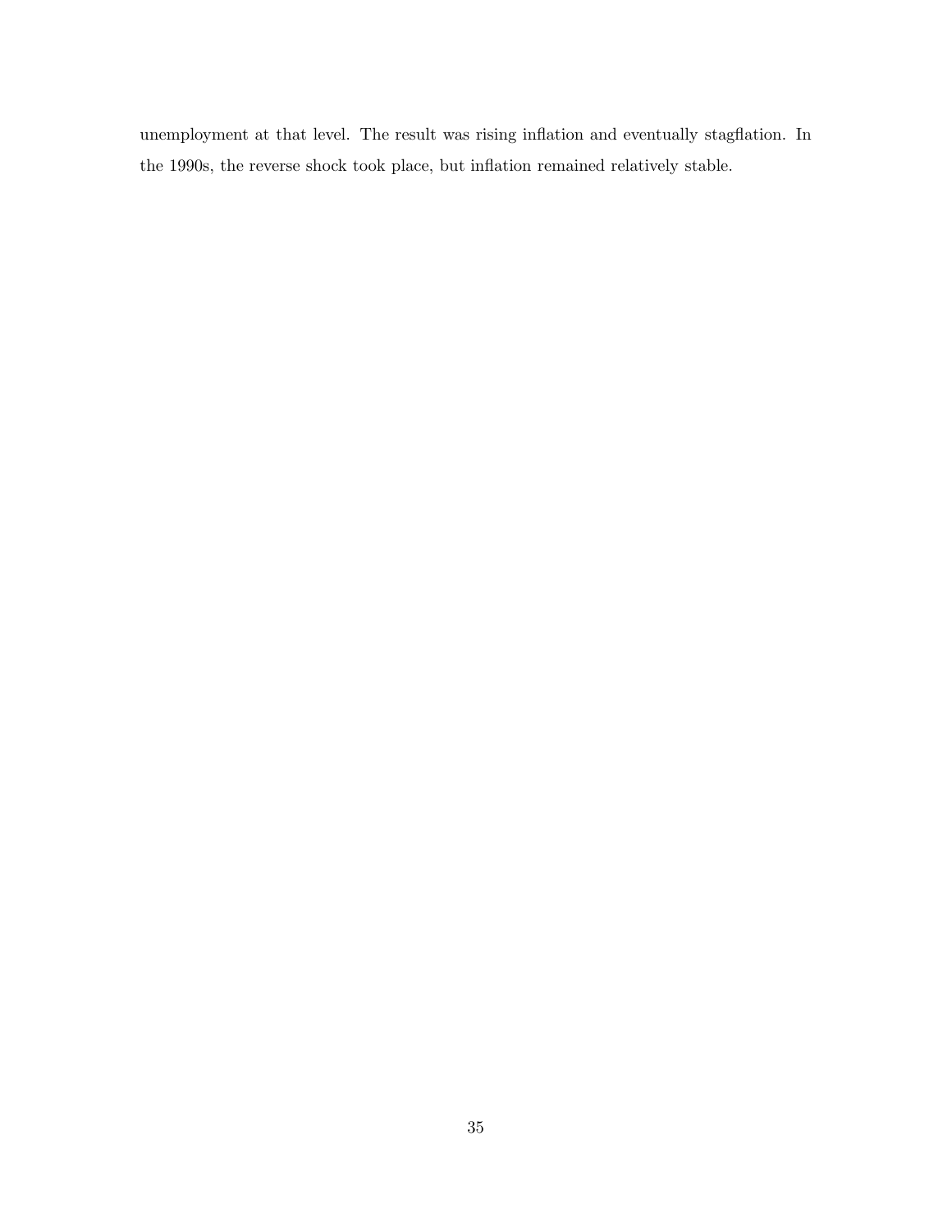unemployment at that level. The result was rising inflation and eventually stagflation. In the 1990s, the reverse shock took place, but inflation remained relatively stable.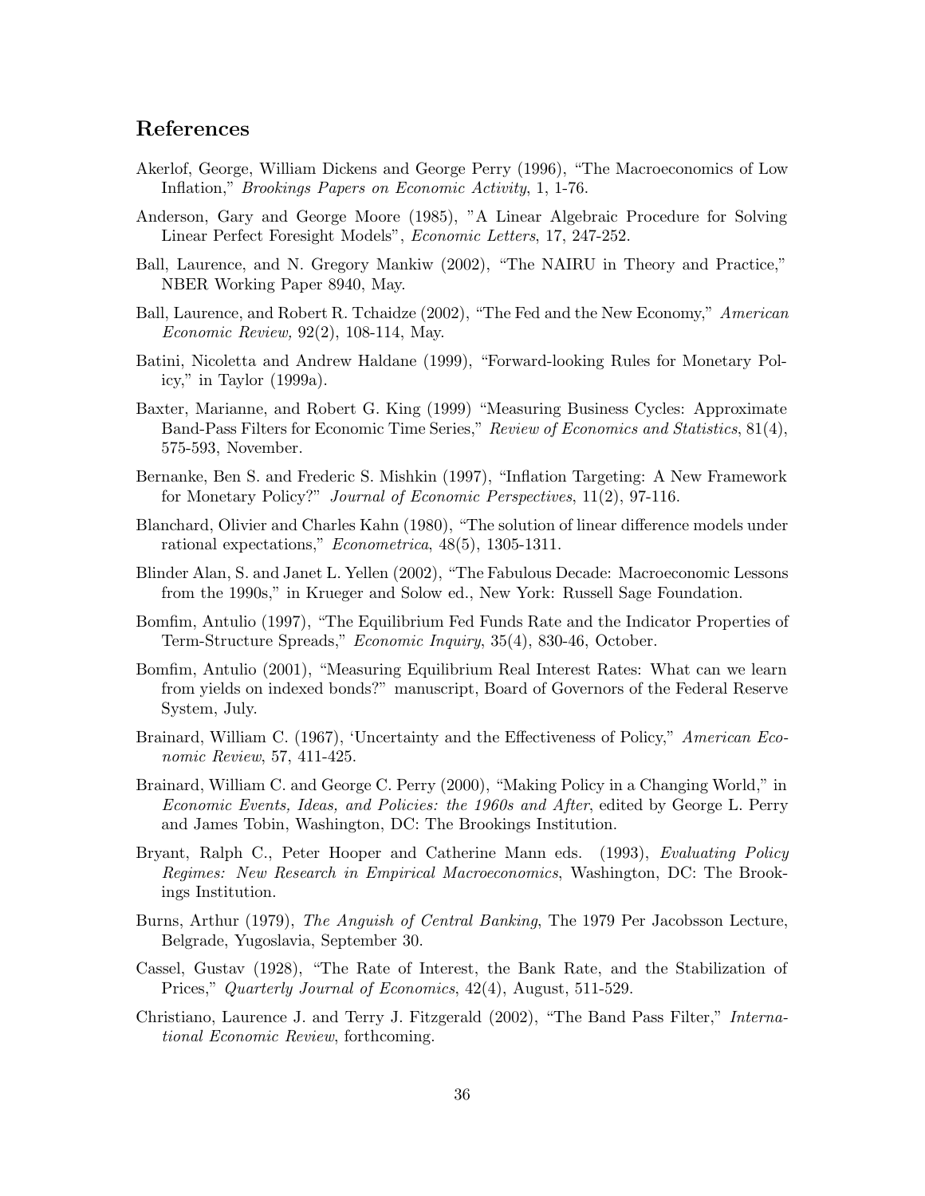## References

Akerlof, George, William Dickens and George Perry (1996), "The Macroeconomics of Low Inflation," *Brookings Papers on Economic Activity*, 1, 1-76.

Anderson, Gary and George Moore (1985), "A Linear Algebraic Procedure for Solving Linear Perfect Foresight Models", *Economic Letters*, 17, 247-252.

Ball, Laurence, and N. Gregory Mankiw (2002), "The NAIRU in Theory and Practice," NBER Working Paper 8940, May.

Ball, Laurence, and Robert R. Tchaidze (2002), "The Fed and the New Economy," *American Economic Review,* 92(2), 108-114, May.

Batini, Nicoletta and Andrew Haldane (1999), "Forward-looking Rules for Monetary Policy," in Taylor (1999a).

Baxter, Marianne, and Robert G. King (1999) "Measuring Business Cycles: Approximate Band-Pass Filters for Economic Time Series," *Review of Economics and Statistics*, 81(4), 575-593, November.

Bernanke, Ben S. and Frederic S. Mishkin (1997), "Inflation Targeting: A New Framework for Monetary Policy?" *Journal of Economic Perspectives*, 11(2), 97-116.

Blanchard, Olivier and Charles Kahn (1980), "The solution of linear difference models under rational expectations," *Econometrica*, 48(5), 1305-1311.

Blinder Alan, S. and Janet L. Yellen (2002), "The Fabulous Decade: Macroeconomic Lessons from the 1990s," in Krueger and Solow ed., New York: Russell Sage Foundation.

Bomfim, Antulio (1997), "The Equilibrium Fed Funds Rate and the Indicator Properties of Term-Structure Spreads," *Economic Inquiry*, 35(4), 830-46, October.

Bomfim, Antulio (2001), "Measuring Equilibrium Real Interest Rates: What can we learn from yields on indexed bonds?" manuscript, Board of Governors of the Federal Reserve System, July.

Brainard, William C. (1967), 'Uncertainty and the Effectiveness of Policy," *American Economic Review*, 57, 411-425.

Brainard, William C. and George C. Perry (2000), "Making Policy in a Changing World," in *Economic Events, Ideas, and Policies: the 1960s and After*, edited by George L. Perry and James Tobin, Washington, DC: The Brookings Institution.

Bryant, Ralph C., Peter Hooper and Catherine Mann eds. (1993), *Evaluating Policy Regimes: New Research in Empirical Macroeconomics*, Washington, DC: The Brookings Institution.

Burns, Arthur (1979), *The Anguish of Central Banking*, The 1979 Per Jacobsson Lecture, Belgrade, Yugoslavia, September 30.

Cassel, Gustav (1928), "The Rate of Interest, the Bank Rate, and the Stabilization of Prices," *Quarterly Journal of Economics*, 42(4), August, 511-529.

Christiano, Laurence J. and Terry J. Fitzgerald (2002), "The Band Pass Filter," *International Economic Review*, forthcoming.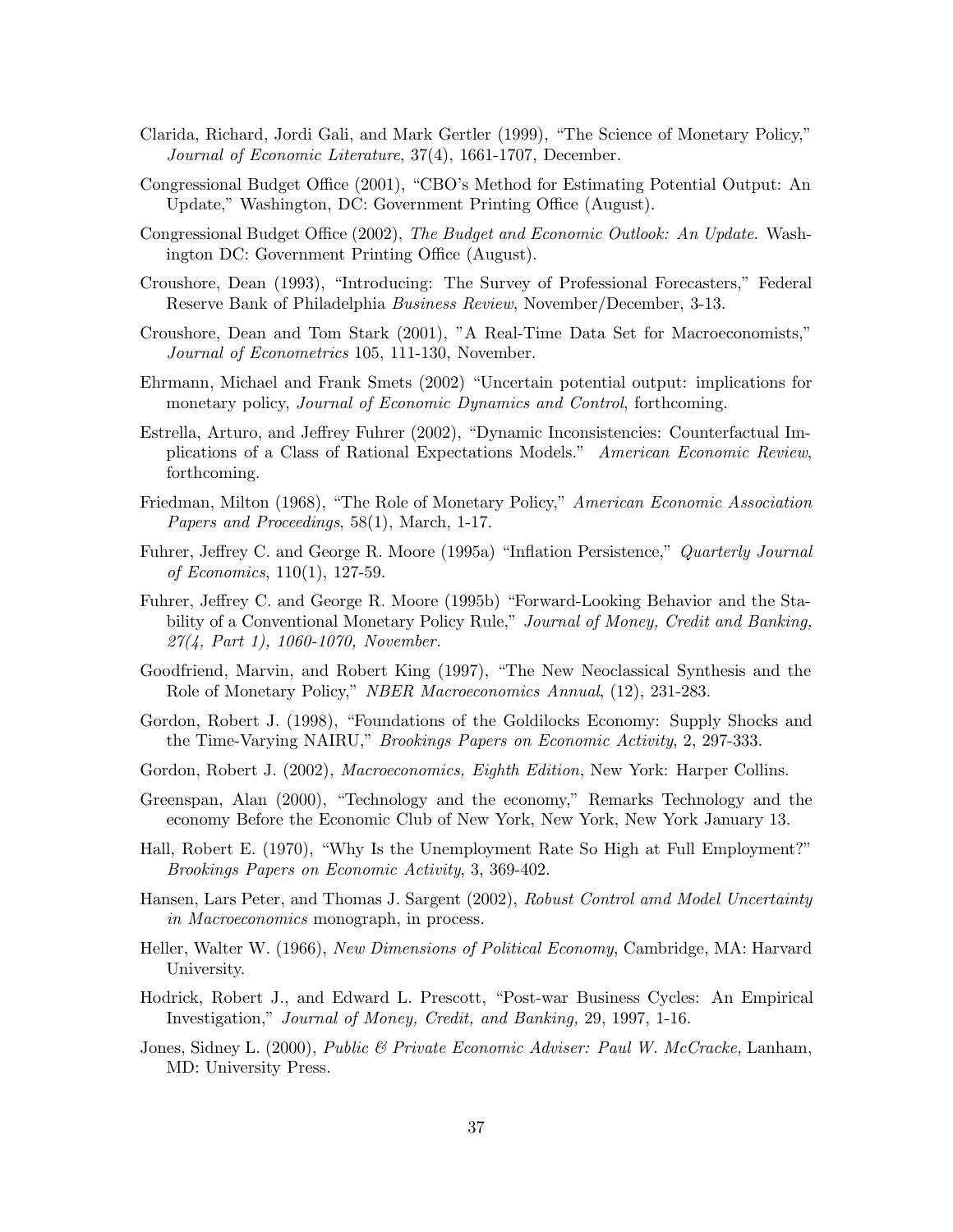Clarida, Richard, Jordi Gali, and Mark Gertler (1999), "The Science of Monetary Policy," *Journal of Economic Literature*, 37(4), 1661-1707, December.

Congressional Budget Office (2001), "CBO's Method for Estimating Potential Output: An Update," Washington, DC: Government Printing Office (August).

Congressional Budget Office (2002), *The Budget and Economic Outlook: An Update.* Washington DC: Government Printing Office (August).

Croushore, Dean (1993), "Introducing: The Survey of Professional Forecasters," Federal Reserve Bank of Philadelphia *Business Review*, November/December, 3-13.

Croushore, Dean and Tom Stark (2001), "A Real-Time Data Set for Macroeconomists," *Journal of Econometrics* 105, 111-130, November.

Ehrmann, Michael and Frank Smets (2002) "Uncertain potential output: implications for monetary policy, *Journal of Economic Dynamics and Control*, forthcoming.

Estrella, Arturo, and Jeffrey Fuhrer (2002), "Dynamic Inconsistencies: Counterfactual Implications of a Class of Rational Expectations Models." *American Economic Review*, forthcoming.

Friedman, Milton (1968), "The Role of Monetary Policy," *American Economic Association Papers and Proceedings*, 58(1), March, 1-17.

Fuhrer, Jeffrey C. and George R. Moore (1995a) "Inflation Persistence," *Quarterly Journal of Economics*, 110(1), 127-59.

Fuhrer, Jeffrey C. and George R. Moore (1995b) "Forward-Looking Behavior and the Stability of a Conventional Monetary Policy Rule," *Journal of Money, Credit and Banking, 27(4, Part 1), 1060-1070, November.*

Goodfriend, Marvin, and Robert King (1997), "The New Neoclassical Synthesis and the Role of Monetary Policy," *NBER Macroeconomics Annual*, (12), 231-283.

Gordon, Robert J. (1998), "Foundations of the Goldilocks Economy: Supply Shocks and the Time-Varying NAIRU," *Brookings Papers on Economic Activity*, 2, 297-333.

Gordon, Robert J. (2002), *Macroeconomics, Eighth Edition*, New York: Harper Collins.

Greenspan, Alan (2000), "Technology and the economy," Remarks Technology and the economy Before the Economic Club of New York, New York, New York January 13.

Hall, Robert E. (1970), "Why Is the Unemployment Rate So High at Full Employment?" *Brookings Papers on Economic Activity*, 3, 369-402.

Hansen, Lars Peter, and Thomas J. Sargent (2002), *Robust Control amd Model Uncertainty in Macroeconomics* monograph, in process.

Heller, Walter W. (1966), *New Dimensions of Political Economy*, Cambridge, MA: Harvard University.

Hodrick, Robert J., and Edward L. Prescott, "Post-war Business Cycles: An Empirical Investigation," *Journal of Money, Credit, and Banking,* 29, 1997, 1-16.

Jones, Sidney L. (2000), *Public & Private Economic Adviser: Paul W. McCracke,* Lanham, MD: University Press.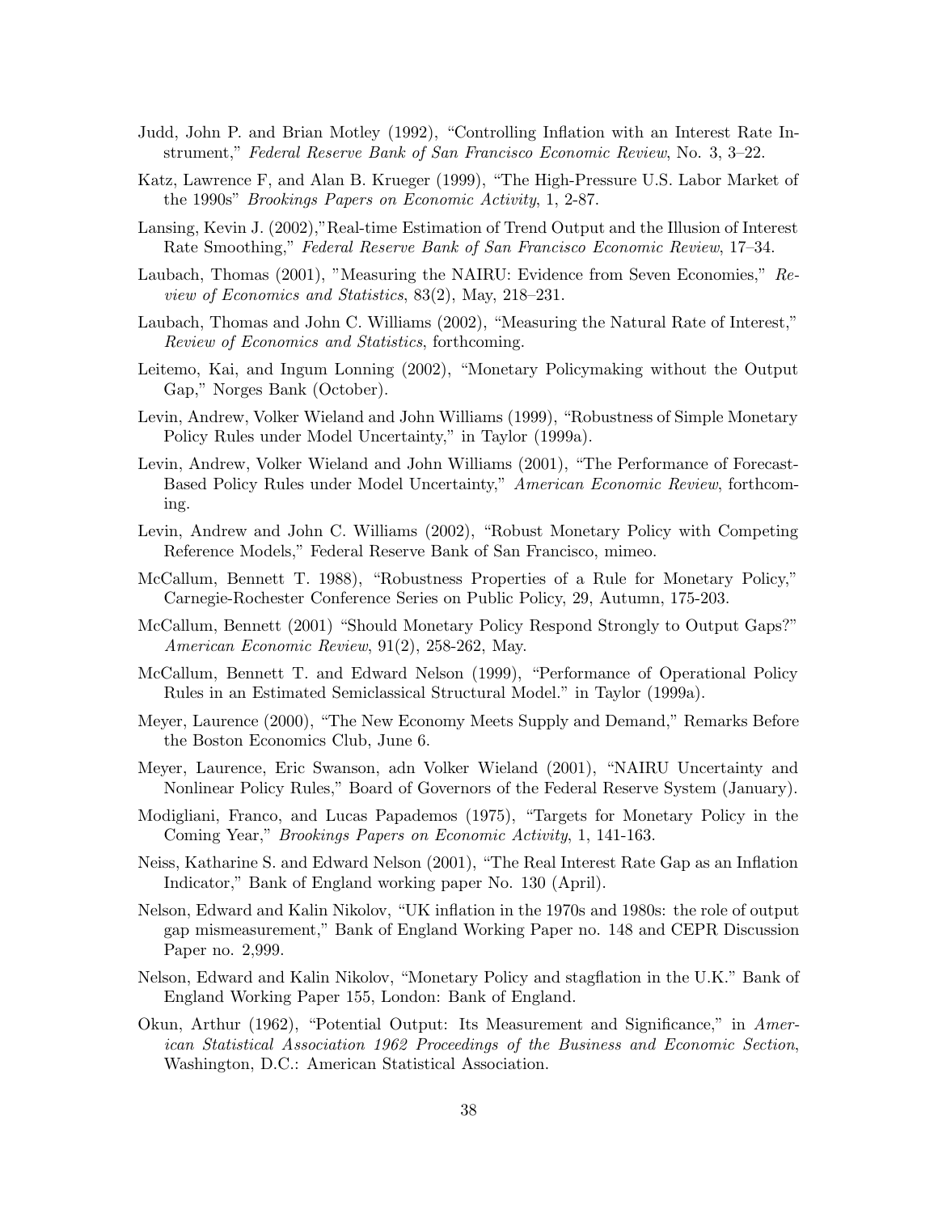Judd, John P. and Brian Motley (1992), "Controlling Inflation with an Interest Rate Instrument," *Federal Reserve Bank of San Francisco Economic Review*, No. 3, 3–22.

Katz, Lawrence F, and Alan B. Krueger (1999), "The High-Pressure U.S. Labor Market of the 1990s" *Brookings Papers on Economic Activity*, 1, 2-87.

Lansing, Kevin J. (2002),"Real-time Estimation of Trend Output and the Illusion of Interest Rate Smoothing," *Federal Reserve Bank of San Francisco Economic Review*, 17–34.

Laubach, Thomas (2001), "Measuring the NAIRU: Evidence from Seven Economies," *Review of Economics and Statistics*, 83(2), May, 218–231.

Laubach, Thomas and John C. Williams (2002), "Measuring the Natural Rate of Interest," *Review of Economics and Statistics*, forthcoming.

Leitemo, Kai, and Ingum Lonning (2002), "Monetary Policymaking without the Output Gap," Norges Bank (October).

Levin, Andrew, Volker Wieland and John Williams (1999), "Robustness of Simple Monetary Policy Rules under Model Uncertainty," in Taylor (1999a).

Levin, Andrew, Volker Wieland and John Williams (2001), "The Performance of Forecast-Based Policy Rules under Model Uncertainty," *American Economic Review*, forthcoming.

Levin, Andrew and John C. Williams (2002), "Robust Monetary Policy with Competing Reference Models," Federal Reserve Bank of San Francisco, mimeo.

McCallum, Bennett T. 1988), "Robustness Properties of a Rule for Monetary Policy," Carnegie-Rochester Conference Series on Public Policy, 29, Autumn, 175-203.

McCallum, Bennett (2001) "Should Monetary Policy Respond Strongly to Output Gaps?" *American Economic Review*, 91(2), 258-262, May.

McCallum, Bennett T. and Edward Nelson (1999), "Performance of Operational Policy Rules in an Estimated Semiclassical Structural Model." in Taylor (1999a).

Meyer, Laurence (2000), "The New Economy Meets Supply and Demand," Remarks Before the Boston Economics Club, June 6.

Meyer, Laurence, Eric Swanson, adn Volker Wieland (2001), "NAIRU Uncertainty and Nonlinear Policy Rules," Board of Governors of the Federal Reserve System (January).

Modigliani, Franco, and Lucas Papademos (1975), "Targets for Monetary Policy in the Coming Year," *Brookings Papers on Economic Activity*, 1, 141-163.

Neiss, Katharine S. and Edward Nelson (2001), "The Real Interest Rate Gap as an Inflation Indicator," Bank of England working paper No. 130 (April).

Nelson, Edward and Kalin Nikolov, "UK inflation in the 1970s and 1980s: the role of output gap mismeasurement," Bank of England Working Paper no. 148 and CEPR Discussion Paper no. 2,999.

Nelson, Edward and Kalin Nikolov, "Monetary Policy and stagflation in the U.K." Bank of England Working Paper 155, London: Bank of England.

Okun, Arthur (1962), "Potential Output: Its Measurement and Significance," in *American Statistical Association 1962 Proceedings of the Business and Economic Section*, Washington, D.C.: American Statistical Association.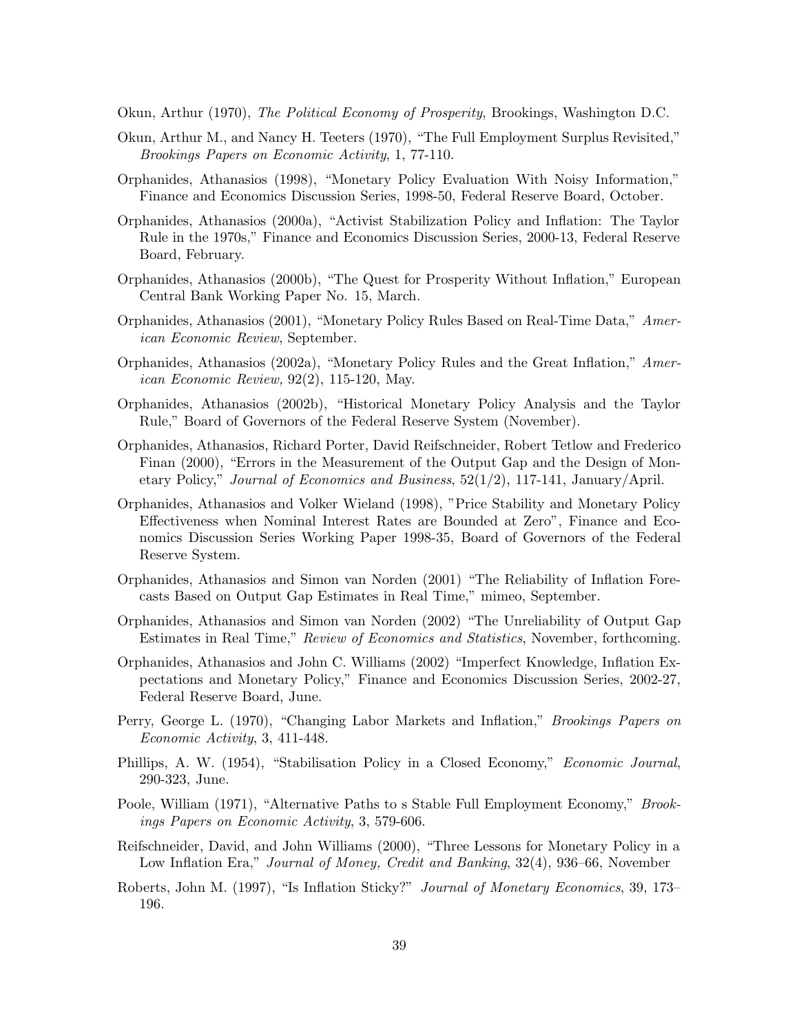Okun, Arthur (1970), *The Political Economy of Prosperity*, Brookings, Washington D.C.

Okun, Arthur M., and Nancy H. Teeters (1970), "The Full Employment Surplus Revisited," *Brookings Papers on Economic Activity*, 1, 77-110.

Orphanides, Athanasios (1998), "Monetary Policy Evaluation With Noisy Information," Finance and Economics Discussion Series, 1998-50, Federal Reserve Board, October.

Orphanides, Athanasios (2000a), "Activist Stabilization Policy and Inflation: The Taylor Rule in the 1970s," Finance and Economics Discussion Series, 2000-13, Federal Reserve Board, February.

Orphanides, Athanasios (2000b), "The Quest for Prosperity Without Inflation," European Central Bank Working Paper No. 15, March.

Orphanides, Athanasios (2001), "Monetary Policy Rules Based on Real-Time Data," *American Economic Review*, September.

Orphanides, Athanasios (2002a), "Monetary Policy Rules and the Great Inflation," *American Economic Review,* 92(2), 115-120, May.

Orphanides, Athanasios (2002b), "Historical Monetary Policy Analysis and the Taylor Rule," Board of Governors of the Federal Reserve System (November).

Orphanides, Athanasios, Richard Porter, David Reifschneider, Robert Tetlow and Frederico Finan (2000), "Errors in the Measurement of the Output Gap and the Design of Monetary Policy," *Journal of Economics and Business*, 52(1/2), 117-141, January/April.

Orphanides, Athanasios and Volker Wieland (1998), "Price Stability and Monetary Policy Effectiveness when Nominal Interest Rates are Bounded at Zero", Finance and Economics Discussion Series Working Paper 1998-35, Board of Governors of the Federal Reserve System.

Orphanides, Athanasios and Simon van Norden (2001) "The Reliability of Inflation Forecasts Based on Output Gap Estimates in Real Time," mimeo, September.

Orphanides, Athanasios and Simon van Norden (2002) "The Unreliability of Output Gap Estimates in Real Time," *Review of Economics and Statistics*, November, forthcoming.

Orphanides, Athanasios and John C. Williams (2002) "Imperfect Knowledge, Inflation Expectations and Monetary Policy," Finance and Economics Discussion Series, 2002-27, Federal Reserve Board, June.

Perry, George L. (1970), "Changing Labor Markets and Inflation," *Brookings Papers on Economic Activity*, 3, 411-448.

Phillips, A. W. (1954), "Stabilisation Policy in a Closed Economy," *Economic Journal*, 290-323, June.

Poole, William (1971), "Alternative Paths to s Stable Full Employment Economy," *Brookings Papers on Economic Activity*, 3, 579-606.

Reifschneider, David, and John Williams (2000), "Three Lessons for Monetary Policy in a Low Inflation Era," *Journal of Money, Credit and Banking*, 32(4), 936–66, November

Roberts, John M. (1997), "Is Inflation Sticky?" *Journal of Monetary Economics*, 39, 173–196.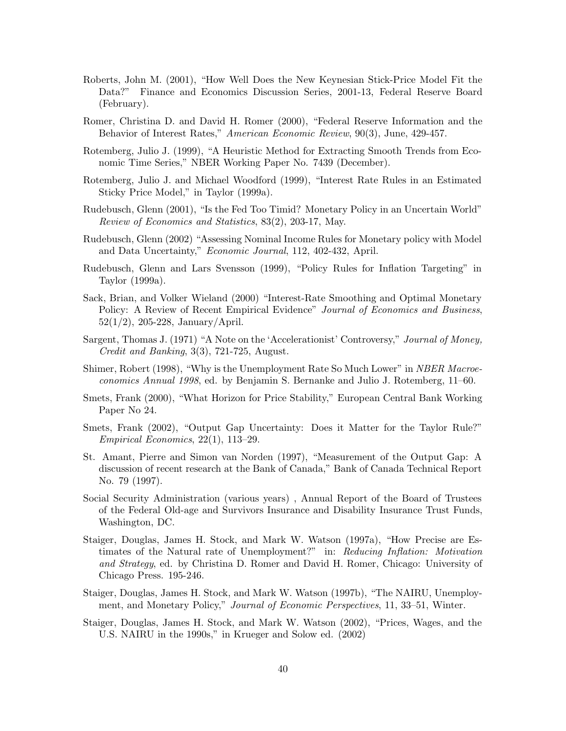Roberts, John M. (2001), "How Well Does the New Keynesian Stick-Price Model Fit the Data?" Finance and Economics Discussion Series, 2001-13, Federal Reserve Board (February).

Romer, Christina D. and David H. Romer (2000), "Federal Reserve Information and the Behavior of Interest Rates," *American Economic Review*, 90(3), June, 429-457.

Rotemberg, Julio J. (1999), "A Heuristic Method for Extracting Smooth Trends from Economic Time Series," NBER Working Paper No. 7439 (December).

Rotemberg, Julio J. and Michael Woodford (1999), "Interest Rate Rules in an Estimated Sticky Price Model," in Taylor (1999a).

Rudebusch, Glenn (2001), "Is the Fed Too Timid? Monetary Policy in an Uncertain World" *Review of Economics and Statistics*, 83(2), 203-17, May.

Rudebusch, Glenn (2002) "Assessing Nominal Income Rules for Monetary policy with Model and Data Uncertainty," *Economic Journal*, 112, 402-432, April.

Rudebusch, Glenn and Lars Svensson (1999), "Policy Rules for Inflation Targeting" in Taylor (1999a).

Sack, Brian, and Volker Wieland (2000) "Interest-Rate Smoothing and Optimal Monetary Policy: A Review of Recent Empirical Evidence" *Journal of Economics and Business*, 52(1/2), 205-228, January/April.

Sargent, Thomas J. (1971) "A Note on the 'Accelerationist' Controversy," *Journal of Money, Credit and Banking*, 3(3), 721-725, August.

Shimer, Robert (1998), "Why is the Unemployment Rate So Much Lower" in *NBER Macroeconomics Annual 1998*, ed. by Benjamin S. Bernanke and Julio J. Rotemberg, 11–60.

Smets, Frank (2000), "What Horizon for Price Stability," European Central Bank Working Paper No 24.

Smets, Frank (2002), "Output Gap Uncertainty: Does it Matter for the Taylor Rule?" *Empirical Economics*, 22(1), 113–29.

St. Amant, Pierre and Simon van Norden (1997), "Measurement of the Output Gap: A discussion of recent research at the Bank of Canada," Bank of Canada Technical Report No. 79 (1997).

Social Security Administration (various years) , Annual Report of the Board of Trustees of the Federal Old-age and Survivors Insurance and Disability Insurance Trust Funds, Washington, DC.

Staiger, Douglas, James H. Stock, and Mark W. Watson (1997a), "How Precise are Estimates of the Natural rate of Unemployment?" in: *Reducing Inflation: Motivation and Strategy*, ed. by Christina D. Romer and David H. Romer, Chicago: University of Chicago Press. 195-246.

Staiger, Douglas, James H. Stock, and Mark W. Watson (1997b), "The NAIRU, Unemployment, and Monetary Policy," *Journal of Economic Perspectives*, 11, 33–51, Winter.

Staiger, Douglas, James H. Stock, and Mark W. Watson (2002), "Prices, Wages, and the U.S. NAIRU in the 1990s," in Krueger and Solow ed. (2002)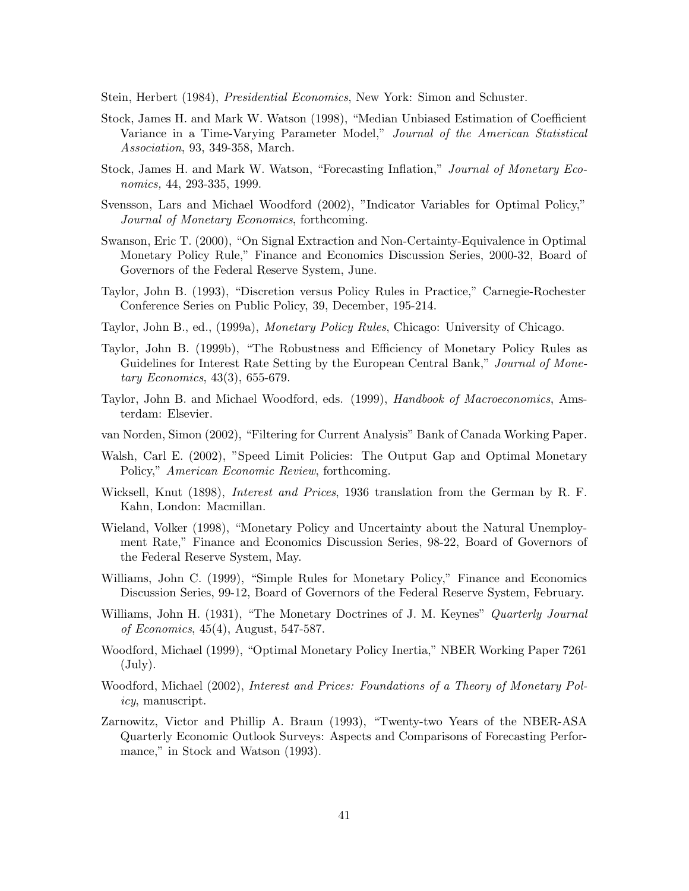Stein, Herbert (1984), *Presidential Economics*, New York: Simon and Schuster.

Stock, James H. and Mark W. Watson (1998), "Median Unbiased Estimation of Coefficient Variance in a Time-Varying Parameter Model," *Journal of the American Statistical Association*, 93, 349-358, March.

Stock, James H. and Mark W. Watson, "Forecasting Inflation," *Journal of Monetary Economics,* 44, 293-335, 1999.

Svensson, Lars and Michael Woodford (2002), "Indicator Variables for Optimal Policy," *Journal of Monetary Economics*, forthcoming.

Swanson, Eric T. (2000), "On Signal Extraction and Non-Certainty-Equivalence in Optimal Monetary Policy Rule," Finance and Economics Discussion Series, 2000-32, Board of Governors of the Federal Reserve System, June.

Taylor, John B. (1993), "Discretion versus Policy Rules in Practice," Carnegie-Rochester Conference Series on Public Policy, 39, December, 195-214.

Taylor, John B., ed., (1999a), *Monetary Policy Rules*, Chicago: University of Chicago.

Taylor, John B. (1999b), "The Robustness and Efficiency of Monetary Policy Rules as Guidelines for Interest Rate Setting by the European Central Bank," *Journal of Monetary Economics*, 43(3), 655-679.

Taylor, John B. and Michael Woodford, eds. (1999), *Handbook of Macroeconomics*, Amsterdam: Elsevier.

van Norden, Simon (2002), "Filtering for Current Analysis" Bank of Canada Working Paper.

Walsh, Carl E. (2002), "Speed Limit Policies: The Output Gap and Optimal Monetary Policy," *American Economic Review*, forthcoming.

Wicksell, Knut (1898), *Interest and Prices*, 1936 translation from the German by R. F. Kahn, London: Macmillan.

Wieland, Volker (1998), "Monetary Policy and Uncertainty about the Natural Unemployment Rate," Finance and Economics Discussion Series, 98-22, Board of Governors of the Federal Reserve System, May.

Williams, John C. (1999), "Simple Rules for Monetary Policy," Finance and Economics Discussion Series, 99-12, Board of Governors of the Federal Reserve System, February.

Williams, John H. (1931), "The Monetary Doctrines of J. M. Keynes" *Quarterly Journal of Economics*, 45(4), August, 547-587.

Woodford, Michael (1999), "Optimal Monetary Policy Inertia," NBER Working Paper 7261 (July).

Woodford, Michael (2002), *Interest and Prices: Foundations of a Theory of Monetary Policy*, manuscript.

Zarnowitz, Victor and Phillip A. Braun (1993), "Twenty-two Years of the NBER-ASA Quarterly Economic Outlook Surveys: Aspects and Comparisons of Forecasting Performance," in Stock and Watson (1993).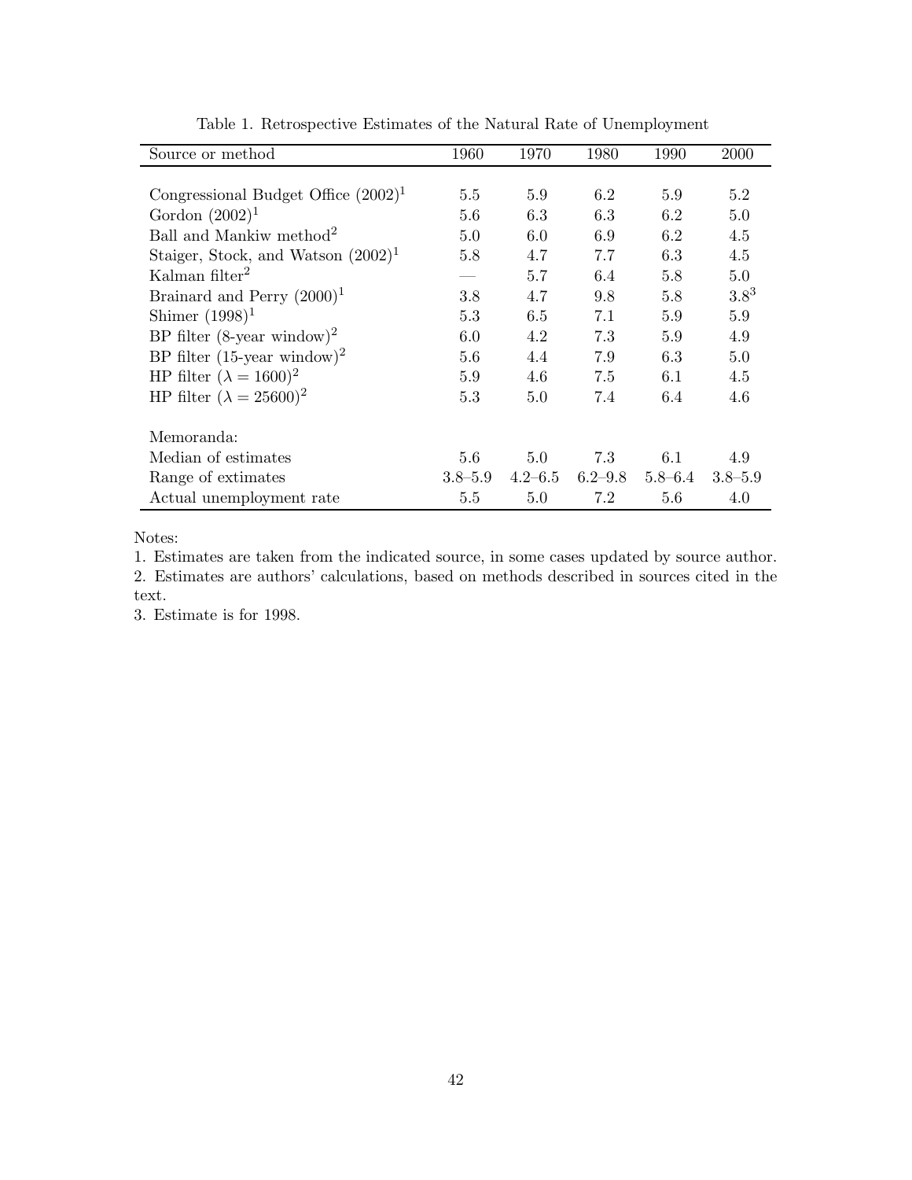Table 1. Retrospective Estimates of the Natural Rate of Unemployment

| Source or method | 1960 | 1970 | 1980 | 1990 | 2000 |
|---|---|---|---|---|---|
| Congressional Budget Office (2002)[1] | 5.5 | 5.9 | 6.2 | 5.9 | 5.2 |
| Gordon (2002)[1] | 5.6 | 6.3 | 6.3 | 6.2 | 5.0 |
| Ball and Mankiw method[2] | 5.0 | 6.0 | 6.9 | 6.2 | 4.5 |
| Staiger, Stock, and Watson (2002)[1] | 5.8 | 4.7 | 7.7 | 6.3 | 4.5 |
| Kalman filter[2] | — | 5.7 | 6.4 | 5.8 | 5.0 |
| Brainard and Perry (2000)[1] | 3.8 | 4.7 | 9.8 | 5.8 | 3.8[3] |
| Shimer (1998)[1] | 5.3 | 6.5 | 7.1 | 5.9 | 5.9 |
| BP filter (8-year window)[2] | 6.0 | 4.2 | 7.3 | 5.9 | 4.9 |
| BP filter (15-year window)[2] | 5.6 | 4.4 | 7.9 | 6.3 | 5.0 |
| HP filter ($\lambda = 1600$)[2] | 5.9 | 4.6 | 7.5 | 6.1 | 4.5 |
| HP filter ($\lambda = 25600$)[2] | 5.3 | 5.0 | 7.4 | 6.4 | 4.6 |
| Memoranda: | | | | | |
| Median of estimates | 5.6 | 5.0 | 7.3 | 6.1 | 4.9 |
| Range of extimates | 3.8–5.9 | 4.2–6.5 | 6.2–9.8 | 5.8–6.4 | 3.8–5.9 |
| Actual unemployment rate | 5.5 | 5.0 | 7.2 | 5.6 | 4.0 |

Notes:

1. Estimates are taken from the indicated source, in some cases updated by source author.
2. Estimates are authors' calculations, based on methods described in sources cited in the text.
3. Estimate is for 1998.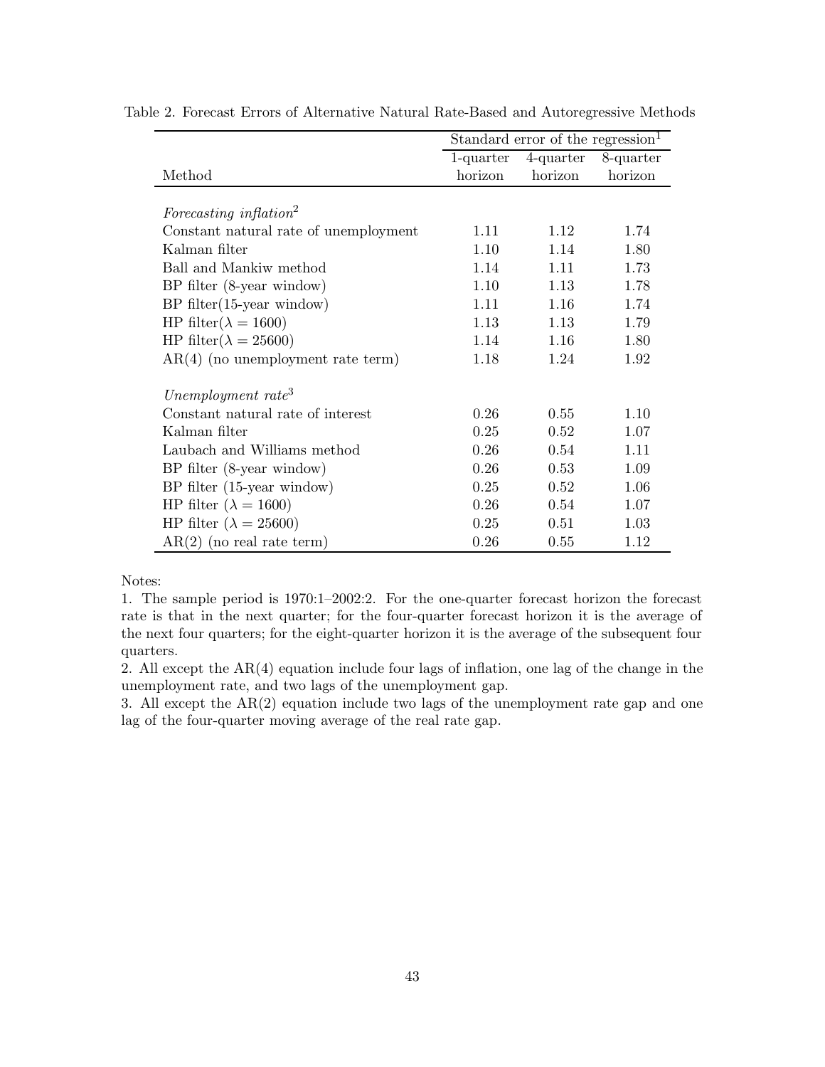Table 2. Forecast Errors of Alternative Natural Rate-Based and Autoregressive Methods

| | Standard error of the regression[1] | | |
|---|---|---|---|
| Method | 1-quarter horizon | 4-quarter horizon | 8-quarter horizon |
| *Forecasting inflation*[2] | | | |
| Constant natural rate of unemployment | 1.11 | 1.12 | 1.74 |
| Kalman filter | 1.10 | 1.14 | 1.80 |
| Ball and Mankiw method | 1.14 | 1.11 | 1.73 |
| BP filter (8-year window) | 1.10 | 1.13 | 1.78 |
| BP filter(15-year window) | 1.11 | 1.16 | 1.74 |
| HP filter($\lambda = 1600$) | 1.13 | 1.13 | 1.79 |
| HP filter($\lambda = 25600$) | 1.14 | 1.16 | 1.80 |
| AR(4) (no unemployment rate term) | 1.18 | 1.24 | 1.92 |
| *Unemployment rate*[3] | | | |
| Constant natural rate of interest | 0.26 | 0.55 | 1.10 |
| Kalman filter | 0.25 | 0.52 | 1.07 |
| Laubach and Williams method | 0.26 | 0.54 | 1.11 |
| BP filter (8-year window) | 0.26 | 0.53 | 1.09 |
| BP filter (15-year window) | 0.25 | 0.52 | 1.06 |
| HP filter ($\lambda = 1600$) | 0.26 | 0.54 | 1.07 |
| HP filter ($\lambda = 25600$) | 0.25 | 0.51 | 1.03 |
| AR(2) (no real rate term) | 0.26 | 0.55 | 1.12 |

Notes:

1. The sample period is 1970:1–2002:2. For the one-quarter forecast horizon the forecast rate is that in the next quarter; for the four-quarter forecast horizon it is the average of the next four quarters; for the eight-quarter horizon it is the average of the subsequent four quarters.

2. All except the AR(4) equation include four lags of inflation, one lag of the change in the unemployment rate, and two lags of the unemployment gap.

3. All except the AR(2) equation include two lags of the unemployment rate gap and one lag of the four-quarter moving average of the real rate gap.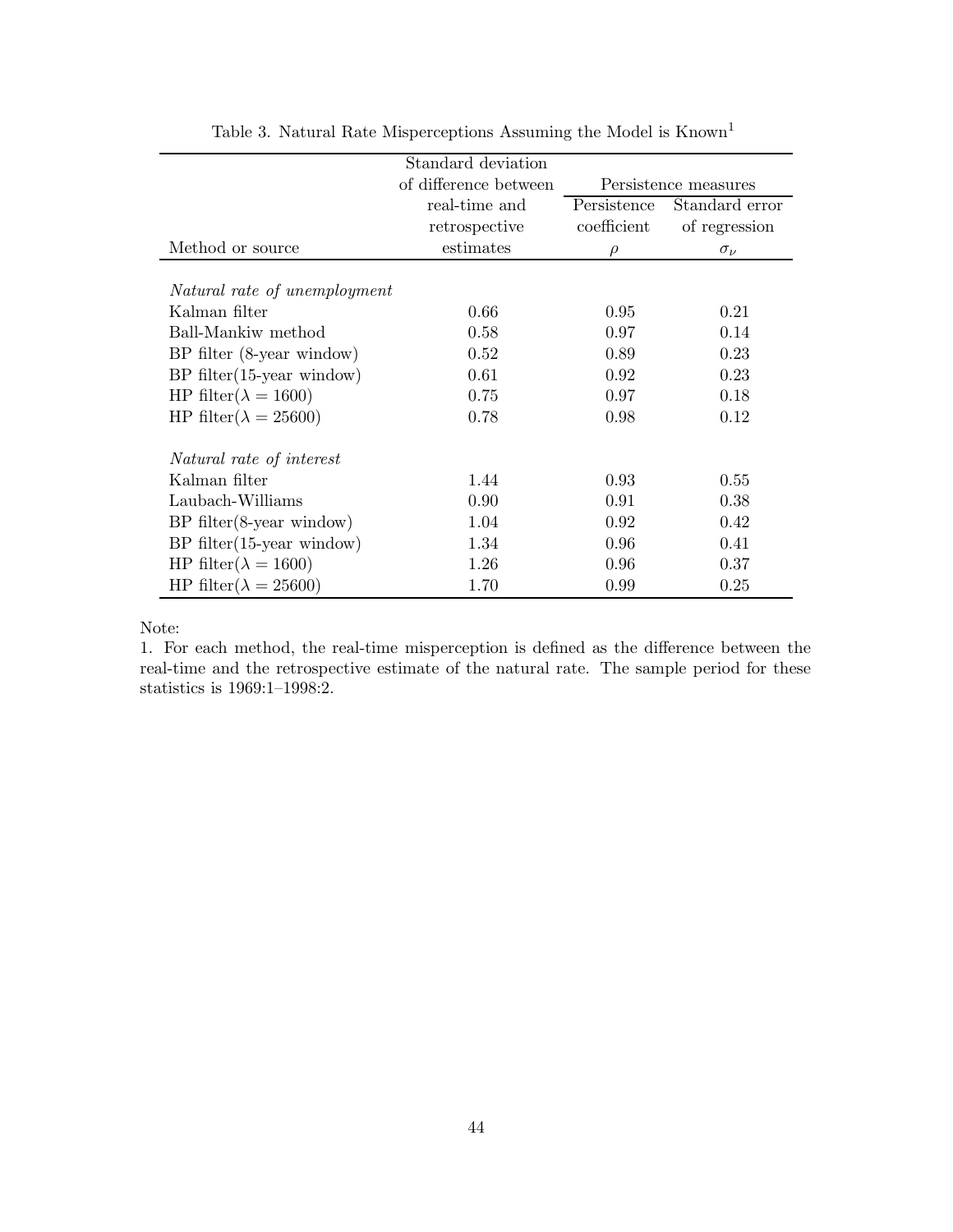Table 3. Natural Rate Misperceptions Assuming the Model is Known[1]

| Method or source | Standard deviation of difference between real-time and retrospective estimates | Persistence measures: Persistence coefficient $\rho$ | Persistence measures: Standard error of regression $\sigma_\nu$ |
|---|---|---|---|
| *Natural rate of unemployment* | | | |
| Kalman filter | 0.66 | 0.95 | 0.21 |
| Ball-Mankiw method | 0.58 | 0.97 | 0.14 |
| BP filter (8-year window) | 0.52 | 0.89 | 0.23 |
| BP filter(15-year window) | 0.61 | 0.92 | 0.23 |
| HP filter($\lambda = 1600$) | 0.75 | 0.97 | 0.18 |
| HP filter($\lambda = 25600$) | 0.78 | 0.98 | 0.12 |
| *Natural rate of interest* | | | |
| Kalman filter | 1.44 | 0.93 | 0.55 |
| Laubach-Williams | 0.90 | 0.91 | 0.38 |
| BP filter(8-year window) | 1.04 | 0.92 | 0.42 |
| BP filter(15-year window) | 1.34 | 0.96 | 0.41 |
| HP filter($\lambda = 1600$) | 1.26 | 0.96 | 0.37 |
| HP filter($\lambda = 25600$) | 1.70 | 0.99 | 0.25 |

Note:

1. For each method, the real-time misperception is defined as the difference between the real-time and the retrospective estimate of the natural rate. The sample period for these statistics is 1969:1–1998:2.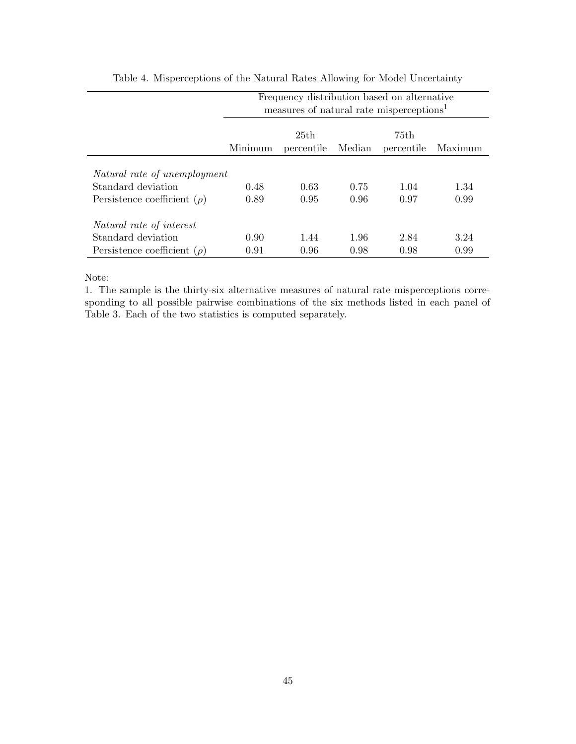Table 4. Misperceptions of the Natural Rates Allowing for Model Uncertainty

| | Frequency distribution based on alternative measures of natural rate misperceptions[1] | | | | |
|---|---|---|---|---|---|
| | Minimum | 25th percentile | Median | 75th percentile | Maximum |
| *Natural rate of unemployment* | | | | | |
| Standard deviation | 0.48 | 0.63 | 0.75 | 1.04 | 1.34 |
| Persistence coefficient ($\rho$) | 0.89 | 0.95 | 0.96 | 0.97 | 0.99 |
| *Natural rate of interest* | | | | | |
| Standard deviation | 0.90 | 1.44 | 1.96 | 2.84 | 3.24 |
| Persistence coefficient ($\rho$) | 0.91 | 0.96 | 0.98 | 0.98 | 0.99 |

Note:

1. The sample is the thirty-six alternative measures of natural rate misperceptions corresponding to all possible pairwise combinations of the six methods listed in each panel of Table 3. Each of the two statistics is computed separately.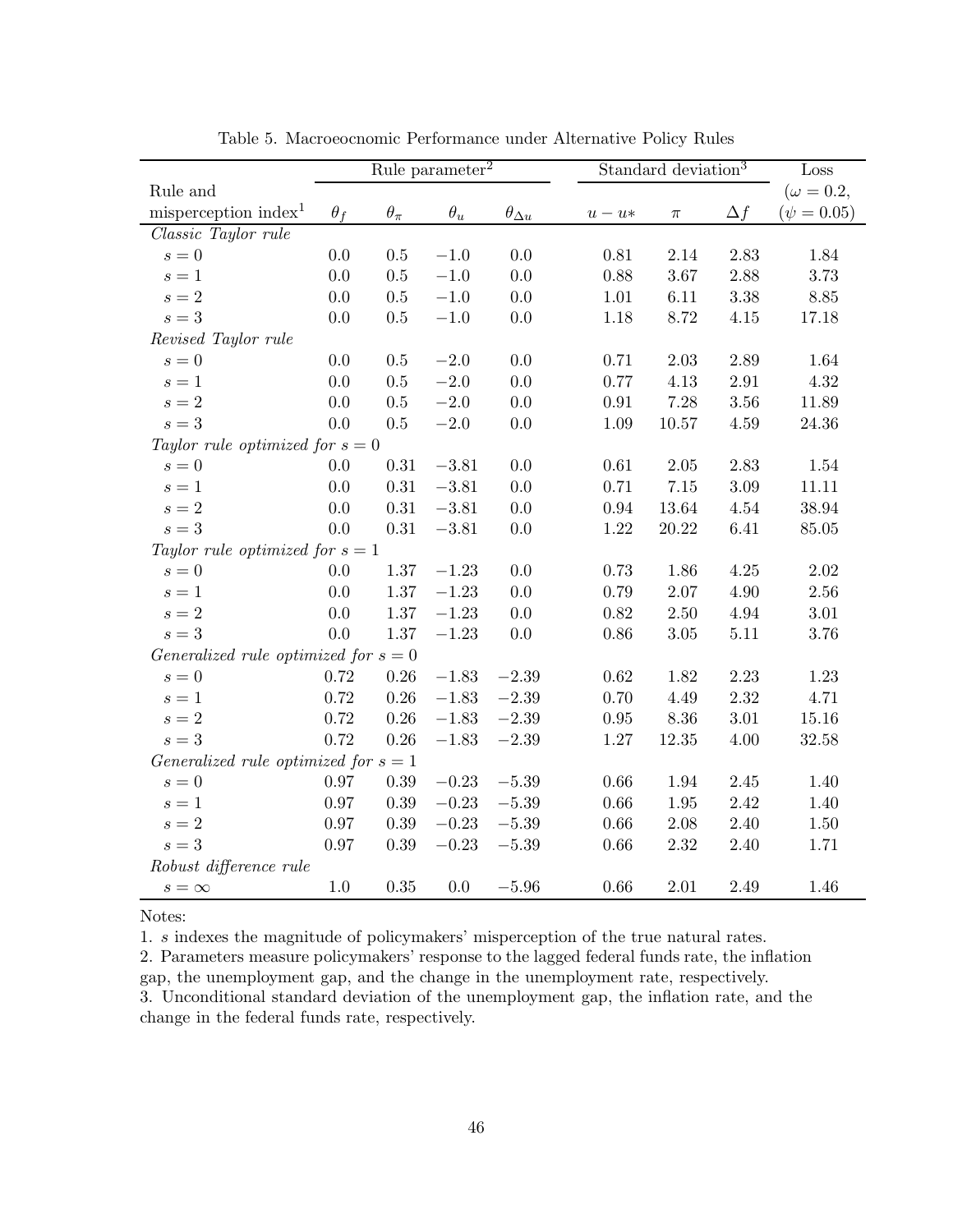Table 5. Macroeocnomic Performance under Alternative Policy Rules

| Rule and misperception index[1] | Rule parameter[2] $\theta_f$ | $\theta_\pi$ | $\theta_u$ | $\theta_{\Delta u}$ | Standard deviation[3] $u-u*$ | $\pi$ | $\Delta f$ | Loss ($\omega = 0.2$, $\psi = 0.05$) |
|---|---|---|---|---|---|---|---|---|
| *Classic Taylor rule* | | | | | | | | |
| $s = 0$ | 0.0 | 0.5 | $-1.0$ | 0.0 | 0.81 | 2.14 | 2.83 | 1.84 |
| $s = 1$ | 0.0 | 0.5 | $-1.0$ | 0.0 | 0.88 | 3.67 | 2.88 | 3.73 |
| $s = 2$ | 0.0 | 0.5 | $-1.0$ | 0.0 | 1.01 | 6.11 | 3.38 | 8.85 |
| $s = 3$ | 0.0 | 0.5 | $-1.0$ | 0.0 | 1.18 | 8.72 | 4.15 | 17.18 |
| *Revised Taylor rule* | | | | | | | | |
| $s = 0$ | 0.0 | 0.5 | $-2.0$ | 0.0 | 0.71 | 2.03 | 2.89 | 1.64 |
| $s = 1$ | 0.0 | 0.5 | $-2.0$ | 0.0 | 0.77 | 4.13 | 2.91 | 4.32 |
| $s = 2$ | 0.0 | 0.5 | $-2.0$ | 0.0 | 0.91 | 7.28 | 3.56 | 11.89 |
| $s = 3$ | 0.0 | 0.5 | $-2.0$ | 0.0 | 1.09 | 10.57 | 4.59 | 24.36 |
| *Taylor rule optimized for $s = 0$* | | | | | | | | |
| $s = 0$ | 0.0 | 0.31 | $-3.81$ | 0.0 | 0.61 | 2.05 | 2.83 | 1.54 |
| $s = 1$ | 0.0 | 0.31 | $-3.81$ | 0.0 | 0.71 | 7.15 | 3.09 | 11.11 |
| $s = 2$ | 0.0 | 0.31 | $-3.81$ | 0.0 | 0.94 | 13.64 | 4.54 | 38.94 |
| $s = 3$ | 0.0 | 0.31 | $-3.81$ | 0.0 | 1.22 | 20.22 | 6.41 | 85.05 |
| *Taylor rule optimized for $s = 1$* | | | | | | | | |
| $s = 0$ | 0.0 | 1.37 | $-1.23$ | 0.0 | 0.73 | 1.86 | 4.25 | 2.02 |
| $s = 1$ | 0.0 | 1.37 | $-1.23$ | 0.0 | 0.79 | 2.07 | 4.90 | 2.56 |
| $s = 2$ | 0.0 | 1.37 | $-1.23$ | 0.0 | 0.82 | 2.50 | 4.94 | 3.01 |
| $s = 3$ | 0.0 | 1.37 | $-1.23$ | 0.0 | 0.86 | 3.05 | 5.11 | 3.76 |
| *Generalized rule optimized for $s = 0$* | | | | | | | | |
| $s = 0$ | 0.72 | 0.26 | $-1.83$ | $-2.39$ | 0.62 | 1.82 | 2.23 | 1.23 |
| $s = 1$ | 0.72 | 0.26 | $-1.83$ | $-2.39$ | 0.70 | 4.49 | 2.32 | 4.71 |
| $s = 2$ | 0.72 | 0.26 | $-1.83$ | $-2.39$ | 0.95 | 8.36 | 3.01 | 15.16 |
| $s = 3$ | 0.72 | 0.26 | $-1.83$ | $-2.39$ | 1.27 | 12.35 | 4.00 | 32.58 |
| *Generalized rule optimized for $s = 1$* | | | | | | | | |
| $s = 0$ | 0.97 | 0.39 | $-0.23$ | $-5.39$ | 0.66 | 1.94 | 2.45 | 1.40 |
| $s = 1$ | 0.97 | 0.39 | $-0.23$ | $-5.39$ | 0.66 | 1.95 | 2.42 | 1.40 |
| $s = 2$ | 0.97 | 0.39 | $-0.23$ | $-5.39$ | 0.66 | 2.08 | 2.40 | 1.50 |
| $s = 3$ | 0.97 | 0.39 | $-0.23$ | $-5.39$ | 0.66 | 2.32 | 2.40 | 1.71 |
| *Robust difference rule* | | | | | | | | |
| $s = \infty$ | 1.0 | 0.35 | 0.0 | $-5.96$ | 0.66 | 2.01 | 2.49 | 1.46 |

Notes:

1. $s$ indexes the magnitude of policymakers' misperception of the true natural rates.
2. Parameters measure policymakers' response to the lagged federal funds rate, the inflation gap, the unemployment gap, and the change in the unemployment rate, respectively.
3. Unconditional standard deviation of the unemployment gap, the inflation rate, and the change in the federal funds rate, respectively.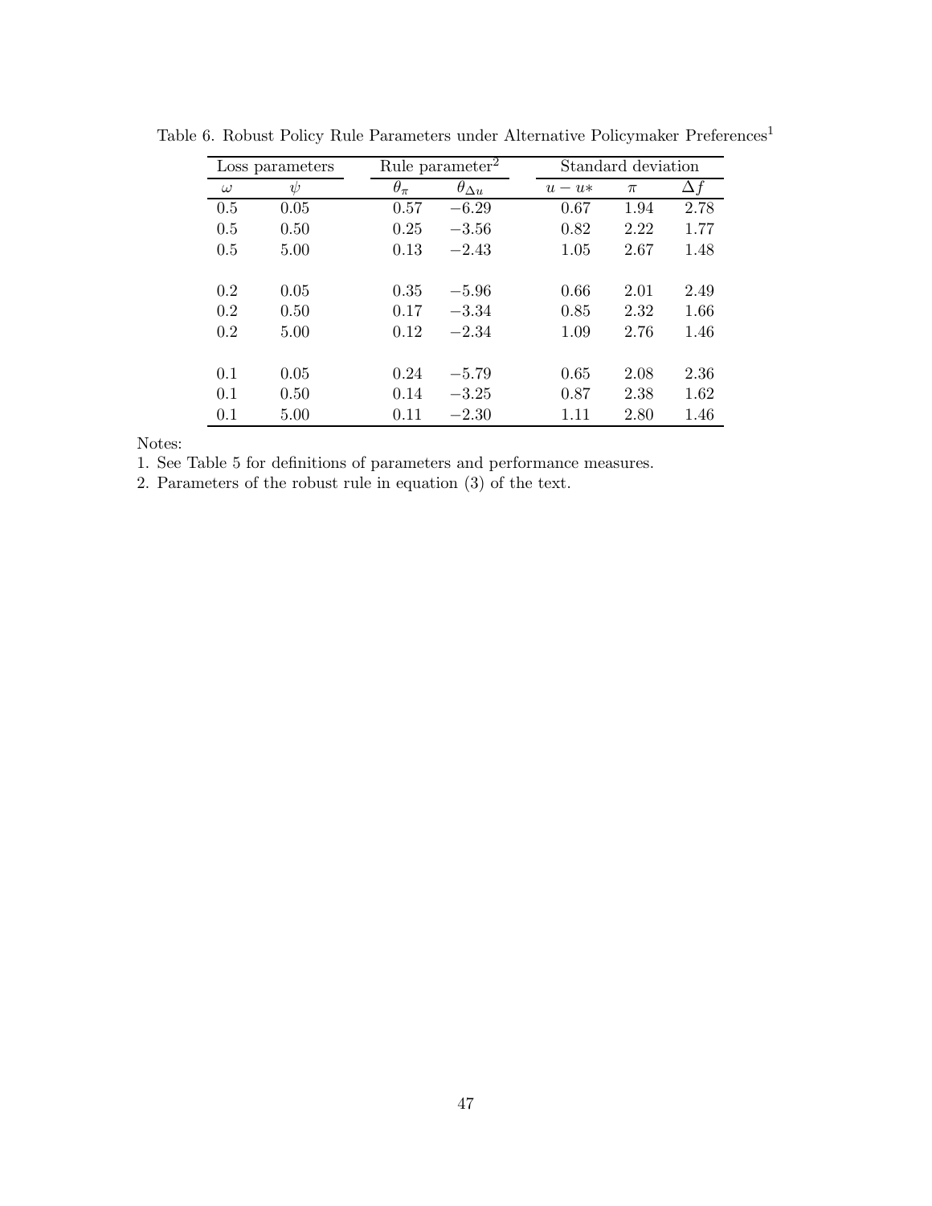Table 6. Robust Policy Rule Parameters under Alternative Policymaker Preferences[1]

| Loss parameters | | Rule parameter[2] | | Standard deviation | | |
|---|---|---|---|---|---|---|
| $\omega$ | $\psi$ | $\theta_\pi$ | $\theta_{\Delta u}$ | $u - u*$ | $\pi$ | $\Delta f$ |
| 0.5 | 0.05 | 0.57 | −6.29 | 0.67 | 1.94 | 2.78 |
| 0.5 | 0.50 | 0.25 | −3.56 | 0.82 | 2.22 | 1.77 |
| 0.5 | 5.00 | 0.13 | −2.43 | 1.05 | 2.67 | 1.48 |
| | | | | | | |
| 0.2 | 0.05 | 0.35 | −5.96 | 0.66 | 2.01 | 2.49 |
| 0.2 | 0.50 | 0.17 | −3.34 | 0.85 | 2.32 | 1.66 |
| 0.2 | 5.00 | 0.12 | −2.34 | 1.09 | 2.76 | 1.46 |
| | | | | | | |
| 0.1 | 0.05 | 0.24 | −5.79 | 0.65 | 2.08 | 2.36 |
| 0.1 | 0.50 | 0.14 | −3.25 | 0.87 | 2.38 | 1.62 |
| 0.1 | 5.00 | 0.11 | −2.30 | 1.11 | 2.80 | 1.46 |

Notes:

1. See Table 5 for definitions of parameters and performance measures.
2. Parameters of the robust rule in equation (3) of the text.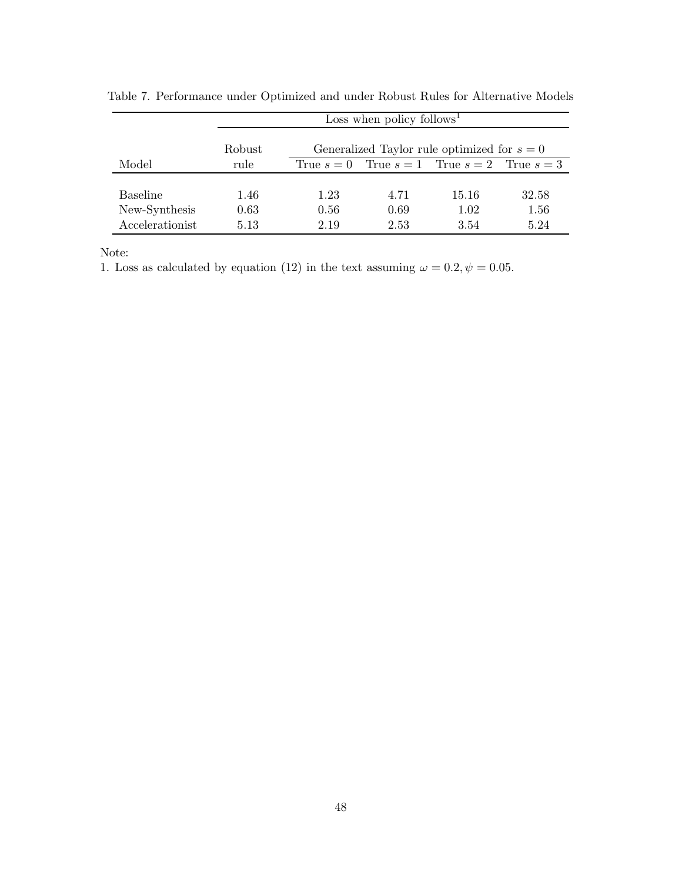Table 7. Performance under Optimized and under Robust Rules for Alternative Models

| | Loss when policy follows[1] | | | | |
|---|---|---|---|---|---|
| | Robust | Generalized Taylor rule optimized for $s = 0$ | | | |
| Model | rule | True $s = 0$ | True $s = 1$ | True $s = 2$ | True $s = 3$ |
| Baseline | 1.46 | 1.23 | 4.71 | 15.16 | 32.58 |
| New-Synthesis | 0.63 | 0.56 | 0.69 | 1.02 | 1.56 |
| Accelerationist | 5.13 | 2.19 | 2.53 | 3.54 | 5.24 |

Note:
1. Loss as calculated by equation (12) in the text assuming $\omega = 0.2, \psi = 0.05$.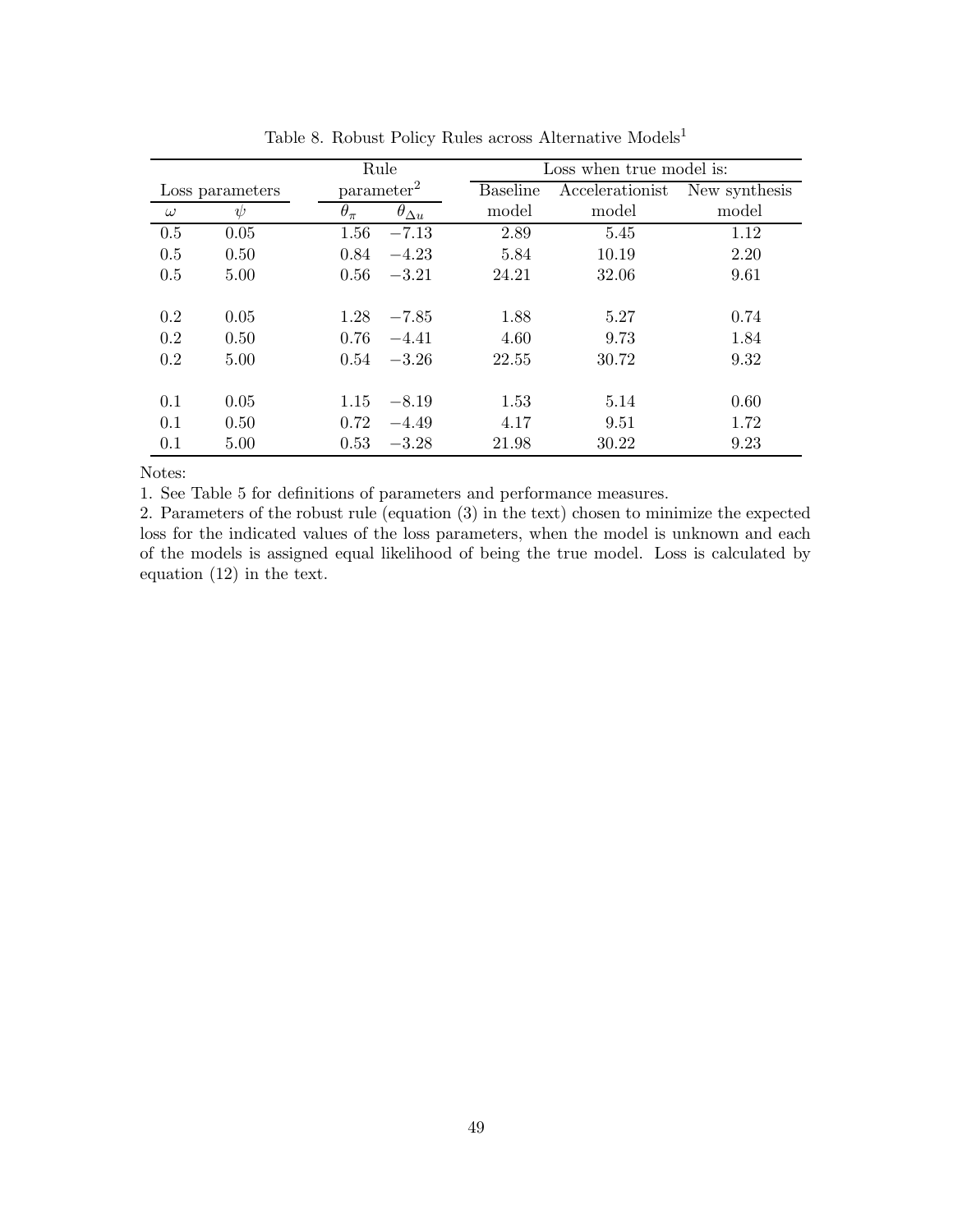Table 8. Robust Policy Rules across Alternative Models[1]

| Loss parameters | | Rule parameter[2] | | Loss when true model is: | | |
|---|---|---|---|---|---|---|
| | | | | Baseline | Accelerationist | New synthesis |
| $\omega$ | $\psi$ | $\theta_\pi$ | $\theta_{\Delta u}$ | model | model | model |
| 0.5 | 0.05 | 1.56 | $-7.13$ | 2.89 | 5.45 | 1.12 |
| 0.5 | 0.50 | 0.84 | $-4.23$ | 5.84 | 10.19 | 2.20 |
| 0.5 | 5.00 | 0.56 | $-3.21$ | 24.21 | 32.06 | 9.61 |
| 0.2 | 0.05 | 1.28 | $-7.85$ | 1.88 | 5.27 | 0.74 |
| 0.2 | 0.50 | 0.76 | $-4.41$ | 4.60 | 9.73 | 1.84 |
| 0.2 | 5.00 | 0.54 | $-3.26$ | 22.55 | 30.72 | 9.32 |
| 0.1 | 0.05 | 1.15 | $-8.19$ | 1.53 | 5.14 | 0.60 |
| 0.1 | 0.50 | 0.72 | $-4.49$ | 4.17 | 9.51 | 1.72 |
| 0.1 | 5.00 | 0.53 | $-3.28$ | 21.98 | 30.22 | 9.23 |

Notes:

1. See Table 5 for definitions of parameters and performance measures.

2. Parameters of the robust rule (equation (3) in the text) chosen to minimize the expected loss for the indicated values of the loss parameters, when the model is unknown and each of the models is assigned equal likelihood of being the true model. Loss is calculated by equation (12) in the text.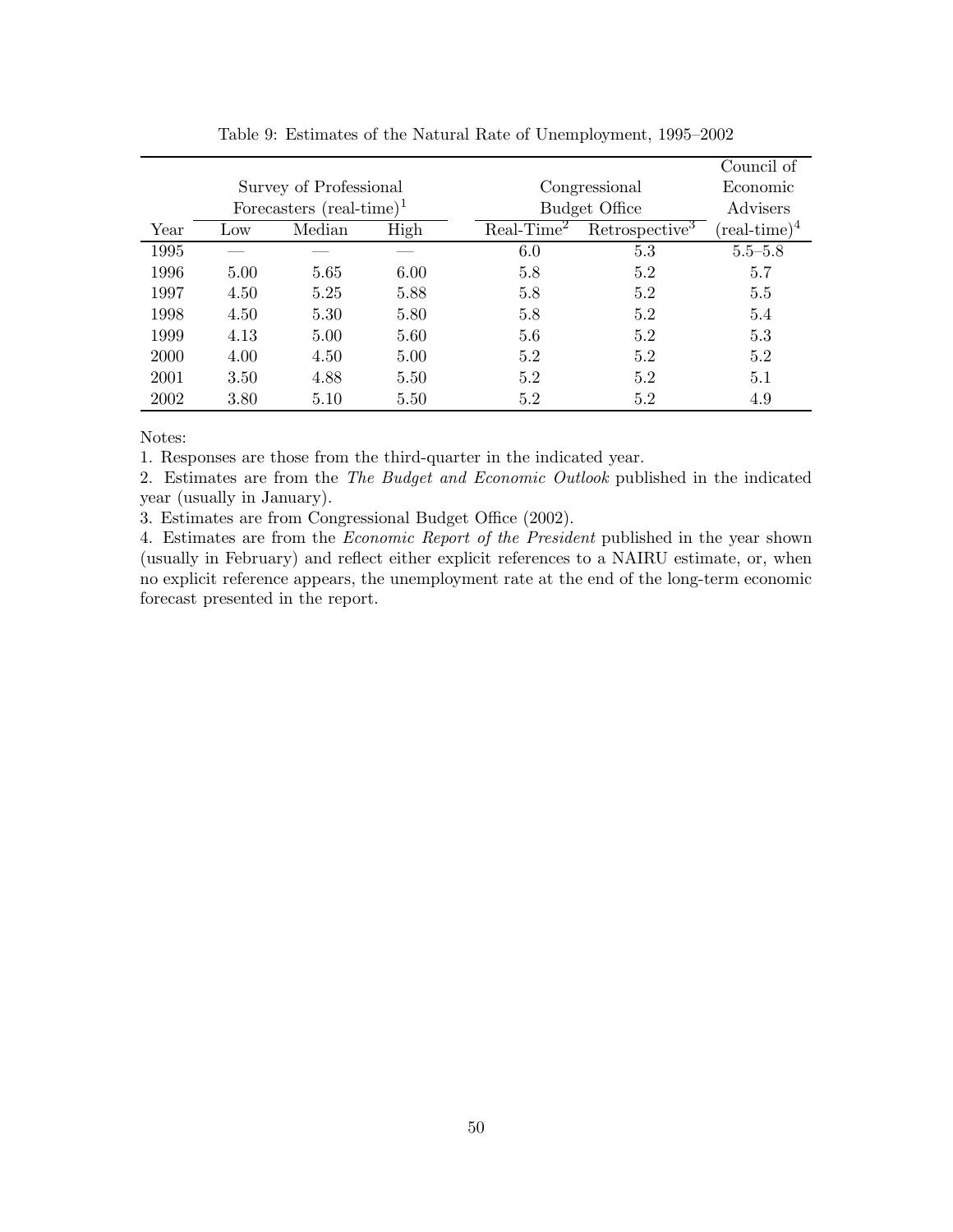Table 9: Estimates of the Natural Rate of Unemployment, 1995–2002

| Year | Survey of Professional Forecasters (real-time)[1] | | | Congressional Budget Office | | Council of Economic Advisers |
|---|---|---|---|---|---|---|
| | Low | Median | High | Real-Time[2] | Retrospective[3] | (real-time)[4] |
| 1995 | — | — | — | 6.0 | 5.3 | 5.5–5.8 |
| 1996 | 5.00 | 5.65 | 6.00 | 5.8 | 5.2 | 5.7 |
| 1997 | 4.50 | 5.25 | 5.88 | 5.8 | 5.2 | 5.5 |
| 1998 | 4.50 | 5.30 | 5.80 | 5.8 | 5.2 | 5.4 |
| 1999 | 4.13 | 5.00 | 5.60 | 5.6 | 5.2 | 5.3 |
| 2000 | 4.00 | 4.50 | 5.00 | 5.2 | 5.2 | 5.2 |
| 2001 | 3.50 | 4.88 | 5.50 | 5.2 | 5.2 | 5.1 |
| 2002 | 3.80 | 5.10 | 5.50 | 5.2 | 5.2 | 4.9 |

Notes:

1. Responses are those from the third-quarter in the indicated year.

2. Estimates are from the *The Budget and Economic Outlook* published in the indicated year (usually in January).

3. Estimates are from Congressional Budget Office (2002).

4. Estimates are from the *Economic Report of the President* published in the year shown (usually in February) and reflect either explicit references to a NAIRU estimate, or, when no explicit reference appears, the unemployment rate at the end of the long-term economic forecast presented in the report.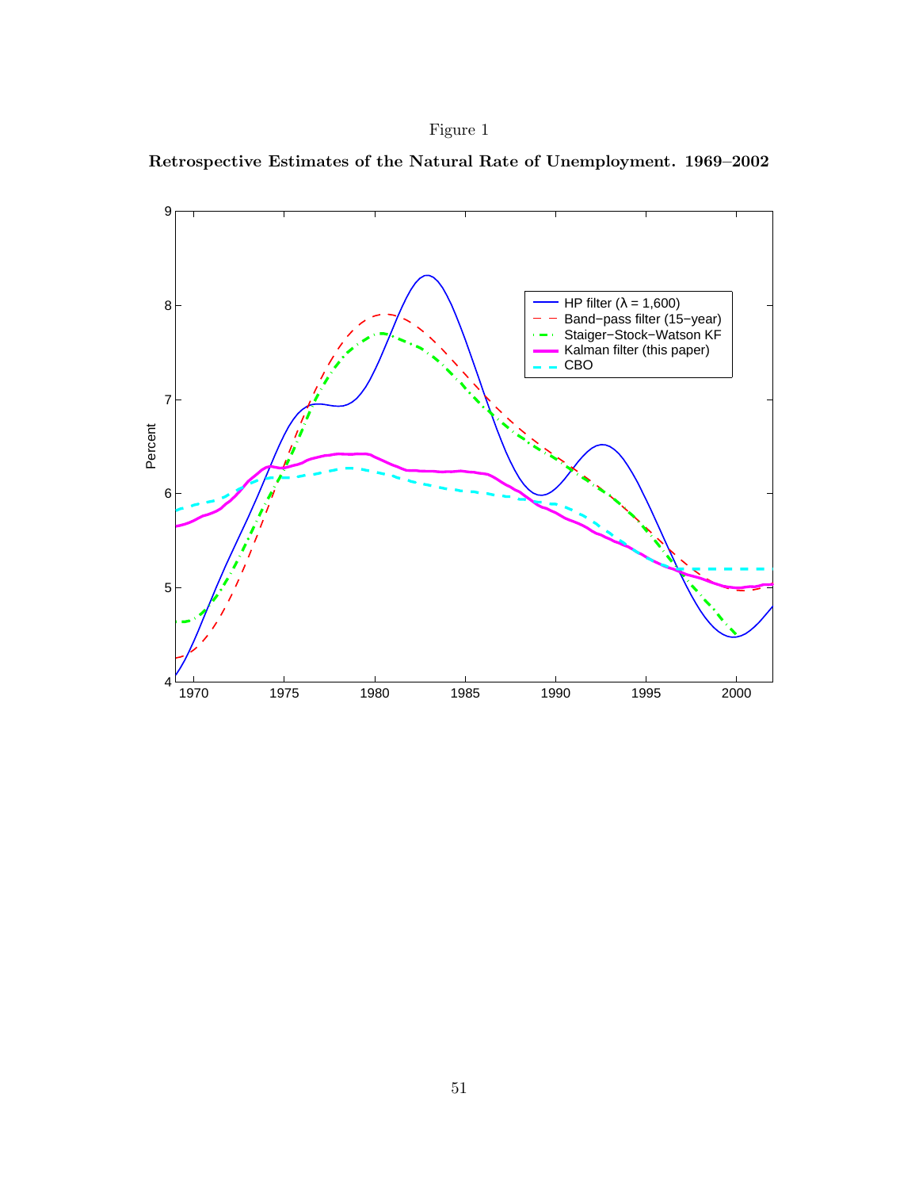Figure 1

**Retrospective Estimates of the Natural Rate of Unemployment. 1969–2002**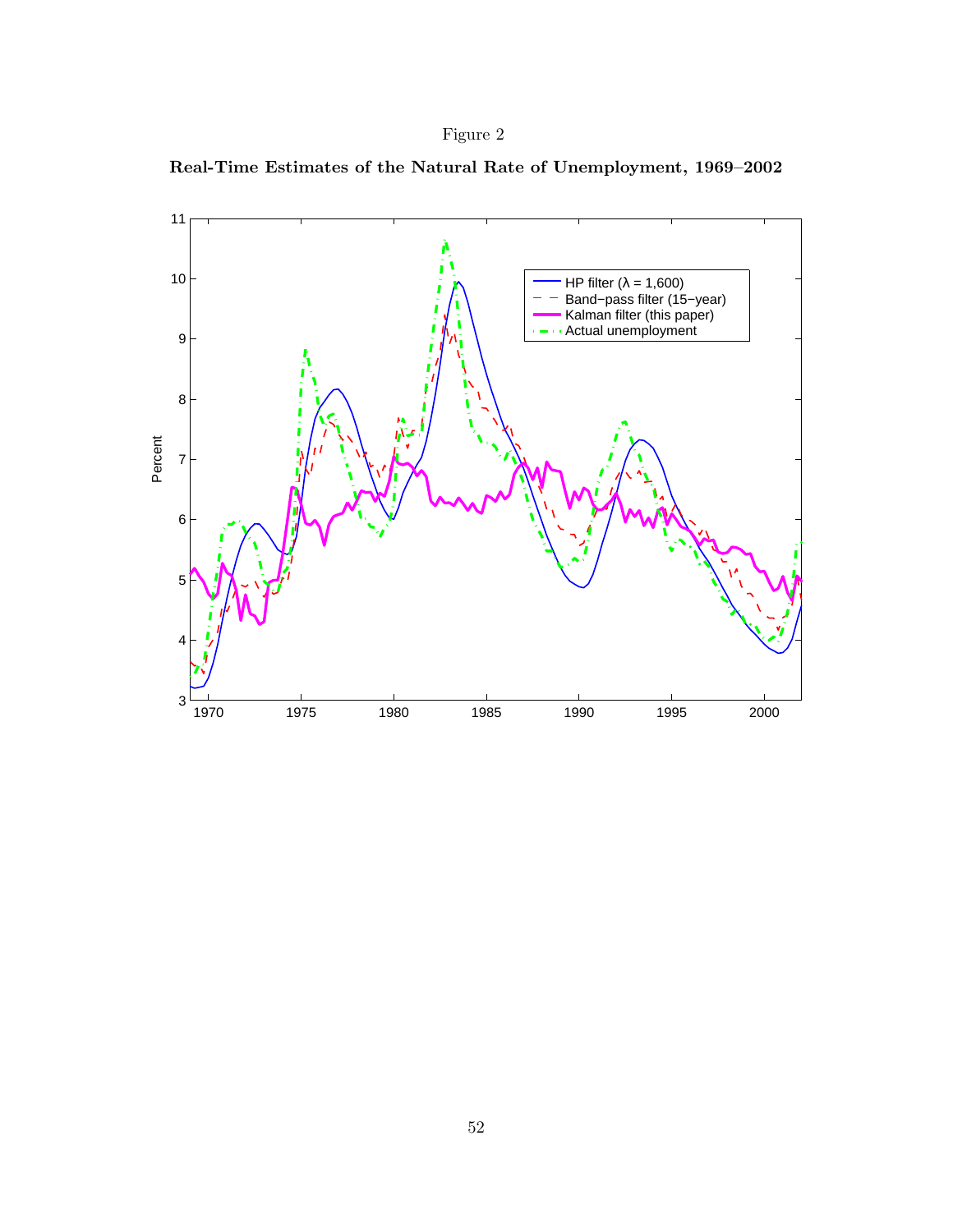Figure 2

**Real-Time Estimates of the Natural Rate of Unemployment, 1969–2002**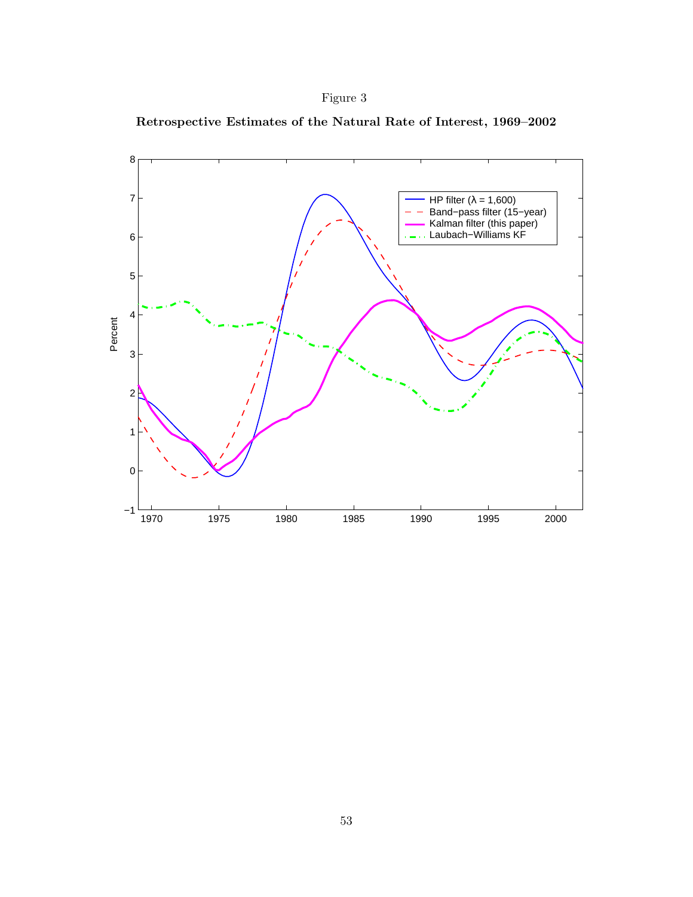Figure 3

**Retrospective Estimates of the Natural Rate of Interest, 1969–2002**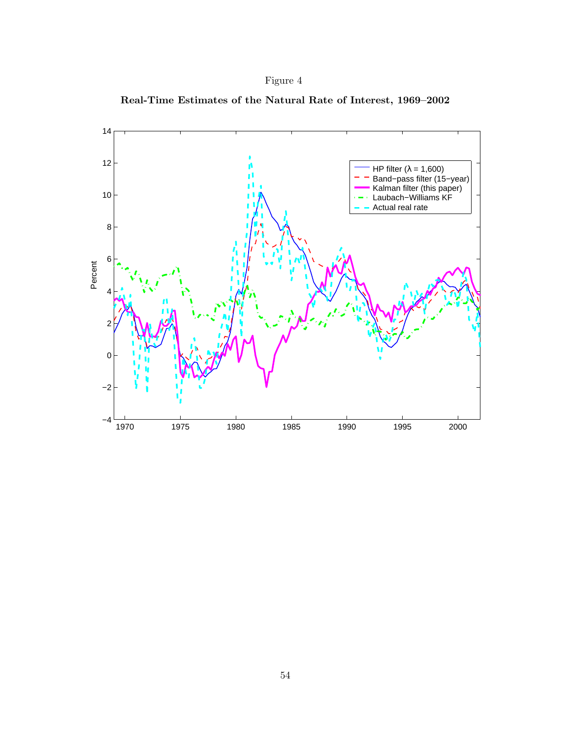Figure 4

**Real-Time Estimates of the Natural Rate of Interest, 1969–2002**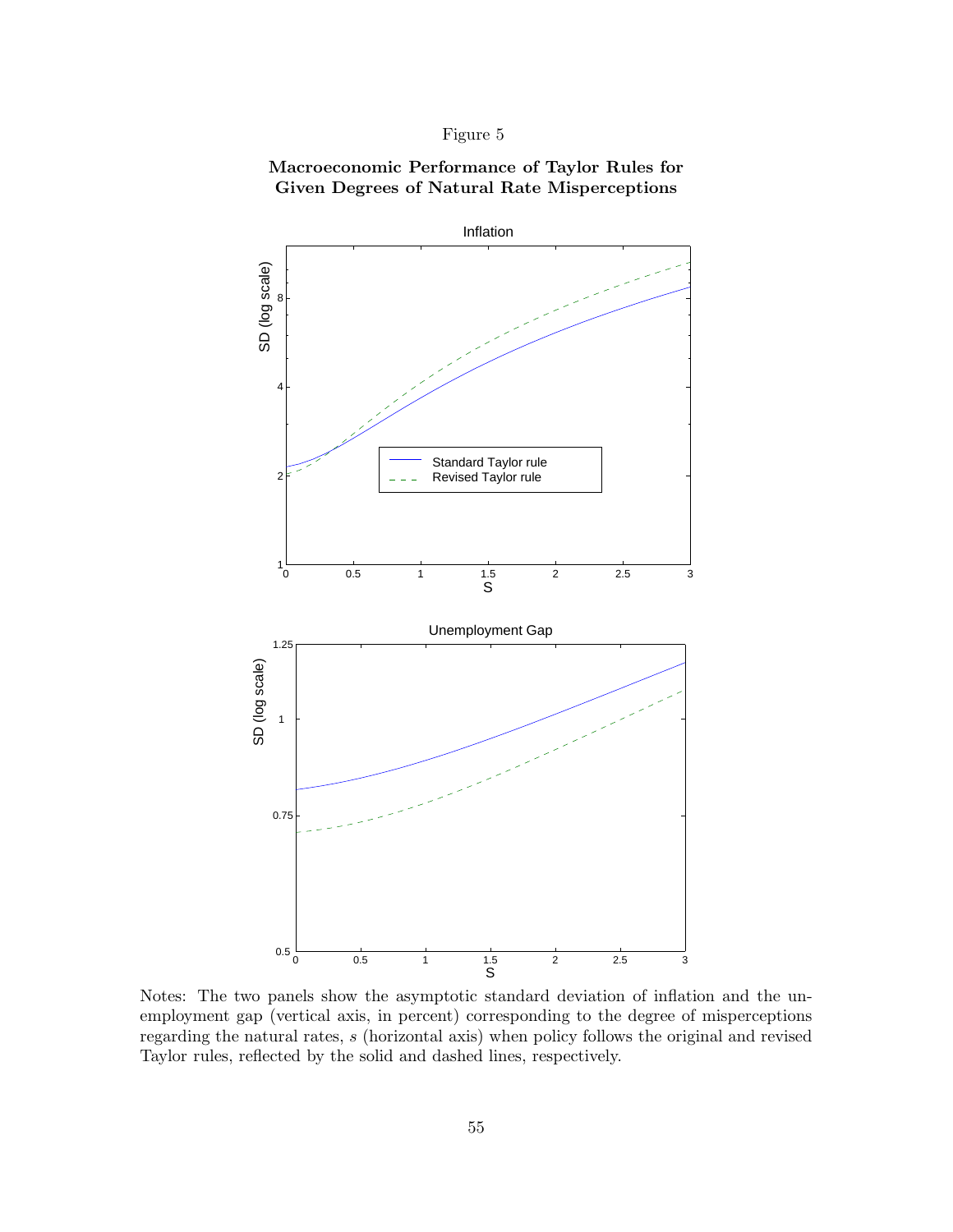Figure 5

**Macroeconomic Performance of Taylor Rules for Given Degrees of Natural Rate Misperceptions**

Notes: The two panels show the asymptotic standard deviation of inflation and the unemployment gap (vertical axis, in percent) corresponding to the degree of misperceptions regarding the natural rates, $s$ (horizontal axis) when policy follows the original and revised Taylor rules, reflected by the solid and dashed lines, respectively.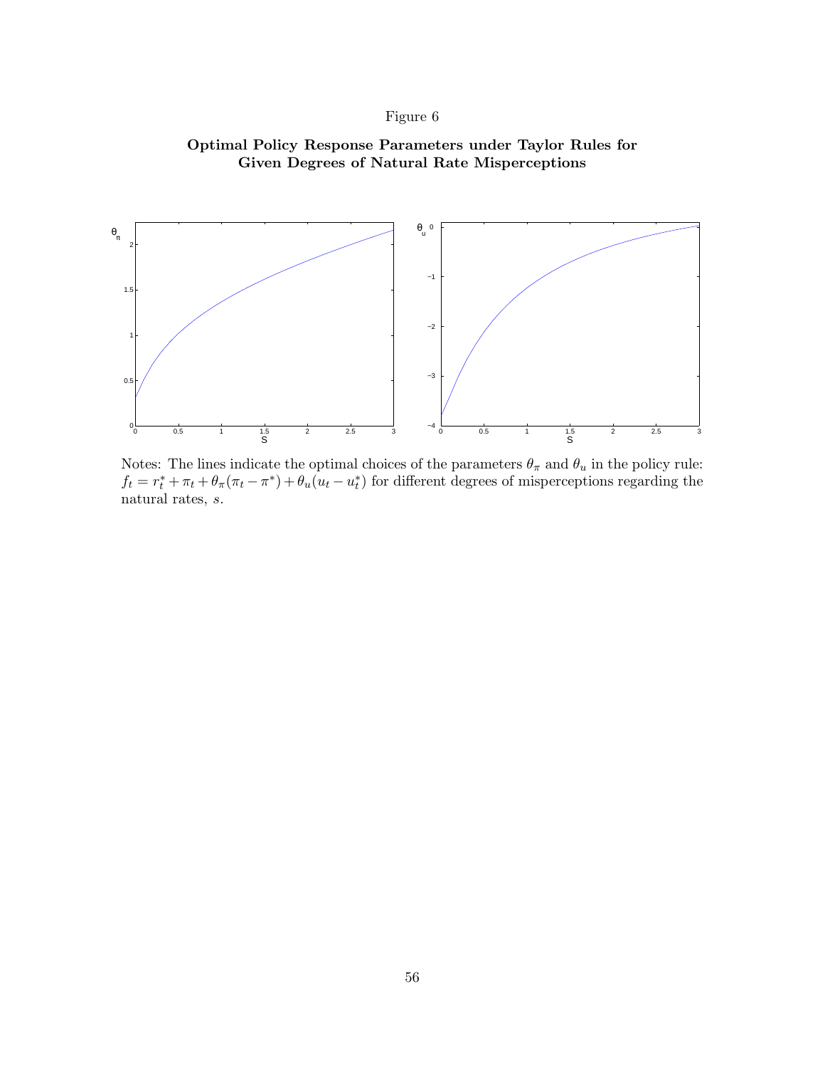Figure 6

**Optimal Policy Response Parameters under Taylor Rules for Given Degrees of Natural Rate Misperceptions**

Notes: The lines indicate the optimal choices of the parameters $\theta_\pi$ and $\theta_u$ in the policy rule: $f_t = r_t^* + \pi_t + \theta_\pi(\pi_t - \pi^*) + \theta_u(u_t - u_t^*)$ for different degrees of misperceptions regarding the natural rates, $s$.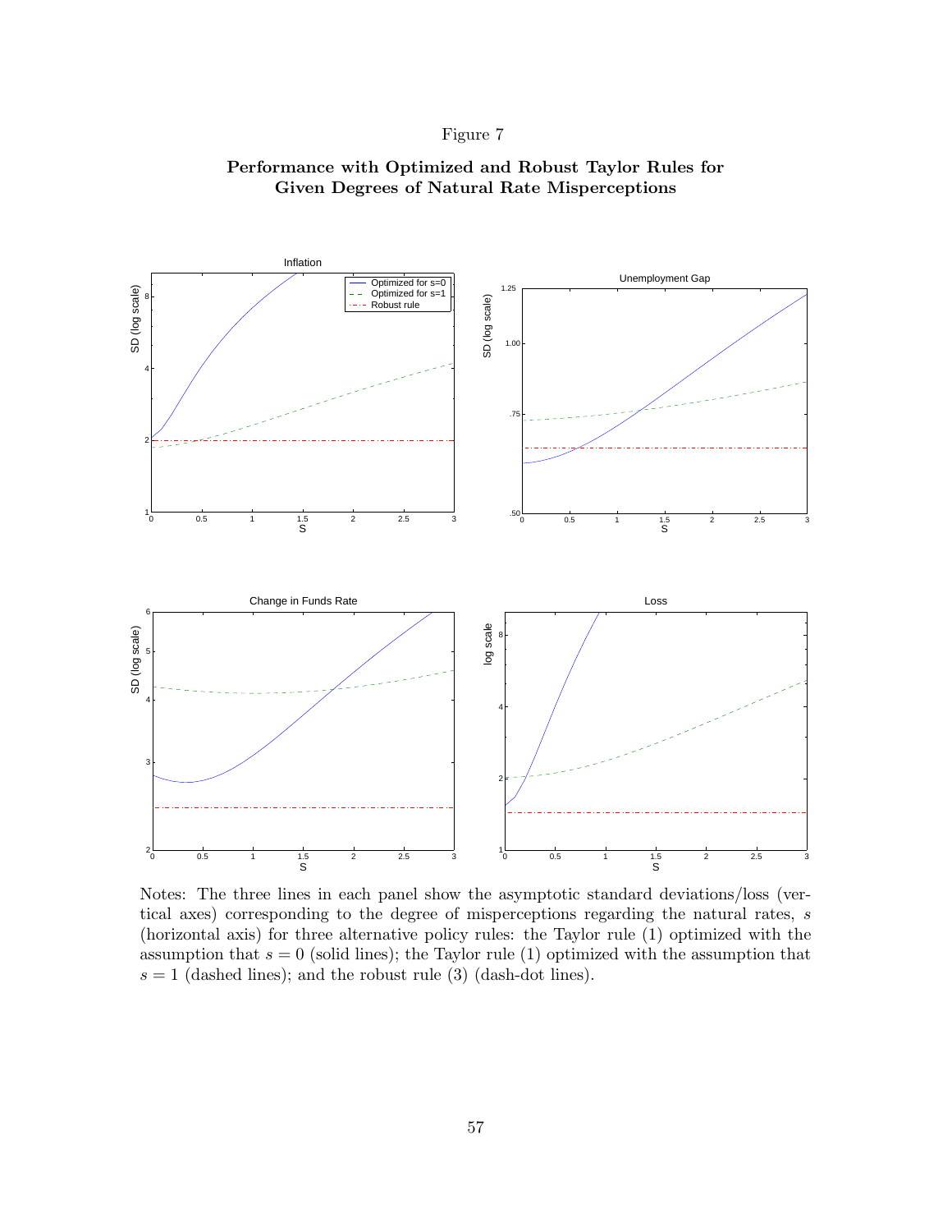Figure 7

**Performance with Optimized and Robust Taylor Rules for Given Degrees of Natural Rate Misperceptions**

Notes: The three lines in each panel show the asymptotic standard deviations/loss (vertical axes) corresponding to the degree of misperceptions regarding the natural rates, $s$ (horizontal axis) for three alternative policy rules: the Taylor rule (1) optimized with the assumption that $s = 0$ (solid lines); the Taylor rule (1) optimized with the assumption that $s = 1$ (dashed lines); and the robust rule (3) (dash-dot lines).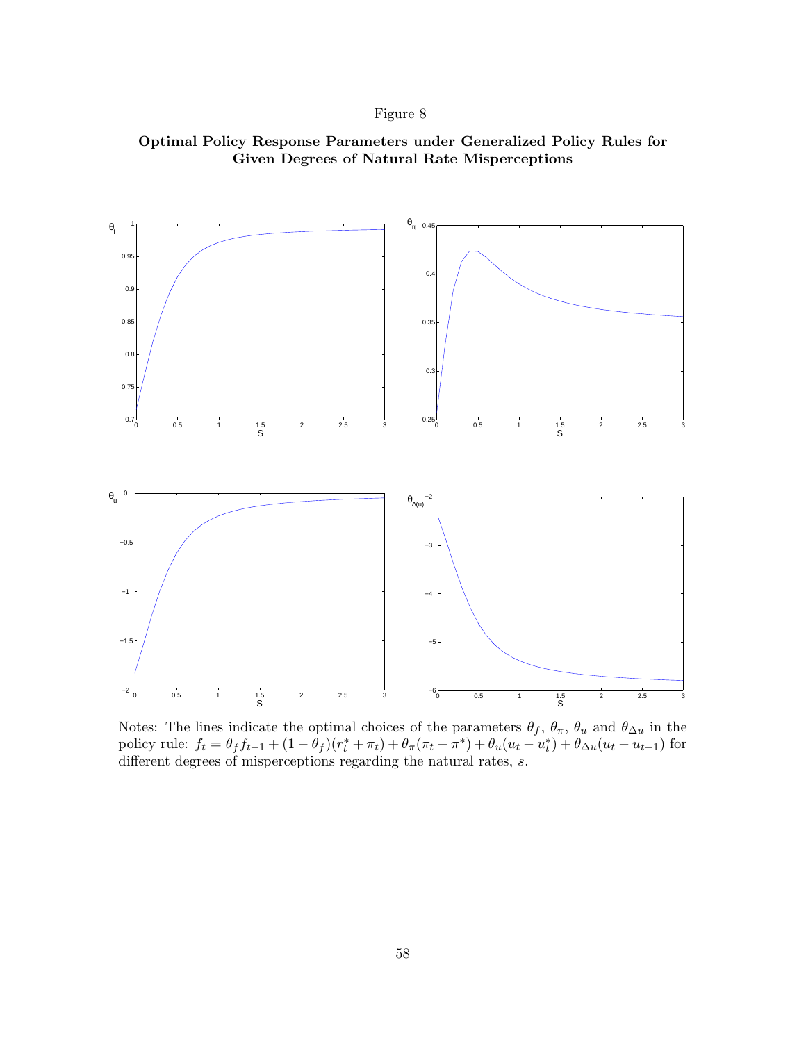Figure 8

**Optimal Policy Response Parameters under Generalized Policy Rules for Given Degrees of Natural Rate Misperceptions**

Notes: The lines indicate the optimal choices of the parameters $\theta_f$, $\theta_\pi$, $\theta_u$ and $\theta_{\Delta u}$ in the policy rule: $f_t = \theta_f f_{t-1} + (1-\theta_f)(r_t^* + \pi_t) + \theta_\pi(\pi_t - \pi^*) + \theta_u(u_t - u_t^*) + \theta_{\Delta u}(u_t - u_{t-1})$ for different degrees of misperceptions regarding the natural rates, $s$.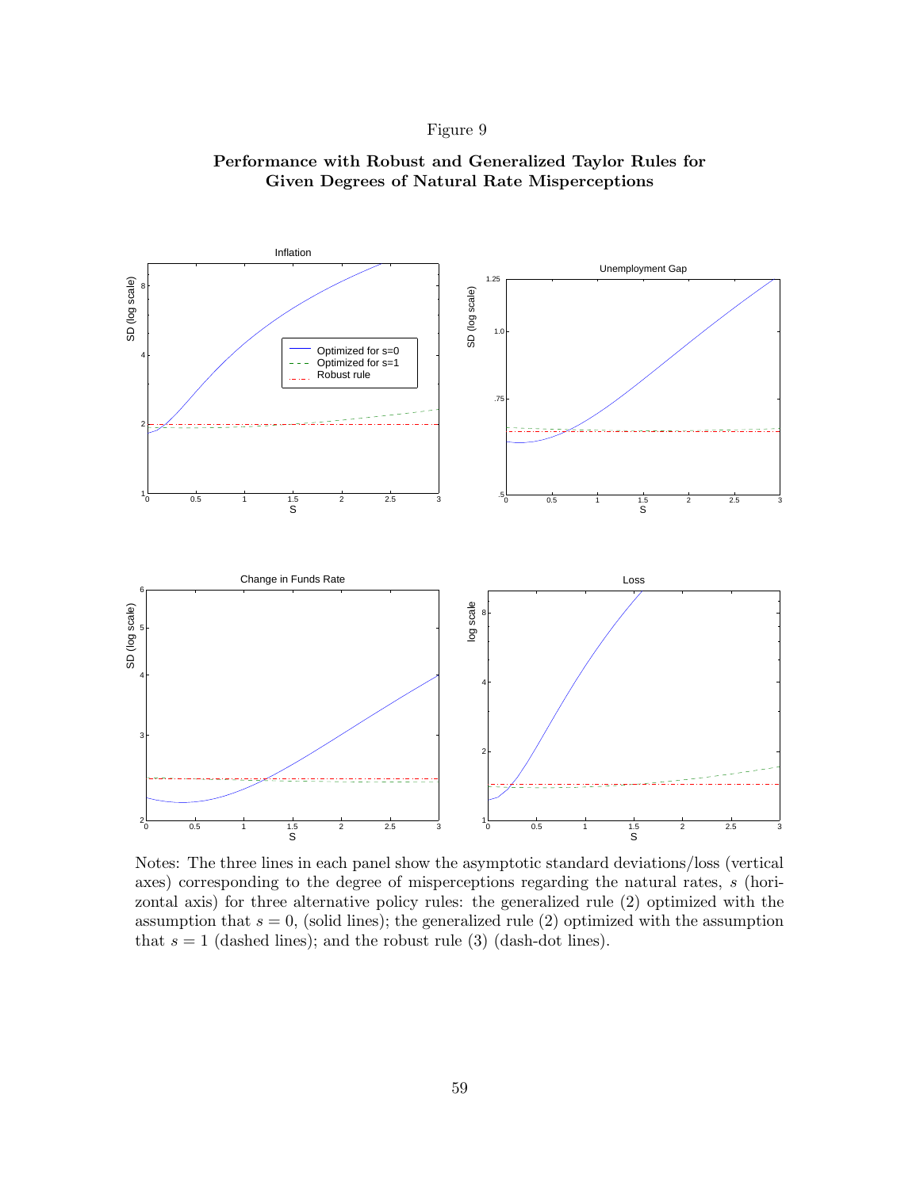Figure 9

**Performance with Robust and Generalized Taylor Rules for Given Degrees of Natural Rate Misperceptions**

Notes: The three lines in each panel show the asymptotic standard deviations/loss (vertical axes) corresponding to the degree of misperceptions regarding the natural rates, $s$ (horizontal axis) for three alternative policy rules: the generalized rule (2) optimized with the assumption that $s = 0$, (solid lines); the generalized rule (2) optimized with the assumption that $s = 1$ (dashed lines); and the robust rule (3) (dash-dot lines).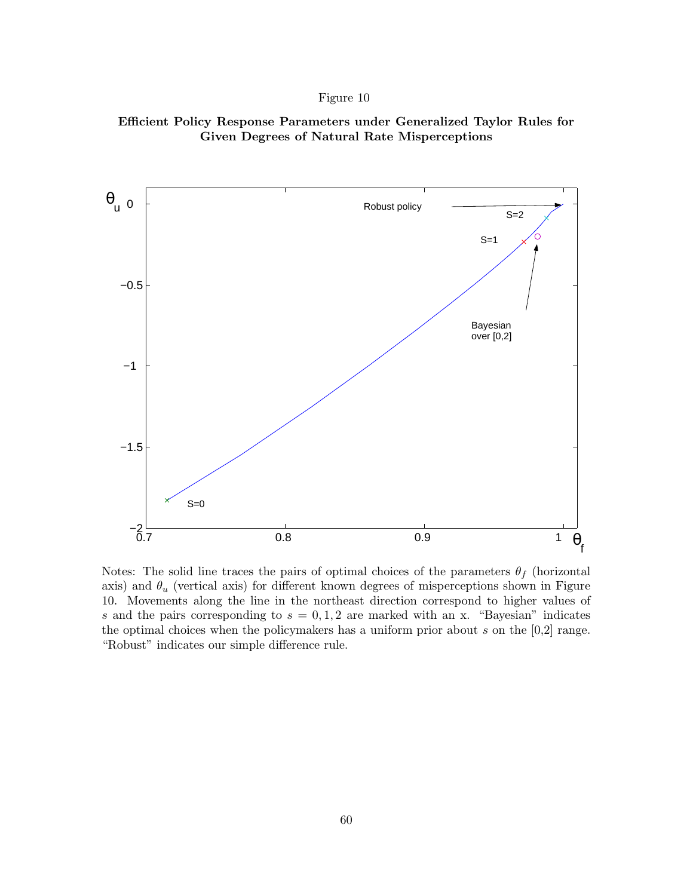Figure 10

**Efficient Policy Response Parameters under Generalized Taylor Rules for Given Degrees of Natural Rate Misperceptions**

Notes: The solid line traces the pairs of optimal choices of the parameters $\theta_f$ (horizontal axis) and $\theta_u$ (vertical axis) for different known degrees of misperceptions shown in Figure 10. Movements along the line in the northeast direction correspond to higher values of $s$ and the pairs corresponding to $s = 0, 1, 2$ are marked with an x. "Bayesian" indicates the optimal choices when the policymakers has a uniform prior about $s$ on the [0,2] range. "Robust" indicates our simple difference rule.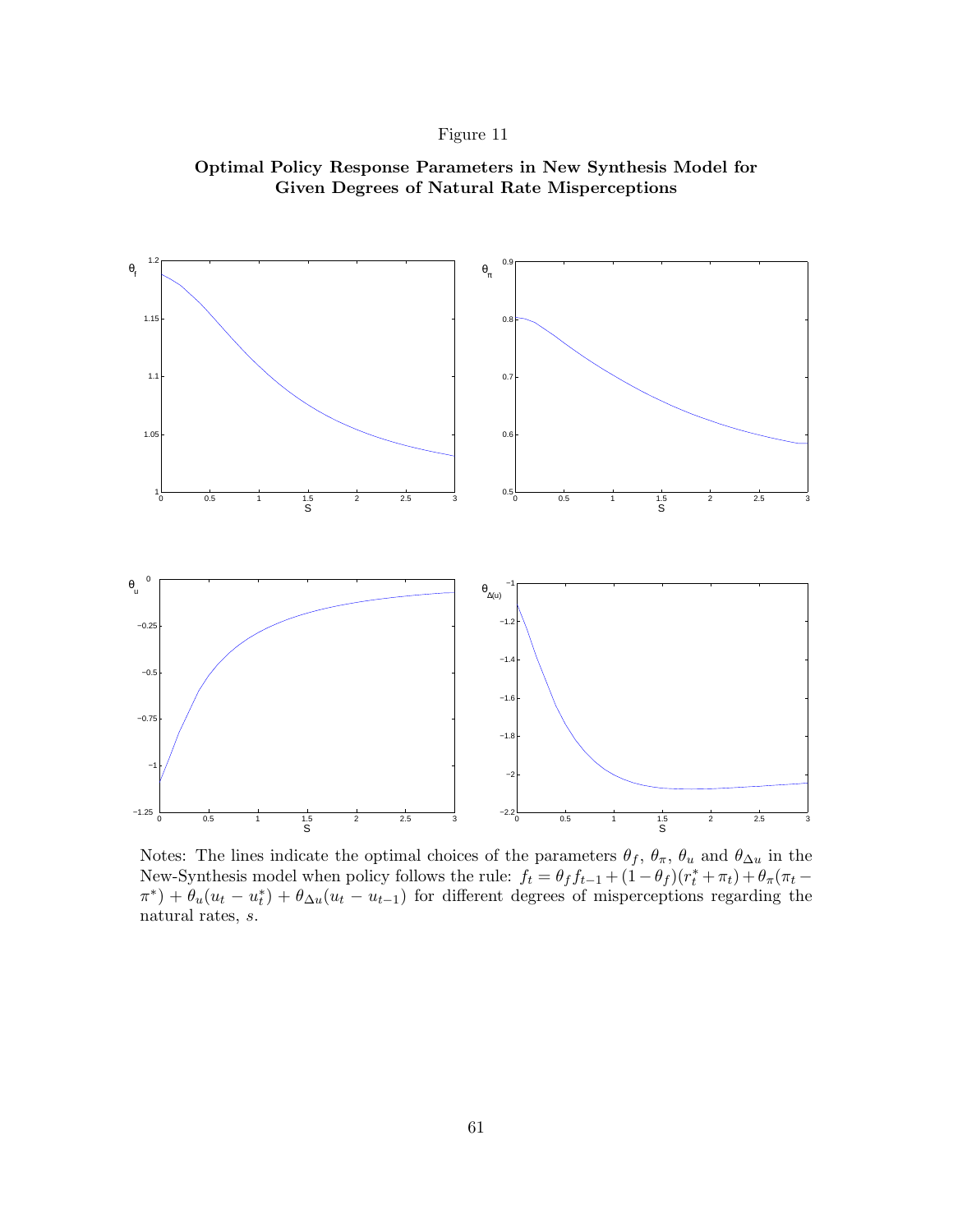Figure 11

**Optimal Policy Response Parameters in New Synthesis Model for Given Degrees of Natural Rate Misperceptions**

Notes: The lines indicate the optimal choices of the parameters $\theta_f$, $\theta_\pi$, $\theta_u$ and $\theta_{\Delta u}$ in the New-Synthesis model when policy follows the rule: $f_t = \theta_f f_{t-1} + (1 - \theta_f)(r_t^* + \pi_t) + \theta_\pi(\pi_t - \pi^*) + \theta_u(u_t - u_t^*) + \theta_{\Delta u}(u_t - u_{t-1})$ for different degrees of misperceptions regarding the natural rates, $s$.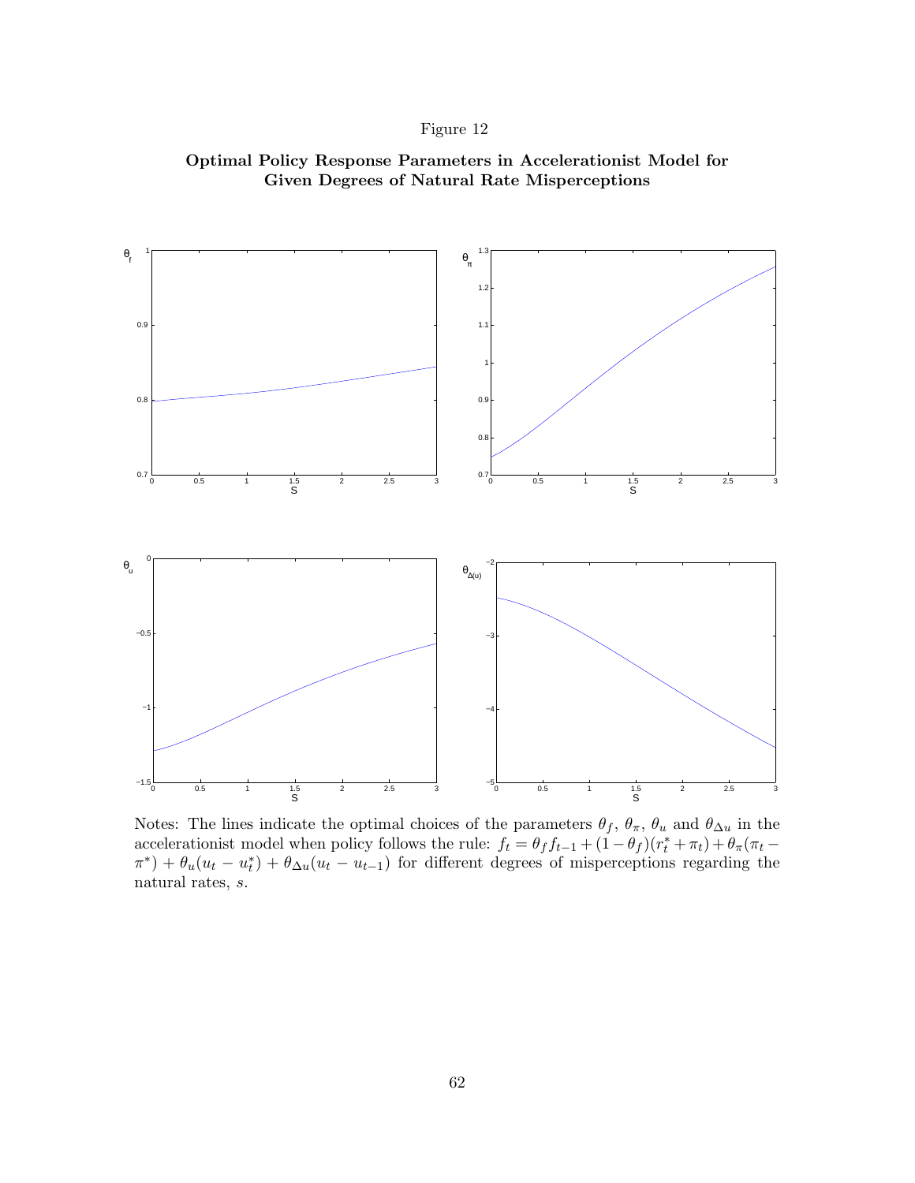Figure 12

**Optimal Policy Response Parameters in Accelerationist Model for Given Degrees of Natural Rate Misperceptions**

Notes: The lines indicate the optimal choices of the parameters $\theta_f$, $\theta_\pi$, $\theta_u$ and $\theta_{\Delta u}$ in the accelerationist model when policy follows the rule: $f_t = \theta_f f_{t-1} + (1-\theta_f)(r_t^* + \pi_t) + \theta_\pi(\pi_t - \pi^*) + \theta_u(u_t - u_t^*) + \theta_{\Delta u}(u_t - u_{t-1})$ for different degrees of misperceptions regarding the natural rates, $s$.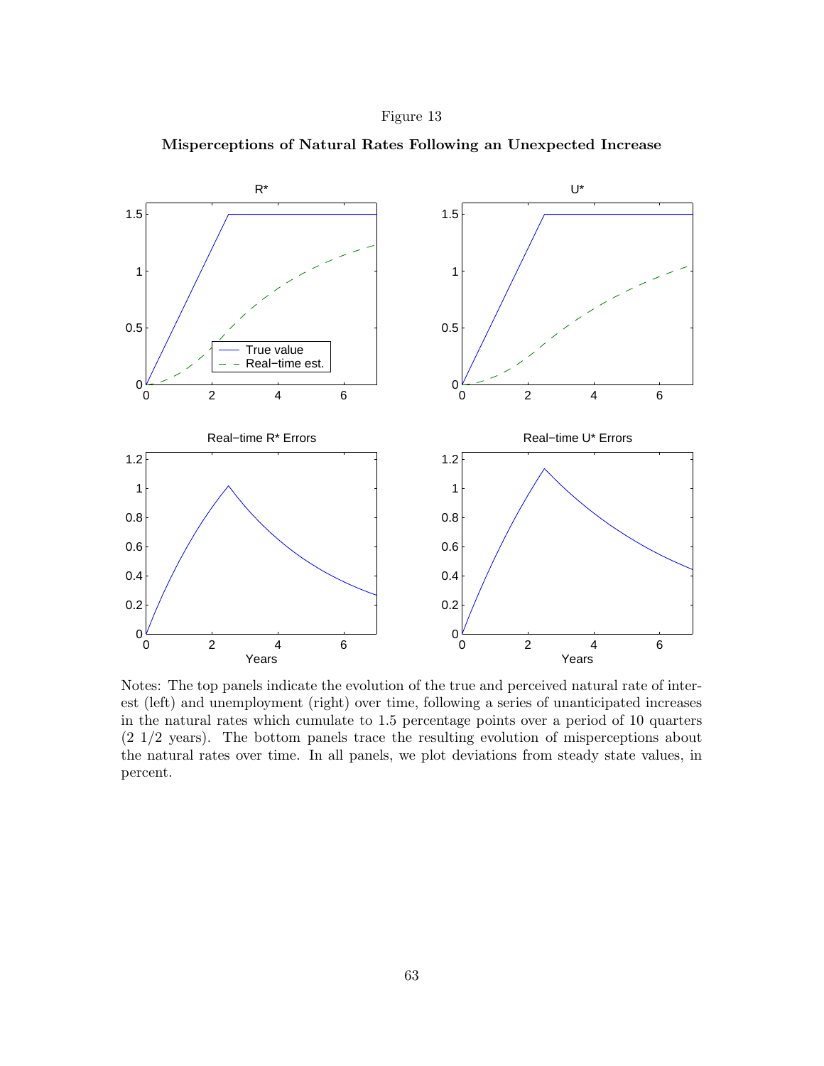Figure 13

**Misperceptions of Natural Rates Following an Unexpected Increase**

Notes: The top panels indicate the evolution of the true and perceived natural rate of interest (left) and unemployment (right) over time, following a series of unanticipated increases in the natural rates which cumulate to 1.5 percentage points over a period of 10 quarters (2 1/2 years). The bottom panels trace the resulting evolution of misperceptions about the natural rates over time. In all panels, we plot deviations from steady state values, in percent.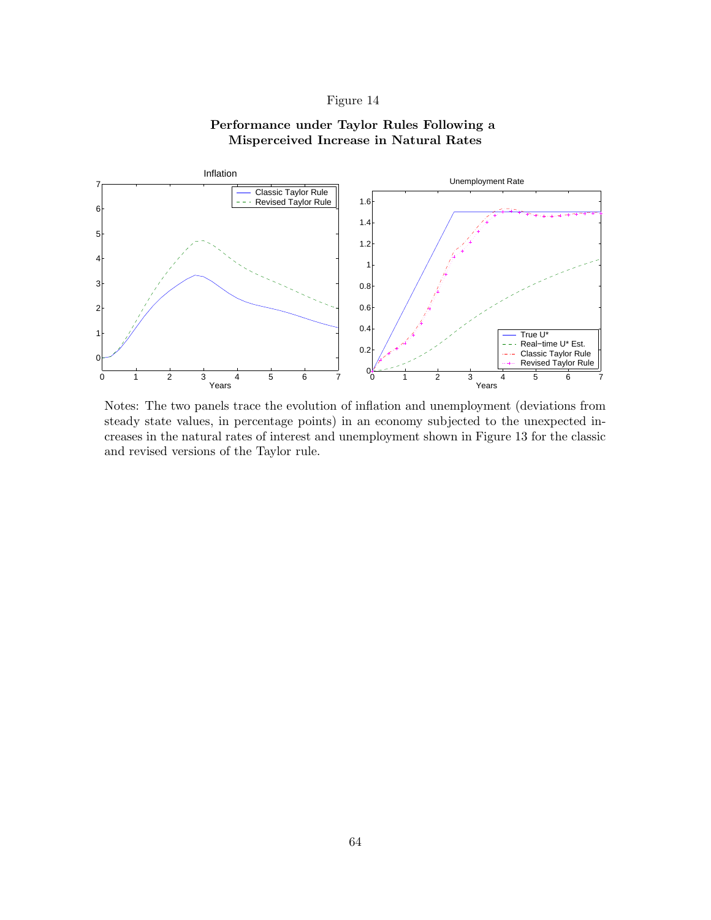Figure 14

**Performance under Taylor Rules Following a Misperceived Increase in Natural Rates**

Notes: The two panels trace the evolution of inflation and unemployment (deviations from steady state values, in percentage points) in an economy subjected to the unexpected increases in the natural rates of interest and unemployment shown in Figure 13 for the classic and revised versions of the Taylor rule.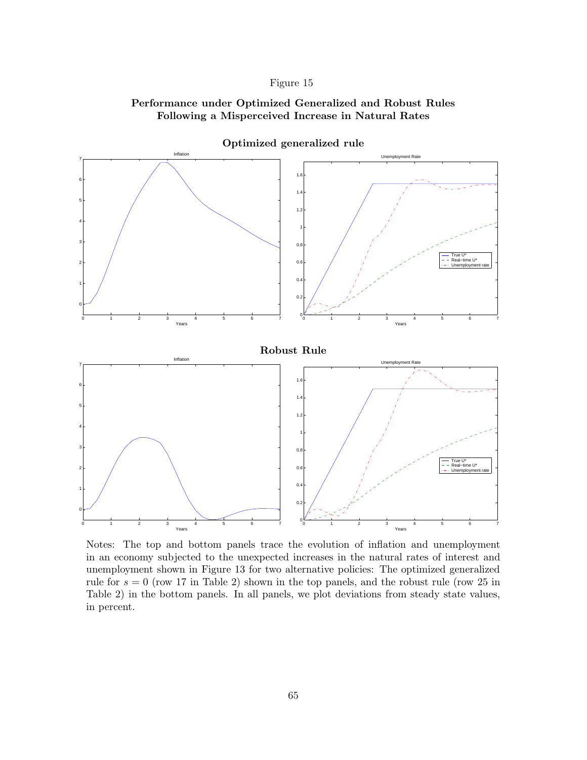Figure 15

**Performance under Optimized Generalized and Robust Rules Following a Misperceived Increase in Natural Rates**

**Optimized generalized rule**

**Robust Rule**

Notes: The top and bottom panels trace the evolution of inflation and unemployment in an economy subjected to the unexpected increases in the natural rates of interest and unemployment shown in Figure 13 for two alternative policies: The optimized generalized rule for $s = 0$ (row 17 in Table 2) shown in the top panels, and the robust rule (row 25 in Table 2) in the bottom panels. In all panels, we plot deviations from steady state values, in percent.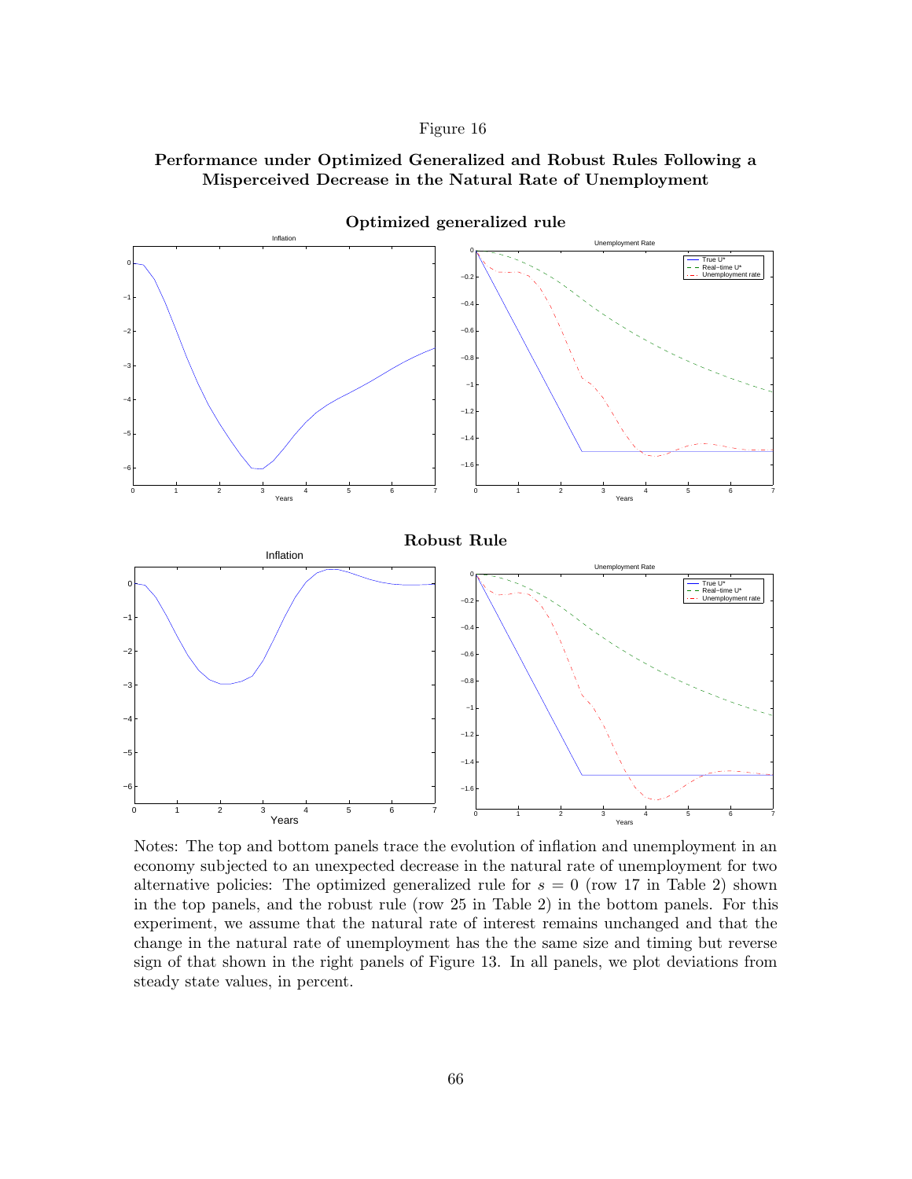Figure 16

**Performance under Optimized Generalized and Robust Rules Following a Misperceived Decrease in the Natural Rate of Unemployment**

**Optimized generalized rule**

Inflation

0
−1
−2
−3
−4
−5
−6

0 1 2 3 4 5 6 7
Years

Unemployment Rate

True U*
Real−time U*
Unemployment rate

0
−0.2
−0.4
−0.6
−0.8
−1
−1.2
−1.4
−1.6

0 1 2 3 4 5 6 7
Years

**Robust Rule**

Inflation

0
−1
−2
−3
−4
−5
−6

0 1 2 3 4 5 6 7
Years

Unemployment Rate

True U*
Real−time U*
Unemployment rate

0
−0.2
−0.4
−0.6
−0.8
−1
−1.2
−1.4
−1.6

0 1 2 3 4 5 6 7
Years

Notes: The top and bottom panels trace the evolution of inflation and unemployment in an economy subjected to an unexpected decrease in the natural rate of unemployment for two alternative policies: The optimized generalized rule for $s = 0$ (row 17 in Table 2) shown in the top panels, and the robust rule (row 25 in Table 2) in the bottom panels. For this experiment, we assume that the natural rate of interest remains unchanged and that the change in the natural rate of unemployment has the the same size and timing but reverse sign of that shown in the right panels of Figure 13. In all panels, we plot deviations from steady state values, in percent.